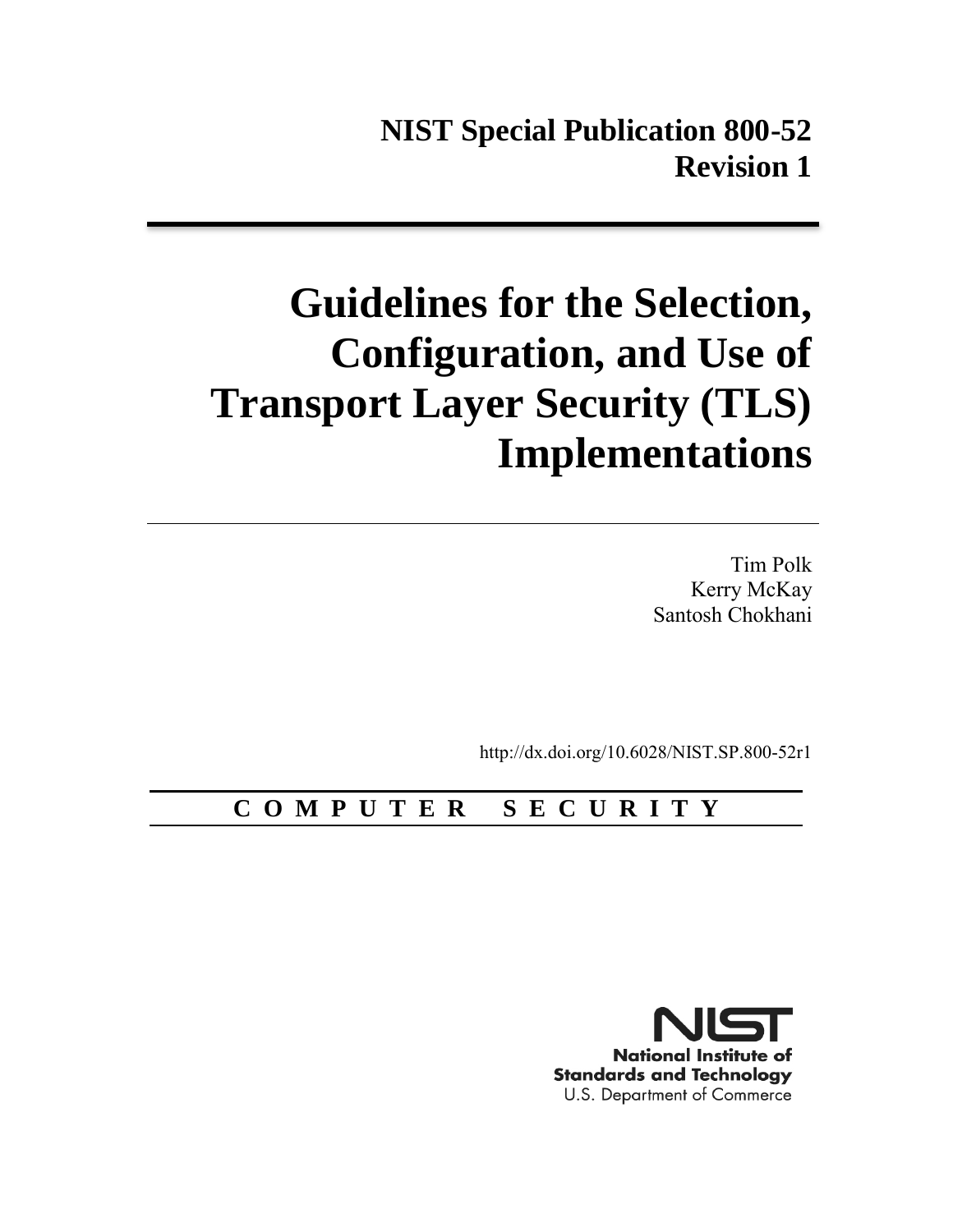**NIST Special Publication 800-52**
**Revision 1**

# Guidelines for the Selection, Configuration, and Use of Transport Layer Security (TLS) Implementations

Tim Polk
Kerry McKay
Santosh Chokhani

http://dx.doi.org/10.6028/NIST.SP.800-52r1

**C O M P U T E R   S E C U R I T Y**

**National Institute of Standards and Technology**
U.S. Department of Commerce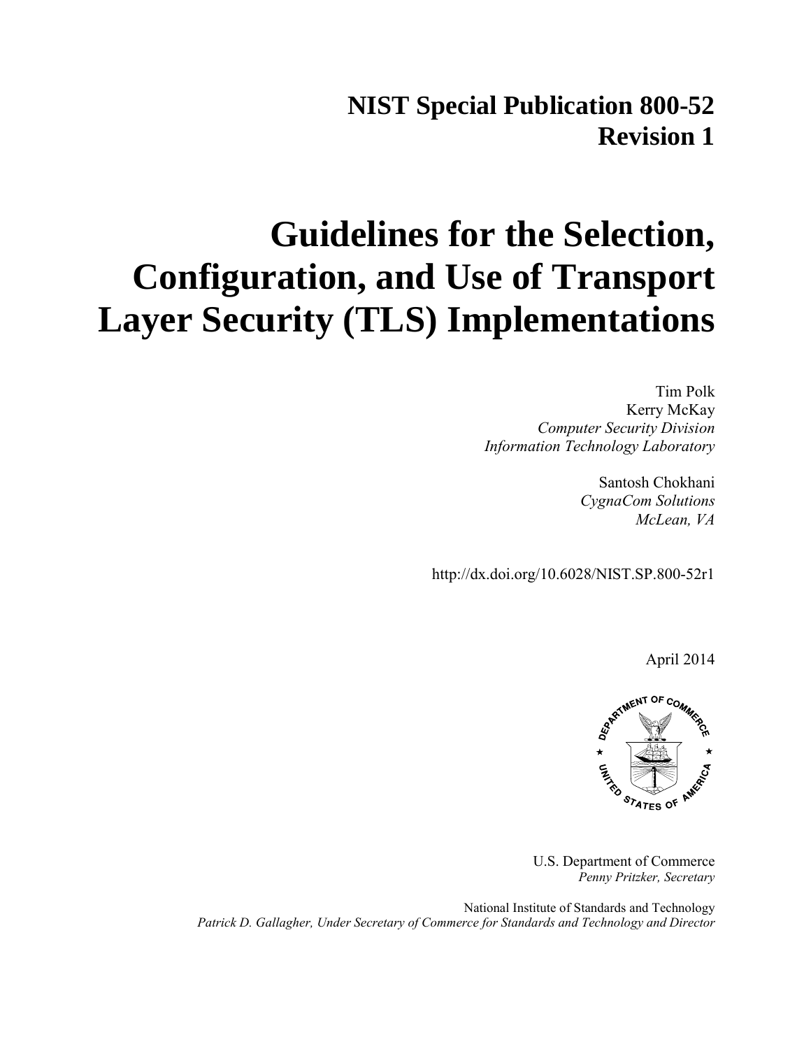# NIST Special Publication 800-52 Revision 1

# Guidelines for the Selection, Configuration, and Use of Transport Layer Security (TLS) Implementations

Tim Polk
Kerry McKay
*Computer Security Division*
*Information Technology Laboratory*

Santosh Chokhani
*CygnaCom Solutions*
*McLean, VA*

http://dx.doi.org/10.6028/NIST.SP.800-52r1

April 2014

U.S. Department of Commerce
*Penny Pritzker, Secretary*

National Institute of Standards and Technology
*Patrick D. Gallagher, Under Secretary of Commerce for Standards and Technology and Director*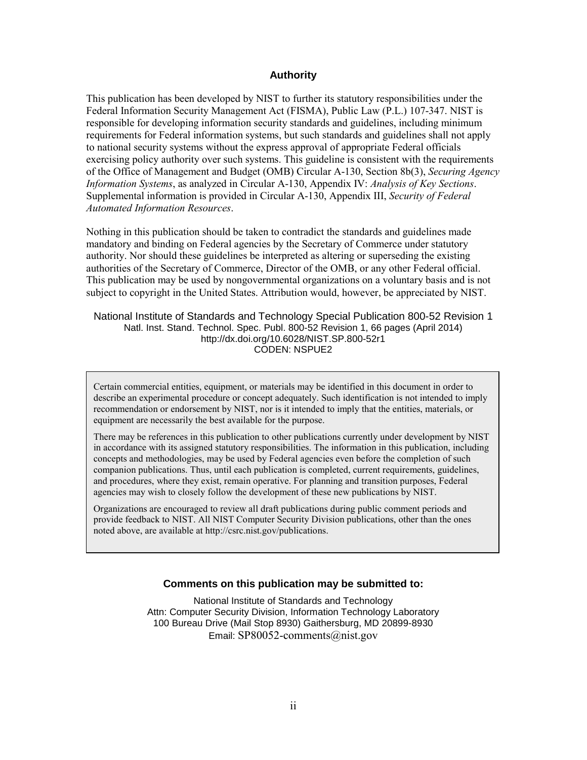## Authority

This publication has been developed by NIST to further its statutory responsibilities under the Federal Information Security Management Act (FISMA), Public Law (P.L.) 107-347. NIST is responsible for developing information security standards and guidelines, including minimum requirements for Federal information systems, but such standards and guidelines shall not apply to national security systems without the express approval of appropriate Federal officials exercising policy authority over such systems. This guideline is consistent with the requirements of the Office of Management and Budget (OMB) Circular A-130, Section 8b(3), *Securing Agency Information Systems*, as analyzed in Circular A-130, Appendix IV: *Analysis of Key Sections*. Supplemental information is provided in Circular A-130, Appendix III, *Security of Federal Automated Information Resources*.

Nothing in this publication should be taken to contradict the standards and guidelines made mandatory and binding on Federal agencies by the Secretary of Commerce under statutory authority. Nor should these guidelines be interpreted as altering or superseding the existing authorities of the Secretary of Commerce, Director of the OMB, or any other Federal official. This publication may be used by nongovernmental organizations on a voluntary basis and is not subject to copyright in the United States. Attribution would, however, be appreciated by NIST.

National Institute of Standards and Technology Special Publication 800-52 Revision 1
Natl. Inst. Stand. Technol. Spec. Publ. 800-52 Revision 1, 66 pages (April 2014)
http://dx.doi.org/10.6028/NIST.SP.800-52r1
CODEN: NSPUE2

Certain commercial entities, equipment, or materials may be identified in this document in order to describe an experimental procedure or concept adequately. Such identification is not intended to imply recommendation or endorsement by NIST, nor is it intended to imply that the entities, materials, or equipment are necessarily the best available for the purpose.

There may be references in this publication to other publications currently under development by NIST in accordance with its assigned statutory responsibilities. The information in this publication, including concepts and methodologies, may be used by Federal agencies even before the completion of such companion publications. Thus, until each publication is completed, current requirements, guidelines, and procedures, where they exist, remain operative. For planning and transition purposes, Federal agencies may wish to closely follow the development of these new publications by NIST.

Organizations are encouraged to review all draft publications during public comment periods and provide feedback to NIST. All NIST Computer Security Division publications, other than the ones noted above, are available at http://csrc.nist.gov/publications.

**Comments on this publication may be submitted to:**

National Institute of Standards and Technology
Attn: Computer Security Division, Information Technology Laboratory
100 Bureau Drive (Mail Stop 8930) Gaithersburg, MD 20899-8930
Email: SP80052-comments@nist.gov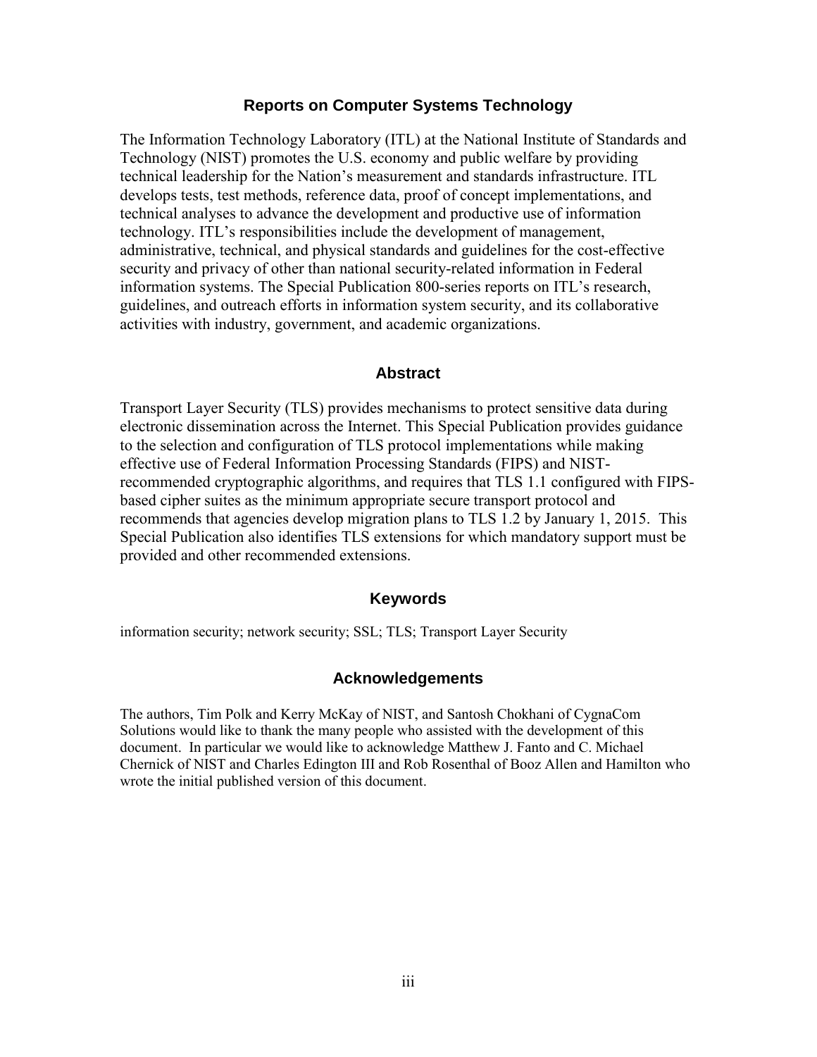## Reports on Computer Systems Technology

The Information Technology Laboratory (ITL) at the National Institute of Standards and Technology (NIST) promotes the U.S. economy and public welfare by providing technical leadership for the Nation's measurement and standards infrastructure. ITL develops tests, test methods, reference data, proof of concept implementations, and technical analyses to advance the development and productive use of information technology. ITL's responsibilities include the development of management, administrative, technical, and physical standards and guidelines for the cost-effective security and privacy of other than national security-related information in Federal information systems. The Special Publication 800-series reports on ITL's research, guidelines, and outreach efforts in information system security, and its collaborative activities with industry, government, and academic organizations.

## Abstract

Transport Layer Security (TLS) provides mechanisms to protect sensitive data during electronic dissemination across the Internet. This Special Publication provides guidance to the selection and configuration of TLS protocol implementations while making effective use of Federal Information Processing Standards (FIPS) and NIST-recommended cryptographic algorithms, and requires that TLS 1.1 configured with FIPS-based cipher suites as the minimum appropriate secure transport protocol and recommends that agencies develop migration plans to TLS 1.2 by January 1, 2015. This Special Publication also identifies TLS extensions for which mandatory support must be provided and other recommended extensions.

## Keywords

information security; network security; SSL; TLS; Transport Layer Security

## Acknowledgements

The authors, Tim Polk and Kerry McKay of NIST, and Santosh Chokhani of CygnaCom Solutions would like to thank the many people who assisted with the development of this document. In particular we would like to acknowledge Matthew J. Fanto and C. Michael Chernick of NIST and Charles Edington III and Rob Rosenthal of Booz Allen and Hamilton who wrote the initial published version of this document.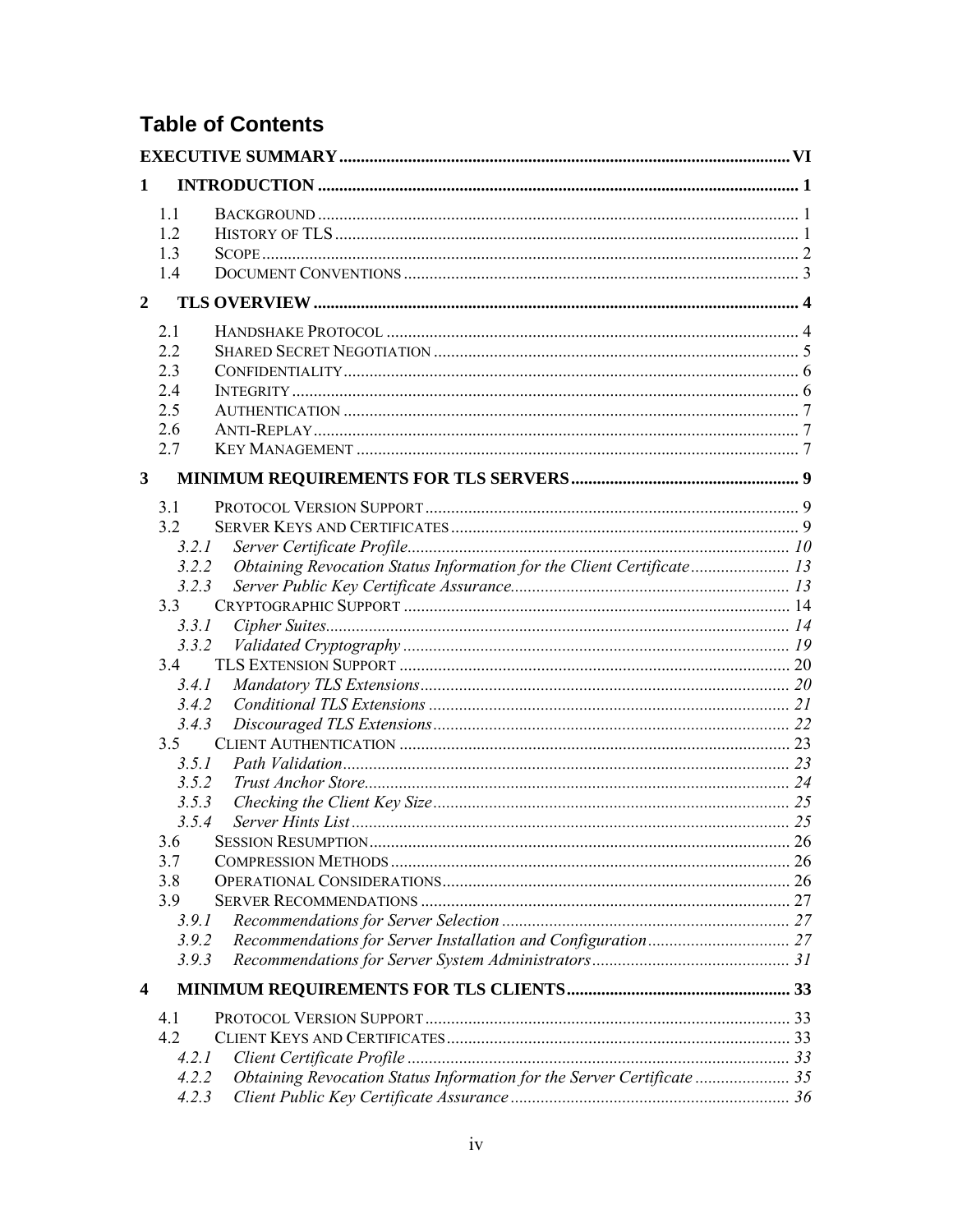## Table of Contents

**EXECUTIVE SUMMARY** ........ VI

**1 INTRODUCTION** ........ 1

- 1.1 Background ........ 1
- 1.2 History of TLS ........ 1
- 1.3 Scope ........ 2
- 1.4 Document Conventions ........ 3

**2 TLS OVERVIEW** ........ 4

- 2.1 Handshake Protocol ........ 4
- 2.2 Shared Secret Negotiation ........ 5
- 2.3 Confidentiality ........ 6
- 2.4 Integrity ........ 6
- 2.5 Authentication ........ 7
- 2.6 Anti-Replay ........ 7
- 2.7 Key Management ........ 7

**3 MINIMUM REQUIREMENTS FOR TLS SERVERS** ........ 9

- 3.1 Protocol Version Support ........ 9
- 3.2 Server Keys and Certificates ........ 9
  - *3.2.1 Server Certificate Profile* ........ 10
  - *3.2.2 Obtaining Revocation Status Information for the Client Certificate* ........ 13
  - *3.2.3 Server Public Key Certificate Assurance* ........ 13
- 3.3 Cryptographic Support ........ 14
  - *3.3.1 Cipher Suites* ........ 14
  - *3.3.2 Validated Cryptography* ........ 19
- 3.4 TLS Extension Support ........ 20
  - *3.4.1 Mandatory TLS Extensions* ........ 20
  - *3.4.2 Conditional TLS Extensions* ........ 21
  - *3.4.3 Discouraged TLS Extensions* ........ 22
- 3.5 Client Authentication ........ 23
  - *3.5.1 Path Validation* ........ 23
  - *3.5.2 Trust Anchor Store* ........ 24
  - *3.5.3 Checking the Client Key Size* ........ 25
  - *3.5.4 Server Hints List* ........ 25
- 3.6 Session Resumption ........ 26
- 3.7 Compression Methods ........ 26
- 3.8 Operational Considerations ........ 26
- 3.9 Server Recommendations ........ 27
  - *3.9.1 Recommendations for Server Selection* ........ 27
  - *3.9.2 Recommendations for Server Installation and Configuration* ........ 27
  - *3.9.3 Recommendations for Server System Administrators* ........ 31

**4 MINIMUM REQUIREMENTS FOR TLS CLIENTS** ........ 33

- 4.1 Protocol Version Support ........ 33
- 4.2 Client Keys and Certificates ........ 33
  - *4.2.1 Client Certificate Profile* ........ 33
  - *4.2.2 Obtaining Revocation Status Information for the Server Certificate* ........ 35
  - *4.2.3 Client Public Key Certificate Assurance* ........ 36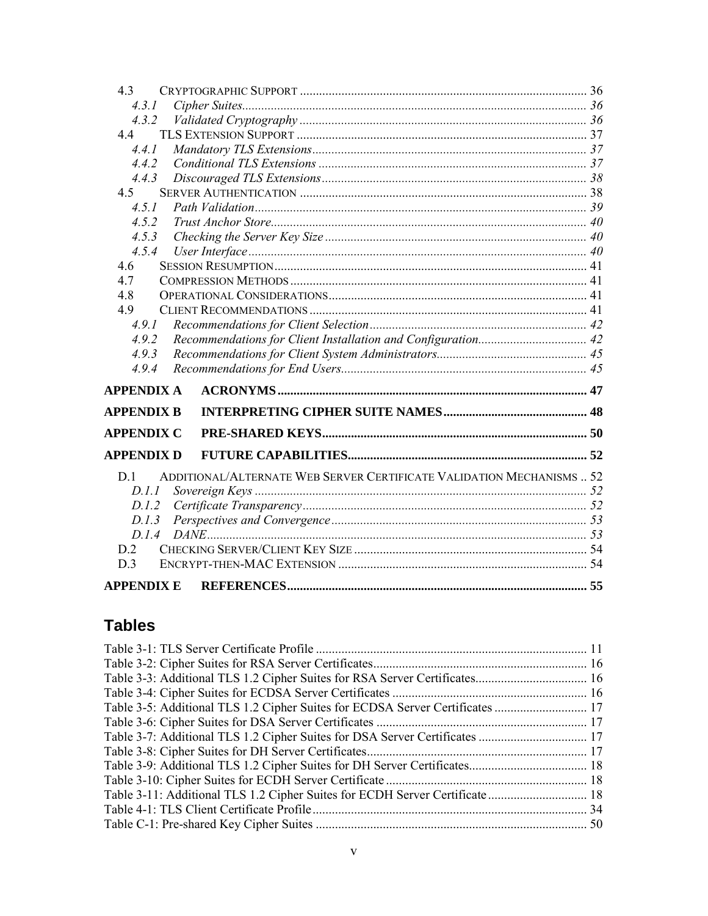4.3 CRYPTOGRAPHIC SUPPORT ..... 36

*4.3.1 Cipher Suites* ..... *36*

*4.3.2 Validated Cryptography* ..... *36*

4.4 TLS EXTENSION SUPPORT ..... 37

*4.4.1 Mandatory TLS Extensions* ..... *37*

*4.4.2 Conditional TLS Extensions* ..... *37*

*4.4.3 Discouraged TLS Extensions* ..... *38*

4.5 SERVER AUTHENTICATION ..... 38

*4.5.1 Path Validation* ..... *39*

*4.5.2 Trust Anchor Store* ..... *40*

*4.5.3 Checking the Server Key Size* ..... *40*

*4.5.4 User Interface* ..... *40*

4.6 SESSION RESUMPTION ..... 41

4.7 COMPRESSION METHODS ..... 41

4.8 OPERATIONAL CONSIDERATIONS ..... 41

4.9 CLIENT RECOMMENDATIONS ..... 41

*4.9.1 Recommendations for Client Selection* ..... *42*

*4.9.2 Recommendations for Client Installation and Configuration* ..... *42*

*4.9.3 Recommendations for Client System Administrators* ..... *45*

*4.9.4 Recommendations for End Users* ..... *45*

**APPENDIX A ACRONYMS ..... 47**

**APPENDIX B INTERPRETING CIPHER SUITE NAMES ..... 48**

**APPENDIX C PRE-SHARED KEYS ..... 50**

**APPENDIX D FUTURE CAPABILITIES ..... 52**

D.1 ADDITIONAL/ALTERNATE WEB SERVER CERTIFICATE VALIDATION MECHANISMS .. 52

*D.1.1 Sovereign Keys* ..... *52*

*D.1.2 Certificate Transparency* ..... *52*

*D.1.3 Perspectives and Convergence* ..... *53*

*D.1.4 DANE* ..... *53*

D.2 CHECKING SERVER/CLIENT KEY SIZE ..... 54

D.3 ENCRYPT-THEN-MAC EXTENSION ..... 54

**APPENDIX E REFERENCES ..... 55**

## Tables

Table 3-1: TLS Server Certificate Profile ..... 11

Table 3-2: Cipher Suites for RSA Server Certificates ..... 16

Table 3-3: Additional TLS 1.2 Cipher Suites for RSA Server Certificates ..... 16

Table 3-4: Cipher Suites for ECDSA Server Certificates ..... 16

Table 3-5: Additional TLS 1.2 Cipher Suites for ECDSA Server Certificates ..... 17

Table 3-6: Cipher Suites for DSA Server Certificates ..... 17

Table 3-7: Additional TLS 1.2 Cipher Suites for DSA Server Certificates ..... 17

Table 3-8: Cipher Suites for DH Server Certificates ..... 17

Table 3-9: Additional TLS 1.2 Cipher Suites for DH Server Certificates ..... 18

Table 3-10: Cipher Suites for ECDH Server Certificate ..... 18

Table 3-11: Additional TLS 1.2 Cipher Suites for ECDH Server Certificate ..... 18

Table 4-1: TLS Client Certificate Profile ..... 34

Table C-1: Pre-shared Key Cipher Suites ..... 50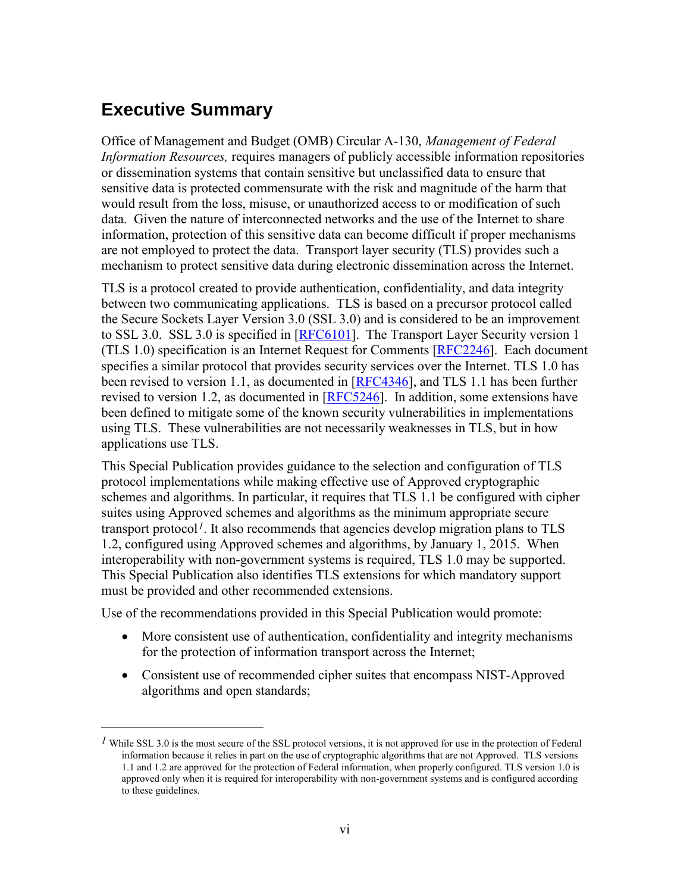# Executive Summary

Office of Management and Budget (OMB) Circular A-130, *Management of Federal Information Resources,* requires managers of publicly accessible information repositories or dissemination systems that contain sensitive but unclassified data to ensure that sensitive data is protected commensurate with the risk and magnitude of the harm that would result from the loss, misuse, or unauthorized access to or modification of such data. Given the nature of interconnected networks and the use of the Internet to share information, protection of this sensitive data can become difficult if proper mechanisms are not employed to protect the data. Transport layer security (TLS) provides such a mechanism to protect sensitive data during electronic dissemination across the Internet.

TLS is a protocol created to provide authentication, confidentiality, and data integrity between two communicating applications. TLS is based on a precursor protocol called the Secure Sockets Layer Version 3.0 (SSL 3.0) and is considered to be an improvement to SSL 3.0. SSL 3.0 is specified in [RFC6101]. The Transport Layer Security version 1 (TLS 1.0) specification is an Internet Request for Comments [RFC2246]. Each document specifies a similar protocol that provides security services over the Internet. TLS 1.0 has been revised to version 1.1, as documented in [RFC4346], and TLS 1.1 has been further revised to version 1.2, as documented in [RFC5246]. In addition, some extensions have been defined to mitigate some of the known security vulnerabilities in implementations using TLS. These vulnerabilities are not necessarily weaknesses in TLS, but in how applications use TLS.

This Special Publication provides guidance to the selection and configuration of TLS protocol implementations while making effective use of Approved cryptographic schemes and algorithms. In particular, it requires that TLS 1.1 be configured with cipher suites using Approved schemes and algorithms as the minimum appropriate secure transport protocol[1]. It also recommends that agencies develop migration plans to TLS 1.2, configured using Approved schemes and algorithms, by January 1, 2015. When interoperability with non-government systems is required, TLS 1.0 may be supported. This Special Publication also identifies TLS extensions for which mandatory support must be provided and other recommended extensions.

Use of the recommendations provided in this Special Publication would promote:

- More consistent use of authentication, confidentiality and integrity mechanisms for the protection of information transport across the Internet;
- Consistent use of recommended cipher suites that encompass NIST-Approved algorithms and open standards;

---

[1] While SSL 3.0 is the most secure of the SSL protocol versions, it is not approved for use in the protection of Federal information because it relies in part on the use of cryptographic algorithms that are not Approved. TLS versions 1.1 and 1.2 are approved for the protection of Federal information, when properly configured. TLS version 1.0 is approved only when it is required for interoperability with non-government systems and is configured according to these guidelines.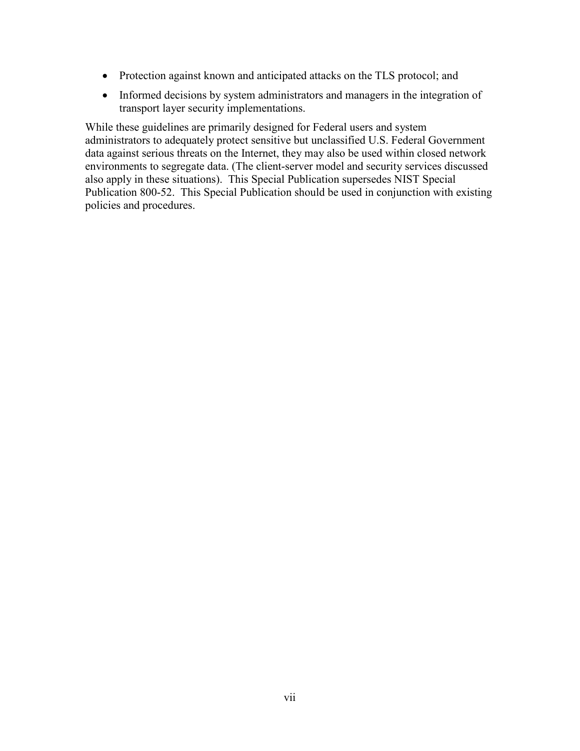- Protection against known and anticipated attacks on the TLS protocol; and
- Informed decisions by system administrators and managers in the integration of transport layer security implementations.

While these guidelines are primarily designed for Federal users and system administrators to adequately protect sensitive but unclassified U.S. Federal Government data against serious threats on the Internet, they may also be used within closed network environments to segregate data. (The client-server model and security services discussed also apply in these situations). This Special Publication supersedes NIST Special Publication 800-52. This Special Publication should be used in conjunction with existing policies and procedures.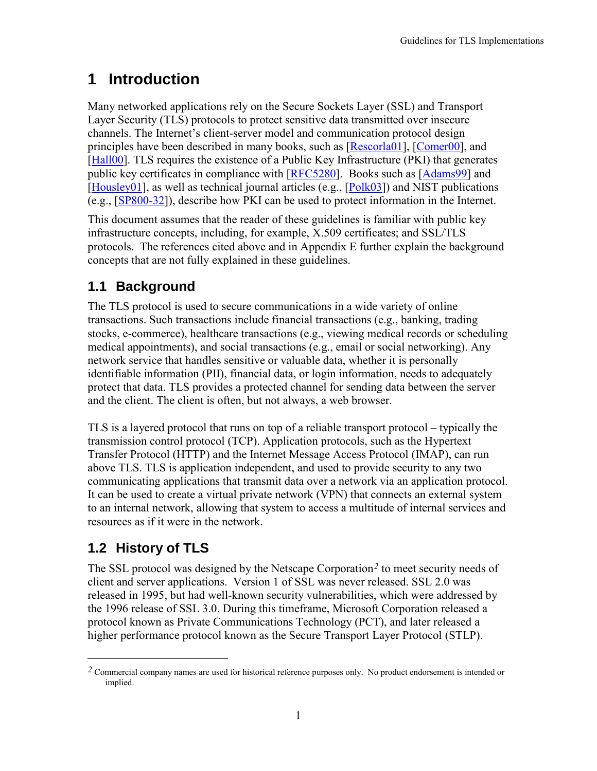# 1 Introduction

Many networked applications rely on the Secure Sockets Layer (SSL) and Transport Layer Security (TLS) protocols to protect sensitive data transmitted over insecure channels. The Internet's client-server model and communication protocol design principles have been described in many books, such as [Rescorla01], [Comer00], and [Hall00]. TLS requires the existence of a Public Key Infrastructure (PKI) that generates public key certificates in compliance with [RFC5280]. Books such as [Adams99] and [Housley01], as well as technical journal articles (e.g., [Polk03]) and NIST publications (e.g., [SP800-32]), describe how PKI can be used to protect information in the Internet.

This document assumes that the reader of these guidelines is familiar with public key infrastructure concepts, including, for example, X.509 certificates; and SSL/TLS protocols. The references cited above and in Appendix E further explain the background concepts that are not fully explained in these guidelines.

## 1.1 Background

The TLS protocol is used to secure communications in a wide variety of online transactions. Such transactions include financial transactions (e.g., banking, trading stocks, e-commerce), healthcare transactions (e.g., viewing medical records or scheduling medical appointments), and social transactions (e.g., email or social networking). Any network service that handles sensitive or valuable data, whether it is personally identifiable information (PII), financial data, or login information, needs to adequately protect that data. TLS provides a protected channel for sending data between the server and the client. The client is often, but not always, a web browser.

TLS is a layered protocol that runs on top of a reliable transport protocol – typically the transmission control protocol (TCP). Application protocols, such as the Hypertext Transfer Protocol (HTTP) and the Internet Message Access Protocol (IMAP), can run above TLS. TLS is application independent, and used to provide security to any two communicating applications that transmit data over a network via an application protocol. It can be used to create a virtual private network (VPN) that connects an external system to an internal network, allowing that system to access a multitude of internal services and resources as if it were in the network.

## 1.2 History of TLS

The SSL protocol was designed by the Netscape Corporation[2] to meet security needs of client and server applications. Version 1 of SSL was never released. SSL 2.0 was released in 1995, but had well-known security vulnerabilities, which were addressed by the 1996 release of SSL 3.0. During this timeframe, Microsoft Corporation released a protocol known as Private Communications Technology (PCT), and later released a higher performance protocol known as the Secure Transport Layer Protocol (STLP).

[2] Commercial company names are used for historical reference purposes only. No product endorsement is intended or implied.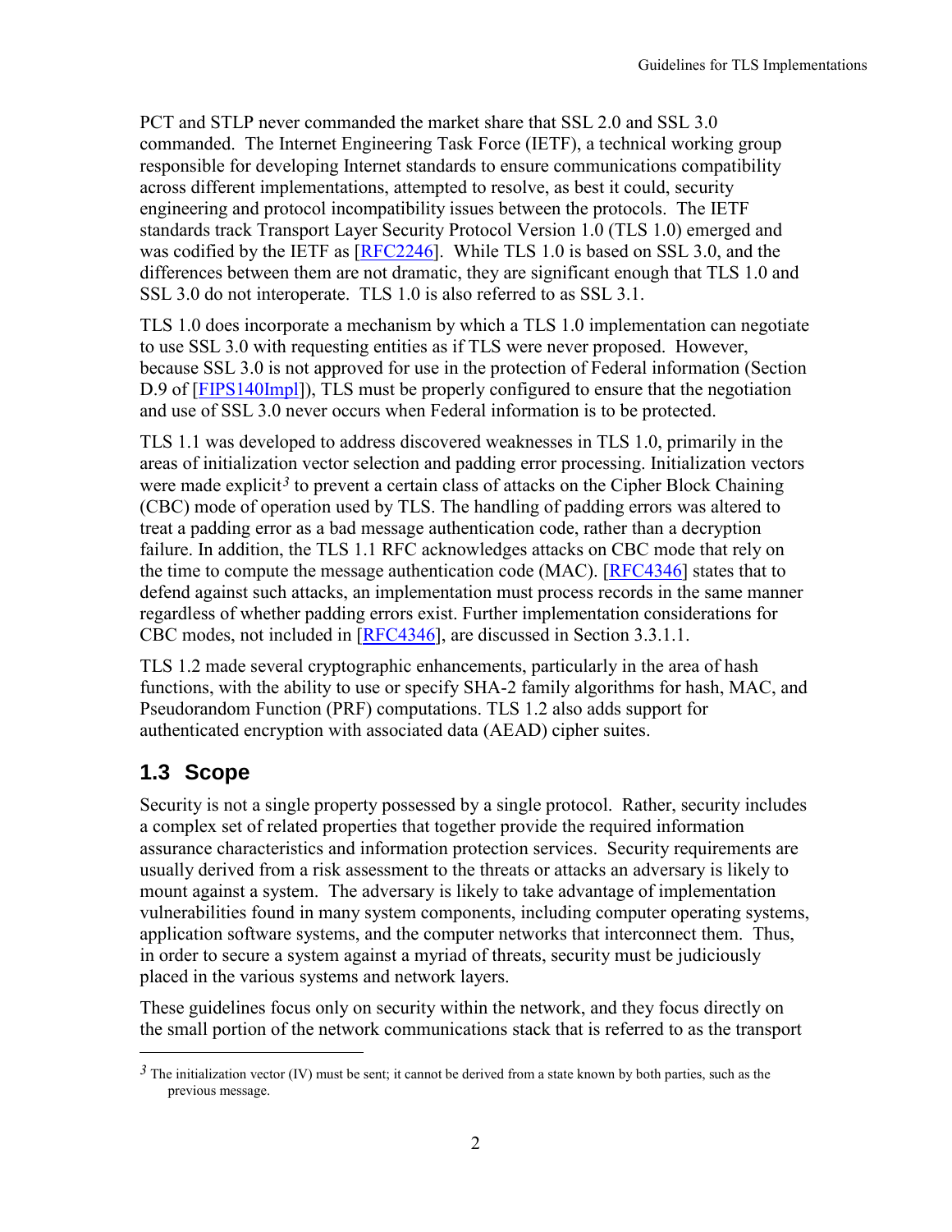PCT and STLP never commanded the market share that SSL 2.0 and SSL 3.0 commanded. The Internet Engineering Task Force (IETF), a technical working group responsible for developing Internet standards to ensure communications compatibility across different implementations, attempted to resolve, as best it could, security engineering and protocol incompatibility issues between the protocols. The IETF standards track Transport Layer Security Protocol Version 1.0 (TLS 1.0) emerged and was codified by the IETF as [RFC2246]. While TLS 1.0 is based on SSL 3.0, and the differences between them are not dramatic, they are significant enough that TLS 1.0 and SSL 3.0 do not interoperate. TLS 1.0 is also referred to as SSL 3.1.

TLS 1.0 does incorporate a mechanism by which a TLS 1.0 implementation can negotiate to use SSL 3.0 with requesting entities as if TLS were never proposed. However, because SSL 3.0 is not approved for use in the protection of Federal information (Section D.9 of [FIPS140Impl]), TLS must be properly configured to ensure that the negotiation and use of SSL 3.0 never occurs when Federal information is to be protected.

TLS 1.1 was developed to address discovered weaknesses in TLS 1.0, primarily in the areas of initialization vector selection and padding error processing. Initialization vectors were made explicit[3] to prevent a certain class of attacks on the Cipher Block Chaining (CBC) mode of operation used by TLS. The handling of padding errors was altered to treat a padding error as a bad message authentication code, rather than a decryption failure. In addition, the TLS 1.1 RFC acknowledges attacks on CBC mode that rely on the time to compute the message authentication code (MAC). [RFC4346] states that to defend against such attacks, an implementation must process records in the same manner regardless of whether padding errors exist. Further implementation considerations for CBC modes, not included in [RFC4346], are discussed in Section 3.3.1.1.

TLS 1.2 made several cryptographic enhancements, particularly in the area of hash functions, with the ability to use or specify SHA-2 family algorithms for hash, MAC, and Pseudorandom Function (PRF) computations. TLS 1.2 also adds support for authenticated encryption with associated data (AEAD) cipher suites.

## 1.3 Scope

Security is not a single property possessed by a single protocol. Rather, security includes a complex set of related properties that together provide the required information assurance characteristics and information protection services. Security requirements are usually derived from a risk assessment to the threats or attacks an adversary is likely to mount against a system. The adversary is likely to take advantage of implementation vulnerabilities found in many system components, including computer operating systems, application software systems, and the computer networks that interconnect them. Thus, in order to secure a system against a myriad of threats, security must be judiciously placed in the various systems and network layers.

These guidelines focus only on security within the network, and they focus directly on the small portion of the network communications stack that is referred to as the transport

---

[3] The initialization vector (IV) must be sent; it cannot be derived from a state known by both parties, such as the previous message.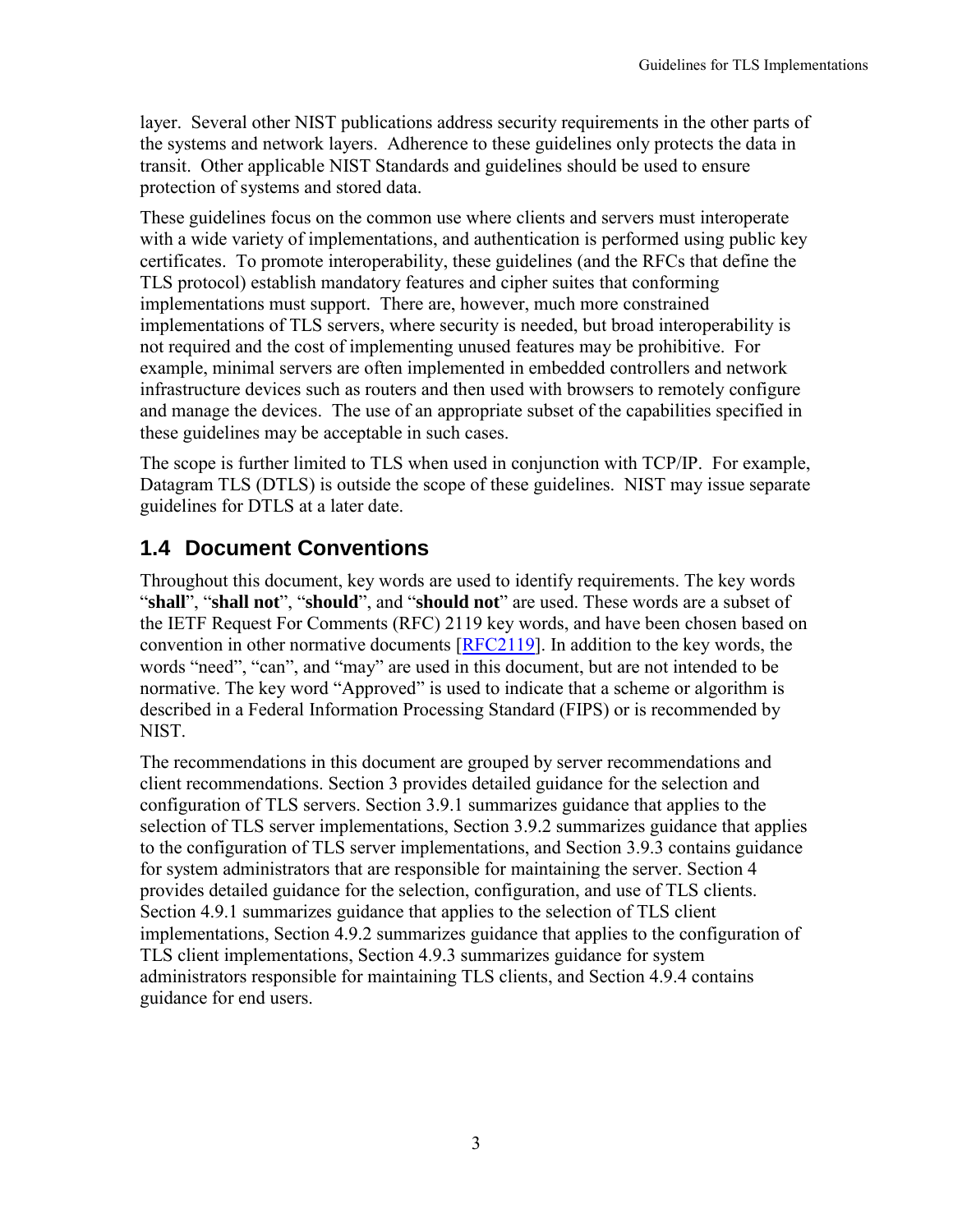layer. Several other NIST publications address security requirements in the other parts of the systems and network layers. Adherence to these guidelines only protects the data in transit. Other applicable NIST Standards and guidelines should be used to ensure protection of systems and stored data.

These guidelines focus on the common use where clients and servers must interoperate with a wide variety of implementations, and authentication is performed using public key certificates. To promote interoperability, these guidelines (and the RFCs that define the TLS protocol) establish mandatory features and cipher suites that conforming implementations must support. There are, however, much more constrained implementations of TLS servers, where security is needed, but broad interoperability is not required and the cost of implementing unused features may be prohibitive. For example, minimal servers are often implemented in embedded controllers and network infrastructure devices such as routers and then used with browsers to remotely configure and manage the devices. The use of an appropriate subset of the capabilities specified in these guidelines may be acceptable in such cases.

The scope is further limited to TLS when used in conjunction with TCP/IP. For example, Datagram TLS (DTLS) is outside the scope of these guidelines. NIST may issue separate guidelines for DTLS at a later date.

## 1.4 Document Conventions

Throughout this document, key words are used to identify requirements. The key words "**shall**", "**shall not**", "**should**", and "**should not**" are used. These words are a subset of the IETF Request For Comments (RFC) 2119 key words, and have been chosen based on convention in other normative documents [RFC2119]. In addition to the key words, the words "need", "can", and "may" are used in this document, but are not intended to be normative. The key word "Approved" is used to indicate that a scheme or algorithm is described in a Federal Information Processing Standard (FIPS) or is recommended by NIST.

The recommendations in this document are grouped by server recommendations and client recommendations. Section 3 provides detailed guidance for the selection and configuration of TLS servers. Section 3.9.1 summarizes guidance that applies to the selection of TLS server implementations, Section 3.9.2 summarizes guidance that applies to the configuration of TLS server implementations, and Section 3.9.3 contains guidance for system administrators that are responsible for maintaining the server. Section 4 provides detailed guidance for the selection, configuration, and use of TLS clients. Section 4.9.1 summarizes guidance that applies to the selection of TLS client implementations, Section 4.9.2 summarizes guidance that applies to the configuration of TLS client implementations, Section 4.9.3 summarizes guidance for system administrators responsible for maintaining TLS clients, and Section 4.9.4 contains guidance for end users.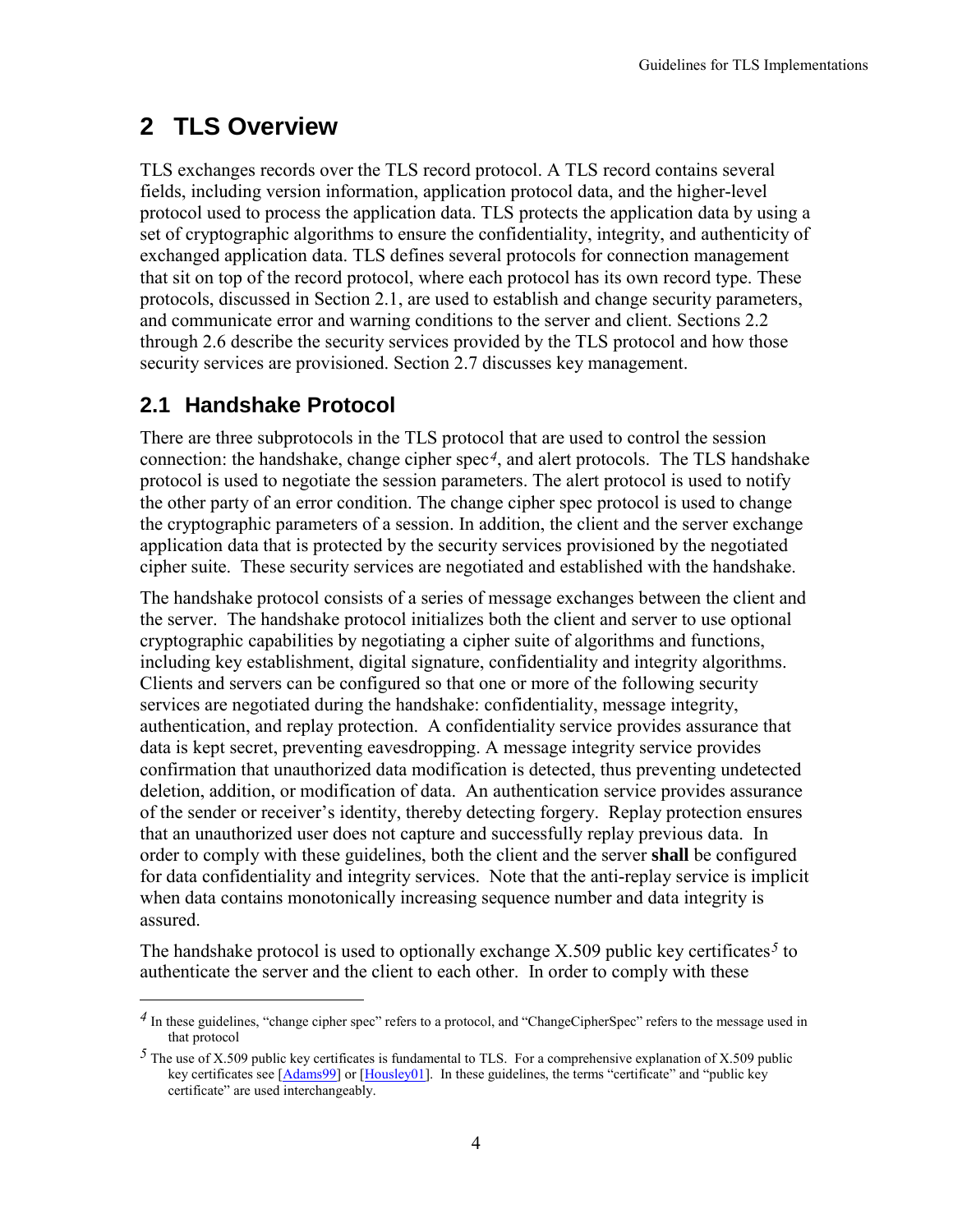# 2 TLS Overview

TLS exchanges records over the TLS record protocol. A TLS record contains several fields, including version information, application protocol data, and the higher-level protocol used to process the application data. TLS protects the application data by using a set of cryptographic algorithms to ensure the confidentiality, integrity, and authenticity of exchanged application data. TLS defines several protocols for connection management that sit on top of the record protocol, where each protocol has its own record type. These protocols, discussed in Section 2.1, are used to establish and change security parameters, and communicate error and warning conditions to the server and client. Sections 2.2 through 2.6 describe the security services provided by the TLS protocol and how those security services are provisioned. Section 2.7 discusses key management.

## 2.1 Handshake Protocol

There are three subprotocols in the TLS protocol that are used to control the session connection: the handshake, change cipher spec[4], and alert protocols. The TLS handshake protocol is used to negotiate the session parameters. The alert protocol is used to notify the other party of an error condition. The change cipher spec protocol is used to change the cryptographic parameters of a session. In addition, the client and the server exchange application data that is protected by the security services provisioned by the negotiated cipher suite. These security services are negotiated and established with the handshake.

The handshake protocol consists of a series of message exchanges between the client and the server. The handshake protocol initializes both the client and server to use optional cryptographic capabilities by negotiating a cipher suite of algorithms and functions, including key establishment, digital signature, confidentiality and integrity algorithms. Clients and servers can be configured so that one or more of the following security services are negotiated during the handshake: confidentiality, message integrity, authentication, and replay protection. A confidentiality service provides assurance that data is kept secret, preventing eavesdropping. A message integrity service provides confirmation that unauthorized data modification is detected, thus preventing undetected deletion, addition, or modification of data. An authentication service provides assurance of the sender or receiver's identity, thereby detecting forgery. Replay protection ensures that an unauthorized user does not capture and successfully replay previous data. In order to comply with these guidelines, both the client and the server **shall** be configured for data confidentiality and integrity services. Note that the anti-replay service is implicit when data contains monotonically increasing sequence number and data integrity is assured.

The handshake protocol is used to optionally exchange X.509 public key certificates[5] to authenticate the server and the client to each other. In order to comply with these

---

[4] In these guidelines, "change cipher spec" refers to a protocol, and "ChangeCipherSpec" refers to the message used in that protocol

[5] The use of X.509 public key certificates is fundamental to TLS. For a comprehensive explanation of X.509 public key certificates see [Adams99] or [Housley01]. In these guidelines, the terms "certificate" and "public key certificate" are used interchangeably.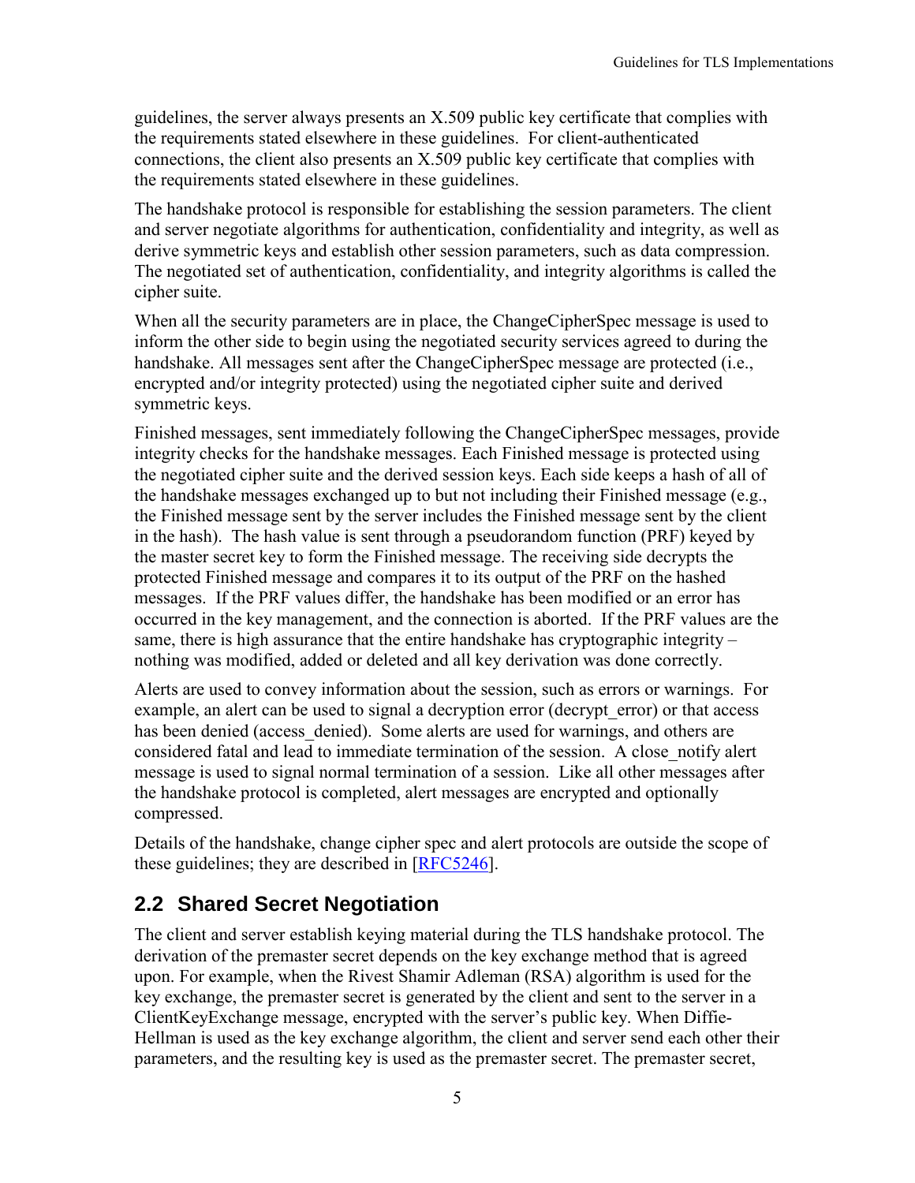guidelines, the server always presents an X.509 public key certificate that complies with the requirements stated elsewhere in these guidelines. For client-authenticated connections, the client also presents an X.509 public key certificate that complies with the requirements stated elsewhere in these guidelines.

The handshake protocol is responsible for establishing the session parameters. The client and server negotiate algorithms for authentication, confidentiality and integrity, as well as derive symmetric keys and establish other session parameters, such as data compression. The negotiated set of authentication, confidentiality, and integrity algorithms is called the cipher suite.

When all the security parameters are in place, the ChangeCipherSpec message is used to inform the other side to begin using the negotiated security services agreed to during the handshake. All messages sent after the ChangeCipherSpec message are protected (i.e., encrypted and/or integrity protected) using the negotiated cipher suite and derived symmetric keys.

Finished messages, sent immediately following the ChangeCipherSpec messages, provide integrity checks for the handshake messages. Each Finished message is protected using the negotiated cipher suite and the derived session keys. Each side keeps a hash of all of the handshake messages exchanged up to but not including their Finished message (e.g., the Finished message sent by the server includes the Finished message sent by the client in the hash). The hash value is sent through a pseudorandom function (PRF) keyed by the master secret key to form the Finished message. The receiving side decrypts the protected Finished message and compares it to its output of the PRF on the hashed messages. If the PRF values differ, the handshake has been modified or an error has occurred in the key management, and the connection is aborted. If the PRF values are the same, there is high assurance that the entire handshake has cryptographic integrity – nothing was modified, added or deleted and all key derivation was done correctly.

Alerts are used to convey information about the session, such as errors or warnings. For example, an alert can be used to signal a decryption error (decrypt_error) or that access has been denied (access_denied). Some alerts are used for warnings, and others are considered fatal and lead to immediate termination of the session. A close_notify alert message is used to signal normal termination of a session. Like all other messages after the handshake protocol is completed, alert messages are encrypted and optionally compressed.

Details of the handshake, change cipher spec and alert protocols are outside the scope of these guidelines; they are described in [RFC5246].

## 2.2 Shared Secret Negotiation

The client and server establish keying material during the TLS handshake protocol. The derivation of the premaster secret depends on the key exchange method that is agreed upon. For example, when the Rivest Shamir Adleman (RSA) algorithm is used for the key exchange, the premaster secret is generated by the client and sent to the server in a ClientKeyExchange message, encrypted with the server's public key. When Diffie-Hellman is used as the key exchange algorithm, the client and server send each other their parameters, and the resulting key is used as the premaster secret. The premaster secret,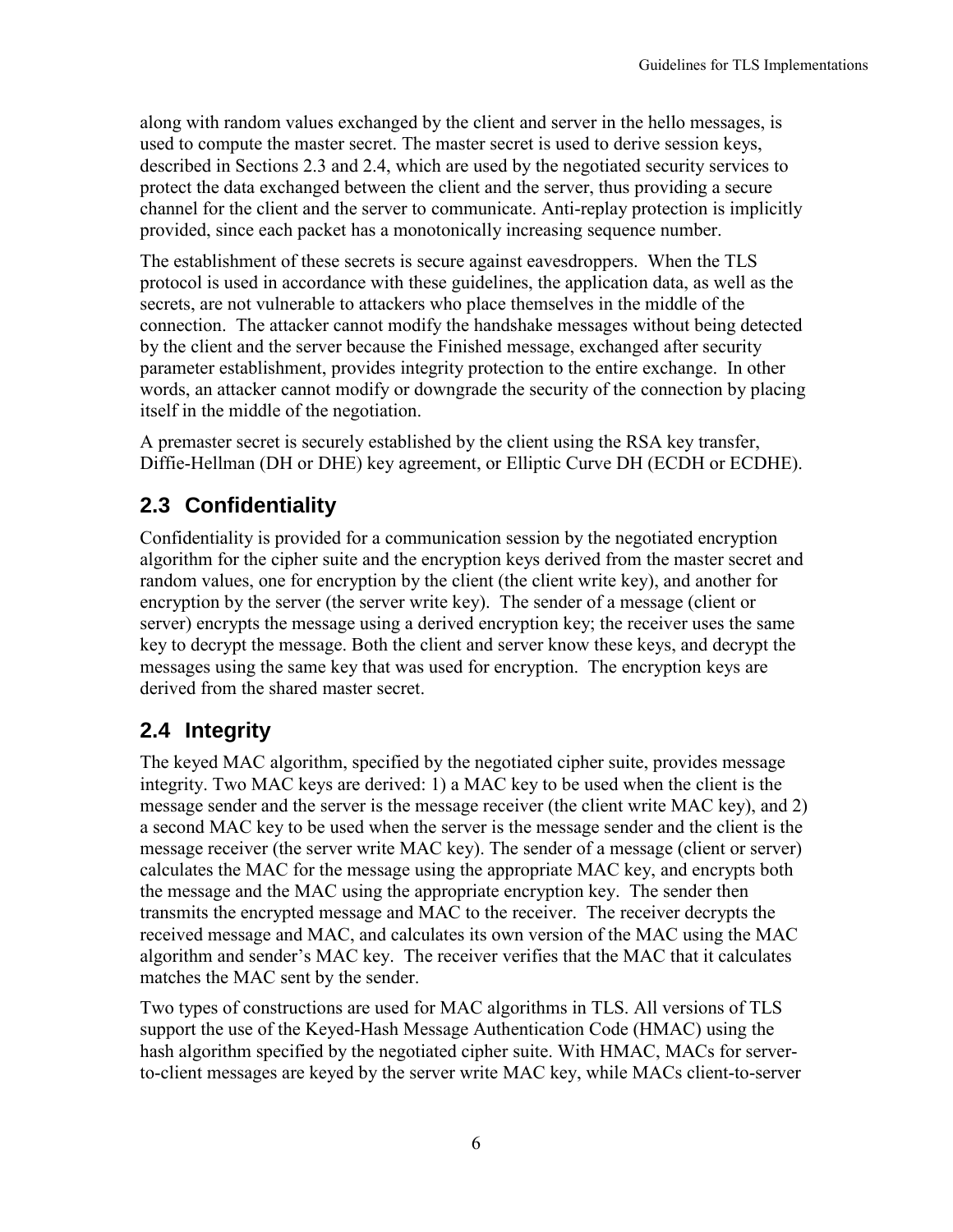along with random values exchanged by the client and server in the hello messages, is used to compute the master secret. The master secret is used to derive session keys, described in Sections 2.3 and 2.4, which are used by the negotiated security services to protect the data exchanged between the client and the server, thus providing a secure channel for the client and the server to communicate. Anti-replay protection is implicitly provided, since each packet has a monotonically increasing sequence number.

The establishment of these secrets is secure against eavesdroppers. When the TLS protocol is used in accordance with these guidelines, the application data, as well as the secrets, are not vulnerable to attackers who place themselves in the middle of the connection. The attacker cannot modify the handshake messages without being detected by the client and the server because the Finished message, exchanged after security parameter establishment, provides integrity protection to the entire exchange. In other words, an attacker cannot modify or downgrade the security of the connection by placing itself in the middle of the negotiation.

A premaster secret is securely established by the client using the RSA key transfer, Diffie-Hellman (DH or DHE) key agreement, or Elliptic Curve DH (ECDH or ECDHE).

## 2.3 Confidentiality

Confidentiality is provided for a communication session by the negotiated encryption algorithm for the cipher suite and the encryption keys derived from the master secret and random values, one for encryption by the client (the client write key), and another for encryption by the server (the server write key). The sender of a message (client or server) encrypts the message using a derived encryption key; the receiver uses the same key to decrypt the message. Both the client and server know these keys, and decrypt the messages using the same key that was used for encryption. The encryption keys are derived from the shared master secret.

## 2.4 Integrity

The keyed MAC algorithm, specified by the negotiated cipher suite, provides message integrity. Two MAC keys are derived: 1) a MAC key to be used when the client is the message sender and the server is the message receiver (the client write MAC key), and 2) a second MAC key to be used when the server is the message sender and the client is the message receiver (the server write MAC key). The sender of a message (client or server) calculates the MAC for the message using the appropriate MAC key, and encrypts both the message and the MAC using the appropriate encryption key. The sender then transmits the encrypted message and MAC to the receiver. The receiver decrypts the received message and MAC, and calculates its own version of the MAC using the MAC algorithm and sender's MAC key. The receiver verifies that the MAC that it calculates matches the MAC sent by the sender.

Two types of constructions are used for MAC algorithms in TLS. All versions of TLS support the use of the Keyed-Hash Message Authentication Code (HMAC) using the hash algorithm specified by the negotiated cipher suite. With HMAC, MACs for server-to-client messages are keyed by the server write MAC key, while MACs client-to-server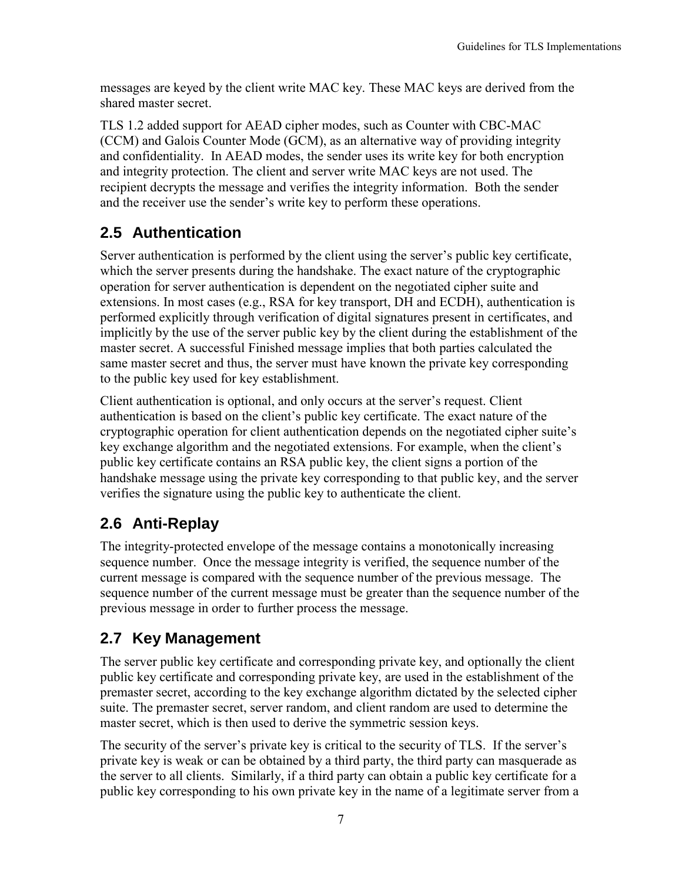messages are keyed by the client write MAC key. These MAC keys are derived from the shared master secret.

TLS 1.2 added support for AEAD cipher modes, such as Counter with CBC-MAC (CCM) and Galois Counter Mode (GCM), as an alternative way of providing integrity and confidentiality. In AEAD modes, the sender uses its write key for both encryption and integrity protection. The client and server write MAC keys are not used. The recipient decrypts the message and verifies the integrity information. Both the sender and the receiver use the sender's write key to perform these operations.

## 2.5 Authentication

Server authentication is performed by the client using the server's public key certificate, which the server presents during the handshake. The exact nature of the cryptographic operation for server authentication is dependent on the negotiated cipher suite and extensions. In most cases (e.g., RSA for key transport, DH and ECDH), authentication is performed explicitly through verification of digital signatures present in certificates, and implicitly by the use of the server public key by the client during the establishment of the master secret. A successful Finished message implies that both parties calculated the same master secret and thus, the server must have known the private key corresponding to the public key used for key establishment.

Client authentication is optional, and only occurs at the server's request. Client authentication is based on the client's public key certificate. The exact nature of the cryptographic operation for client authentication depends on the negotiated cipher suite's key exchange algorithm and the negotiated extensions. For example, when the client's public key certificate contains an RSA public key, the client signs a portion of the handshake message using the private key corresponding to that public key, and the server verifies the signature using the public key to authenticate the client.

## 2.6 Anti-Replay

The integrity-protected envelope of the message contains a monotonically increasing sequence number. Once the message integrity is verified, the sequence number of the current message is compared with the sequence number of the previous message. The sequence number of the current message must be greater than the sequence number of the previous message in order to further process the message.

## 2.7 Key Management

The server public key certificate and corresponding private key, and optionally the client public key certificate and corresponding private key, are used in the establishment of the premaster secret, according to the key exchange algorithm dictated by the selected cipher suite. The premaster secret, server random, and client random are used to determine the master secret, which is then used to derive the symmetric session keys.

The security of the server's private key is critical to the security of TLS. If the server's private key is weak or can be obtained by a third party, the third party can masquerade as the server to all clients. Similarly, if a third party can obtain a public key certificate for a public key corresponding to his own private key in the name of a legitimate server from a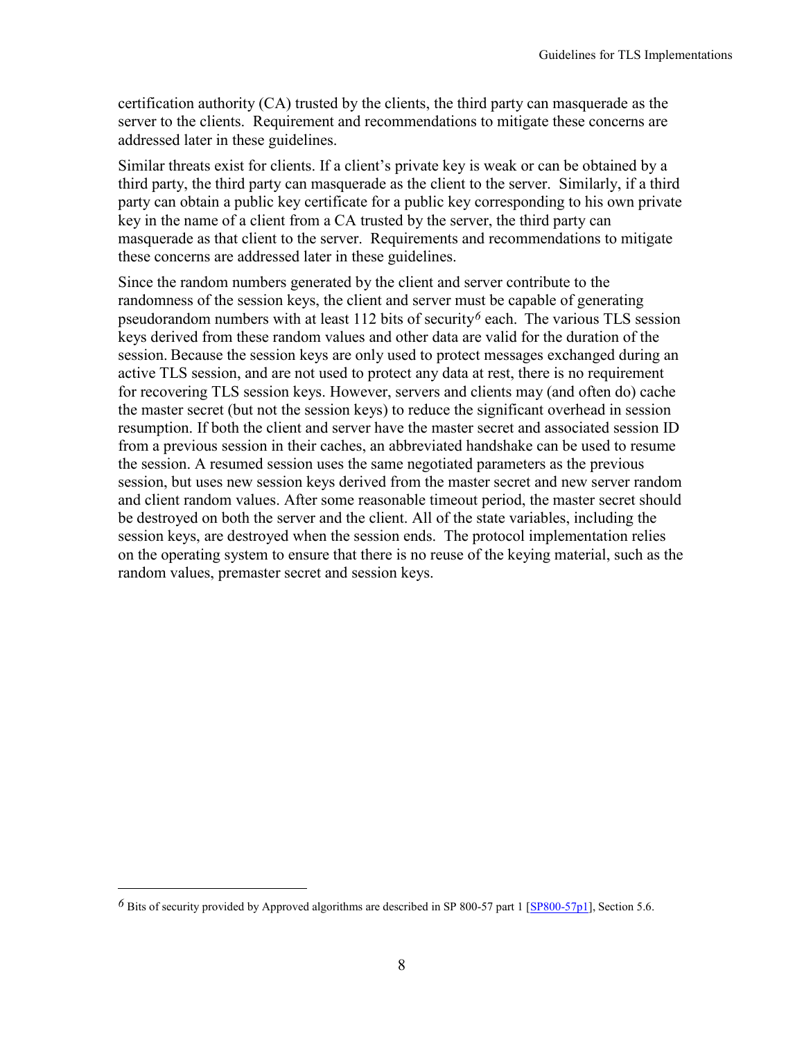certification authority (CA) trusted by the clients, the third party can masquerade as the server to the clients. Requirement and recommendations to mitigate these concerns are addressed later in these guidelines.

Similar threats exist for clients. If a client's private key is weak or can be obtained by a third party, the third party can masquerade as the client to the server. Similarly, if a third party can obtain a public key certificate for a public key corresponding to his own private key in the name of a client from a CA trusted by the server, the third party can masquerade as that client to the server. Requirements and recommendations to mitigate these concerns are addressed later in these guidelines.

Since the random numbers generated by the client and server contribute to the randomness of the session keys, the client and server must be capable of generating pseudorandom numbers with at least 112 bits of security[6] each. The various TLS session keys derived from these random values and other data are valid for the duration of the session. Because the session keys are only used to protect messages exchanged during an active TLS session, and are not used to protect any data at rest, there is no requirement for recovering TLS session keys. However, servers and clients may (and often do) cache the master secret (but not the session keys) to reduce the significant overhead in session resumption. If both the client and server have the master secret and associated session ID from a previous session in their caches, an abbreviated handshake can be used to resume the session. A resumed session uses the same negotiated parameters as the previous session, but uses new session keys derived from the master secret and new server random and client random values. After some reasonable timeout period, the master secret should be destroyed on both the server and the client. All of the state variables, including the session keys, are destroyed when the session ends. The protocol implementation relies on the operating system to ensure that there is no reuse of the keying material, such as the random values, premaster secret and session keys.

---

[6] Bits of security provided by Approved algorithms are described in SP 800-57 part 1 [SP800-57p1], Section 5.6.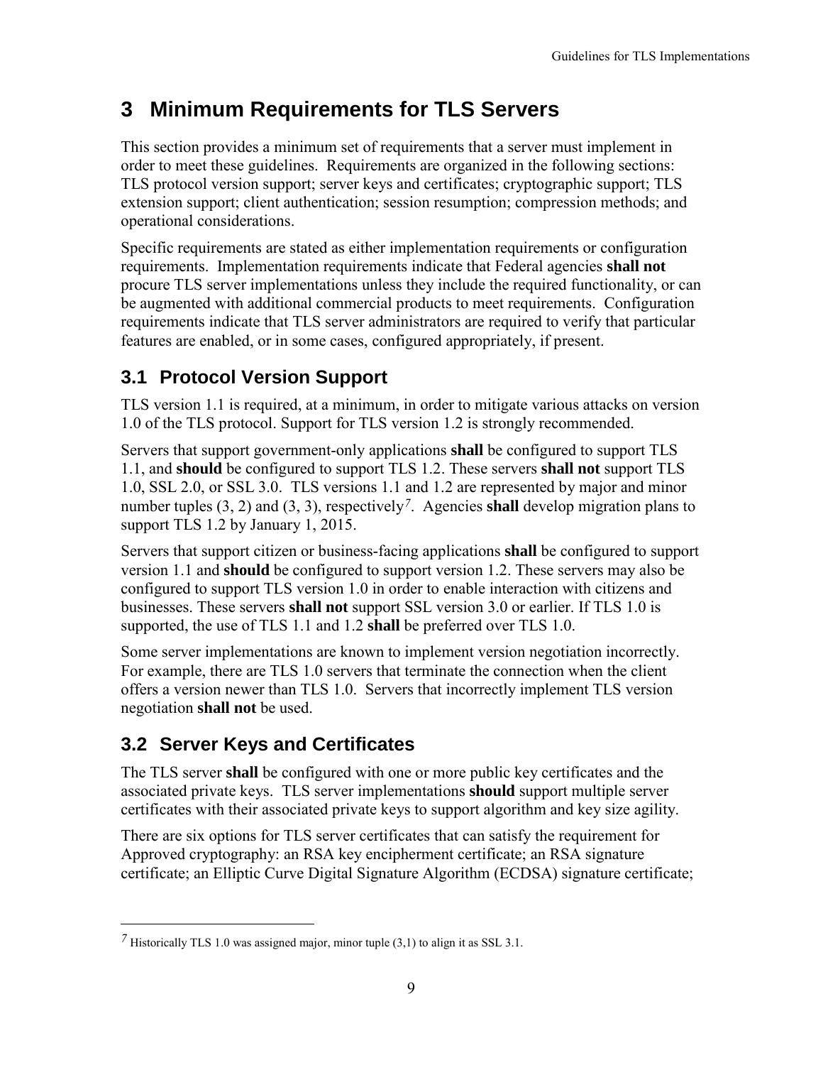# 3 Minimum Requirements for TLS Servers

This section provides a minimum set of requirements that a server must implement in order to meet these guidelines. Requirements are organized in the following sections: TLS protocol version support; server keys and certificates; cryptographic support; TLS extension support; client authentication; session resumption; compression methods; and operational considerations.

Specific requirements are stated as either implementation requirements or configuration requirements. Implementation requirements indicate that Federal agencies **shall not** procure TLS server implementations unless they include the required functionality, or can be augmented with additional commercial products to meet requirements. Configuration requirements indicate that TLS server administrators are required to verify that particular features are enabled, or in some cases, configured appropriately, if present.

## 3.1 Protocol Version Support

TLS version 1.1 is required, at a minimum, in order to mitigate various attacks on version 1.0 of the TLS protocol. Support for TLS version 1.2 is strongly recommended.

Servers that support government-only applications **shall** be configured to support TLS 1.1, and **should** be configured to support TLS 1.2. These servers **shall not** support TLS 1.0, SSL 2.0, or SSL 3.0. TLS versions 1.1 and 1.2 are represented by major and minor number tuples (3, 2) and (3, 3), respectively[7]. Agencies **shall** develop migration plans to support TLS 1.2 by January 1, 2015.

Servers that support citizen or business-facing applications **shall** be configured to support version 1.1 and **should** be configured to support version 1.2. These servers may also be configured to support TLS version 1.0 in order to enable interaction with citizens and businesses. These servers **shall not** support SSL version 3.0 or earlier. If TLS 1.0 is supported, the use of TLS 1.1 and 1.2 **shall** be preferred over TLS 1.0.

Some server implementations are known to implement version negotiation incorrectly. For example, there are TLS 1.0 servers that terminate the connection when the client offers a version newer than TLS 1.0. Servers that incorrectly implement TLS version negotiation **shall not** be used.

## 3.2 Server Keys and Certificates

The TLS server **shall** be configured with one or more public key certificates and the associated private keys. TLS server implementations **should** support multiple server certificates with their associated private keys to support algorithm and key size agility.

There are six options for TLS server certificates that can satisfy the requirement for Approved cryptography: an RSA key encipherment certificate; an RSA signature certificate; an Elliptic Curve Digital Signature Algorithm (ECDSA) signature certificate;

[7] Historically TLS 1.0 was assigned major, minor tuple (3,1) to align it as SSL 3.1.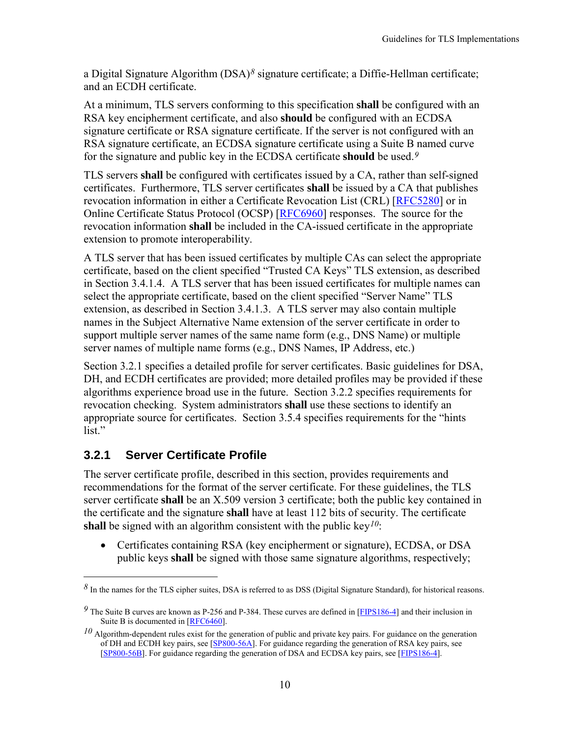a Digital Signature Algorithm (DSA)[8] signature certificate; a Diffie-Hellman certificate; and an ECDH certificate.

At a minimum, TLS servers conforming to this specification **shall** be configured with an RSA key encipherment certificate, and also **should** be configured with an ECDSA signature certificate or RSA signature certificate. If the server is not configured with an RSA signature certificate, an ECDSA signature certificate using a Suite B named curve for the signature and public key in the ECDSA certificate **should** be used.[9]

TLS servers **shall** be configured with certificates issued by a CA, rather than self-signed certificates. Furthermore, TLS server certificates **shall** be issued by a CA that publishes revocation information in either a Certificate Revocation List (CRL) [RFC5280] or in Online Certificate Status Protocol (OCSP) [RFC6960] responses. The source for the revocation information **shall** be included in the CA-issued certificate in the appropriate extension to promote interoperability.

A TLS server that has been issued certificates by multiple CAs can select the appropriate certificate, based on the client specified "Trusted CA Keys" TLS extension, as described in Section 3.4.1.4. A TLS server that has been issued certificates for multiple names can select the appropriate certificate, based on the client specified "Server Name" TLS extension, as described in Section 3.4.1.3. A TLS server may also contain multiple names in the Subject Alternative Name extension of the server certificate in order to support multiple server names of the same name form (e.g., DNS Name) or multiple server names of multiple name forms (e.g., DNS Names, IP Address, etc.)

Section 3.2.1 specifies a detailed profile for server certificates. Basic guidelines for DSA, DH, and ECDH certificates are provided; more detailed profiles may be provided if these algorithms experience broad use in the future. Section 3.2.2 specifies requirements for revocation checking. System administrators **shall** use these sections to identify an appropriate source for certificates. Section 3.5.4 specifies requirements for the "hints list."

### 3.2.1 Server Certificate Profile

The server certificate profile, described in this section, provides requirements and recommendations for the format of the server certificate. For these guidelines, the TLS server certificate **shall** be an X.509 version 3 certificate; both the public key contained in the certificate and the signature **shall** have at least 112 bits of security. The certificate **shall** be signed with an algorithm consistent with the public key[10]:

- Certificates containing RSA (key encipherment or signature), ECDSA, or DSA public keys **shall** be signed with those same signature algorithms, respectively;

---

[8] In the names for the TLS cipher suites, DSA is referred to as DSS (Digital Signature Standard), for historical reasons.

[9] The Suite B curves are known as P-256 and P-384. These curves are defined in [FIPS186-4] and their inclusion in Suite B is documented in [RFC6460].

[10] Algorithm-dependent rules exist for the generation of public and private key pairs. For guidance on the generation of DH and ECDH key pairs, see [SP800-56A]. For guidance regarding the generation of RSA key pairs, see [SP800-56B]. For guidance regarding the generation of DSA and ECDSA key pairs, see [FIPS186-4].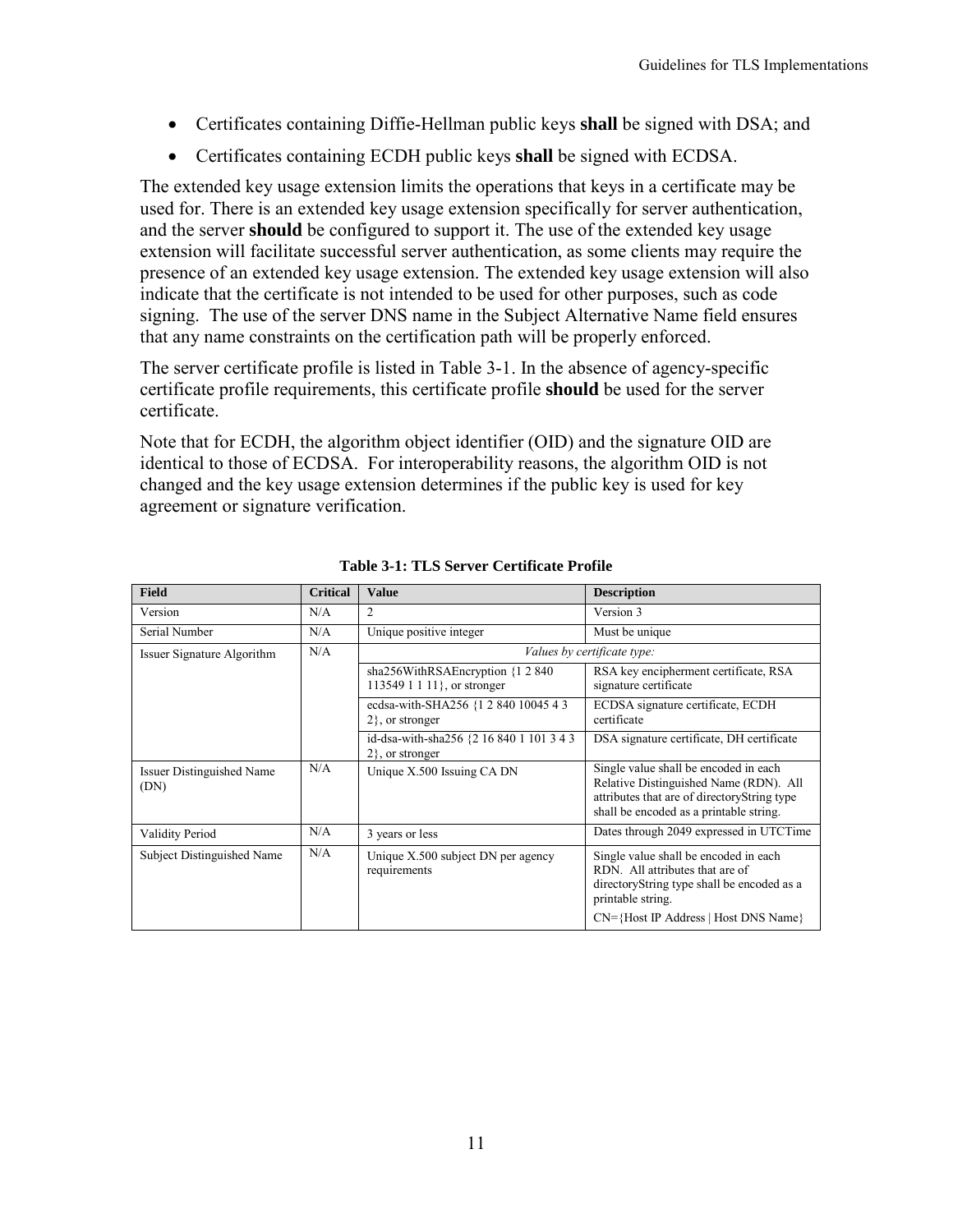- Certificates containing Diffie-Hellman public keys **shall** be signed with DSA; and
- Certificates containing ECDH public keys **shall** be signed with ECDSA.

The extended key usage extension limits the operations that keys in a certificate may be used for. There is an extended key usage extension specifically for server authentication, and the server **should** be configured to support it. The use of the extended key usage extension will facilitate successful server authentication, as some clients may require the presence of an extended key usage extension. The extended key usage extension will also indicate that the certificate is not intended to be used for other purposes, such as code signing. The use of the server DNS name in the Subject Alternative Name field ensures that any name constraints on the certification path will be properly enforced.

The server certificate profile is listed in Table 3-1. In the absence of agency-specific certificate profile requirements, this certificate profile **should** be used for the server certificate.

Note that for ECDH, the algorithm object identifier (OID) and the signature OID are identical to those of ECDSA. For interoperability reasons, the algorithm OID is not changed and the key usage extension determines if the public key is used for key agreement or signature verification.

**Table 3-1: TLS Server Certificate Profile**

| Field | Critical | Value | Description |
|---|---|---|---|
| Version | N/A | 2 | Version 3 |
| Serial Number | N/A | Unique positive integer | Must be unique |
| Issuer Signature Algorithm | N/A | *Values by certificate type:* | |
| | | sha256WithRSAEncryption {1 2 840 113549 1 1 11}, or stronger | RSA key encipherment certificate, RSA signature certificate |
| | | ecdsa-with-SHA256 {1 2 840 10045 4 3 2}, or stronger | ECDSA signature certificate, ECDH certificate |
| | | id-dsa-with-sha256 {2 16 840 1 101 3 4 3 2}, or stronger | DSA signature certificate, DH certificate |
| Issuer Distinguished Name (DN) | N/A | Unique X.500 Issuing CA DN | Single value shall be encoded in each Relative Distinguished Name (RDN). All attributes that are of directoryString type shall be encoded as a printable string. |
| Validity Period | N/A | 3 years or less | Dates through 2049 expressed in UTCTime |
| Subject Distinguished Name | N/A | Unique X.500 subject DN per agency requirements | Single value shall be encoded in each RDN. All attributes that are of directoryString type shall be encoded as a printable string. CN={Host IP Address \| Host DNS Name} |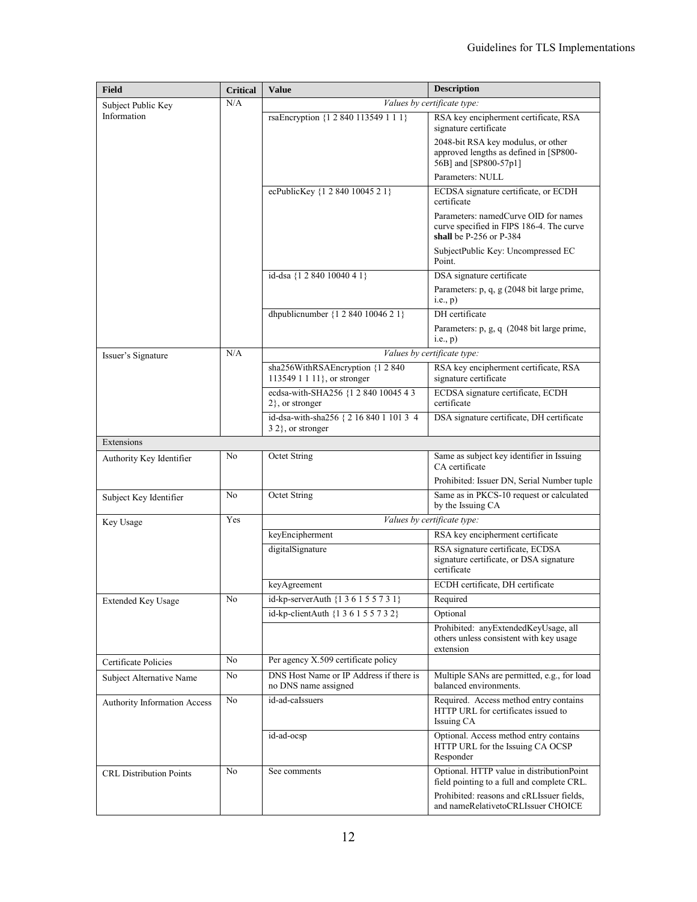| Field | Critical | Value | Description |
|---|---|---|---|
| Subject Public Key Information | N/A | *Values by certificate type:* | |
| | | rsaEncryption {1 2 840 113549 1 1 1} | RSA key encipherment certificate, RSA signature certificate |
| | | | 2048-bit RSA key modulus, or other approved lengths as defined in [SP800-56B] and [SP800-57p1] |
| | | | Parameters: NULL |
| | | ecPublicKey {1 2 840 10045 2 1} | ECDSA signature certificate, or ECDH certificate |
| | | | Parameters: namedCurve OID for names curve specified in FIPS 186-4. The curve **shall** be P-256 or P-384 |
| | | | SubjectPublic Key: Uncompressed EC Point. |
| | | id-dsa {1 2 840 10040 4 1} | DSA signature certificate |
| | | | Parameters: p, q, g (2048 bit large prime, i.e., p) |
| | | dhpublicnumber {1 2 840 10046 2 1} | DH certificate |
| | | | Parameters: p, g, q (2048 bit large prime, i.e., p) |
| Issuer's Signature | N/A | *Values by certificate type:* | |
| | | sha256WithRSAEncryption {1 2 840 113549 1 1 11}, or stronger | RSA key encipherment certificate, RSA signature certificate |
| | | ecdsa-with-SHA256 {1 2 840 10045 4 3 2}, or stronger | ECDSA signature certificate, ECDH certificate |
| | | id-dsa-with-sha256 { 2 16 840 1 101 3 4 3 2}, or stronger | DSA signature certificate, DH certificate |
| Extensions | | | |
| Authority Key Identifier | No | Octet String | Same as subject key identifier in Issuing CA certificate |
| | | | Prohibited: Issuer DN, Serial Number tuple |
| Subject Key Identifier | No | Octet String | Same as in PKCS-10 request or calculated by the Issuing CA |
| Key Usage | Yes | *Values by certificate type:* | |
| | | keyEncipherment | RSA key encipherment certificate |
| | | digitalSignature | RSA signature certificate, ECDSA signature certificate, or DSA signature certificate |
| | | keyAgreement | ECDH certificate, DH certificate |
| Extended Key Usage | No | id-kp-serverAuth {1 3 6 1 5 5 7 3 1} | Required |
| | | id-kp-clientAuth {1 3 6 1 5 5 7 3 2} | Optional |
| | | | Prohibited: anyExtendedKeyUsage, all others unless consistent with key usage extension |
| Certificate Policies | No | Per agency X.509 certificate policy | |
| Subject Alternative Name | No | DNS Host Name or IP Address if there is no DNS name assigned | Multiple SANs are permitted, e.g., for load balanced environments. |
| Authority Information Access | No | id-ad-caIssuers | Required. Access method entry contains HTTP URL for certificates issued to Issuing CA |
| | | id-ad-ocsp | Optional. Access method entry contains HTTP URL for the Issuing CA OCSP Responder |
| CRL Distribution Points | No | See comments | Optional. HTTP value in distributionPoint field pointing to a full and complete CRL. |
| | | | Prohibited: reasons and cRLIssuer fields, and nameRelativetoCRLIssuer CHOICE |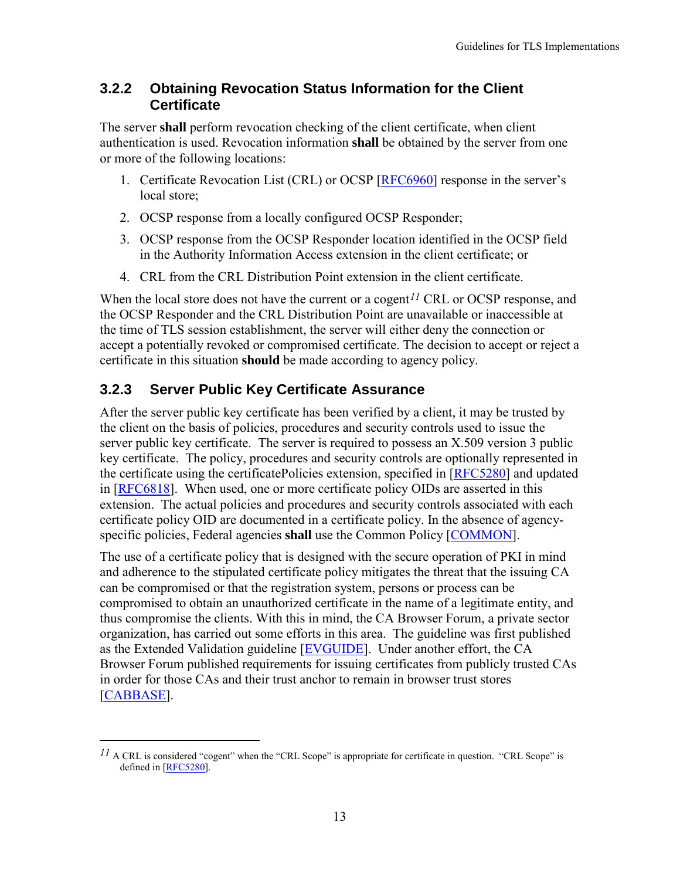### 3.2.2 Obtaining Revocation Status Information for the Client Certificate

The server **shall** perform revocation checking of the client certificate, when client authentication is used. Revocation information **shall** be obtained by the server from one or more of the following locations:

1. Certificate Revocation List (CRL) or OCSP [RFC6960] response in the server's local store;
2. OCSP response from a locally configured OCSP Responder;
3. OCSP response from the OCSP Responder location identified in the OCSP field in the Authority Information Access extension in the client certificate; or
4. CRL from the CRL Distribution Point extension in the client certificate.

When the local store does not have the current or a cogent[11] CRL or OCSP response, and the OCSP Responder and the CRL Distribution Point are unavailable or inaccessible at the time of TLS session establishment, the server will either deny the connection or accept a potentially revoked or compromised certificate. The decision to accept or reject a certificate in this situation **should** be made according to agency policy.

### 3.2.3 Server Public Key Certificate Assurance

After the server public key certificate has been verified by a client, it may be trusted by the client on the basis of policies, procedures and security controls used to issue the server public key certificate. The server is required to possess an X.509 version 3 public key certificate. The policy, procedures and security controls are optionally represented in the certificate using the certificatePolicies extension, specified in [RFC5280] and updated in [RFC6818]. When used, one or more certificate policy OIDs are asserted in this extension. The actual policies and procedures and security controls associated with each certificate policy OID are documented in a certificate policy. In the absence of agency-specific policies, Federal agencies **shall** use the Common Policy [COMMON].

The use of a certificate policy that is designed with the secure operation of PKI in mind and adherence to the stipulated certificate policy mitigates the threat that the issuing CA can be compromised or that the registration system, persons or process can be compromised to obtain an unauthorized certificate in the name of a legitimate entity, and thus compromise the clients. With this in mind, the CA Browser Forum, a private sector organization, has carried out some efforts in this area. The guideline was first published as the Extended Validation guideline [EVGUIDE]. Under another effort, the CA Browser Forum published requirements for issuing certificates from publicly trusted CAs in order for those CAs and their trust anchor to remain in browser trust stores [CABBASE].

---

[11] A CRL is considered "cogent" when the "CRL Scope" is appropriate for certificate in question. "CRL Scope" is defined in [RFC5280].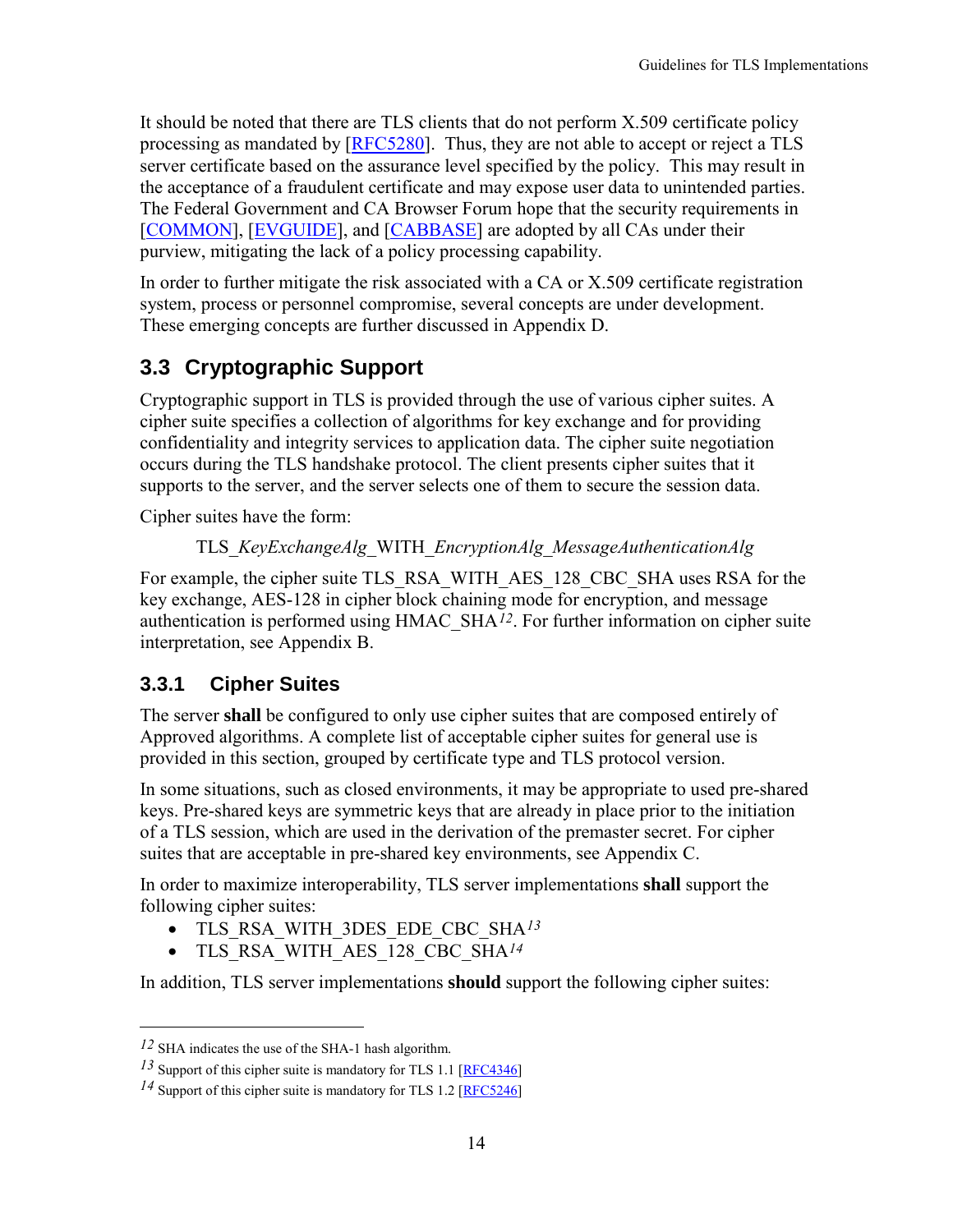It should be noted that there are TLS clients that do not perform X.509 certificate policy processing as mandated by [RFC5280]. Thus, they are not able to accept or reject a TLS server certificate based on the assurance level specified by the policy. This may result in the acceptance of a fraudulent certificate and may expose user data to unintended parties. The Federal Government and CA Browser Forum hope that the security requirements in [COMMON], [EVGUIDE], and [CABBASE] are adopted by all CAs under their purview, mitigating the lack of a policy processing capability.

In order to further mitigate the risk associated with a CA or X.509 certificate registration system, process or personnel compromise, several concepts are under development. These emerging concepts are further discussed in Appendix D.

## 3.3 Cryptographic Support

Cryptographic support in TLS is provided through the use of various cipher suites. A cipher suite specifies a collection of algorithms for key exchange and for providing confidentiality and integrity services to application data. The cipher suite negotiation occurs during the TLS handshake protocol. The client presents cipher suites that it supports to the server, and the server selects one of them to secure the session data.

Cipher suites have the form:

TLS_*KeyExchangeAlg*_WITH_*EncryptionAlg_MessageAuthenticationAlg*

For example, the cipher suite TLS_RSA_WITH_AES_128_CBC_SHA uses RSA for the key exchange, AES-128 in cipher block chaining mode for encryption, and message authentication is performed using HMAC_SHA[12]. For further information on cipher suite interpretation, see Appendix B.

### 3.3.1 Cipher Suites

The server **shall** be configured to only use cipher suites that are composed entirely of Approved algorithms. A complete list of acceptable cipher suites for general use is provided in this section, grouped by certificate type and TLS protocol version.

In some situations, such as closed environments, it may be appropriate to used pre-shared keys. Pre-shared keys are symmetric keys that are already in place prior to the initiation of a TLS session, which are used in the derivation of the premaster secret. For cipher suites that are acceptable in pre-shared key environments, see Appendix C.

In order to maximize interoperability, TLS server implementations **shall** support the following cipher suites:

- TLS_RSA_WITH_3DES_EDE_CBC_SHA[13]
- TLS_RSA_WITH_AES_128_CBC_SHA[14]

In addition, TLS server implementations **should** support the following cipher suites:

---

[12] SHA indicates the use of the SHA-1 hash algorithm.

[13] Support of this cipher suite is mandatory for TLS 1.1 [RFC4346]

[14] Support of this cipher suite is mandatory for TLS 1.2 [RFC5246]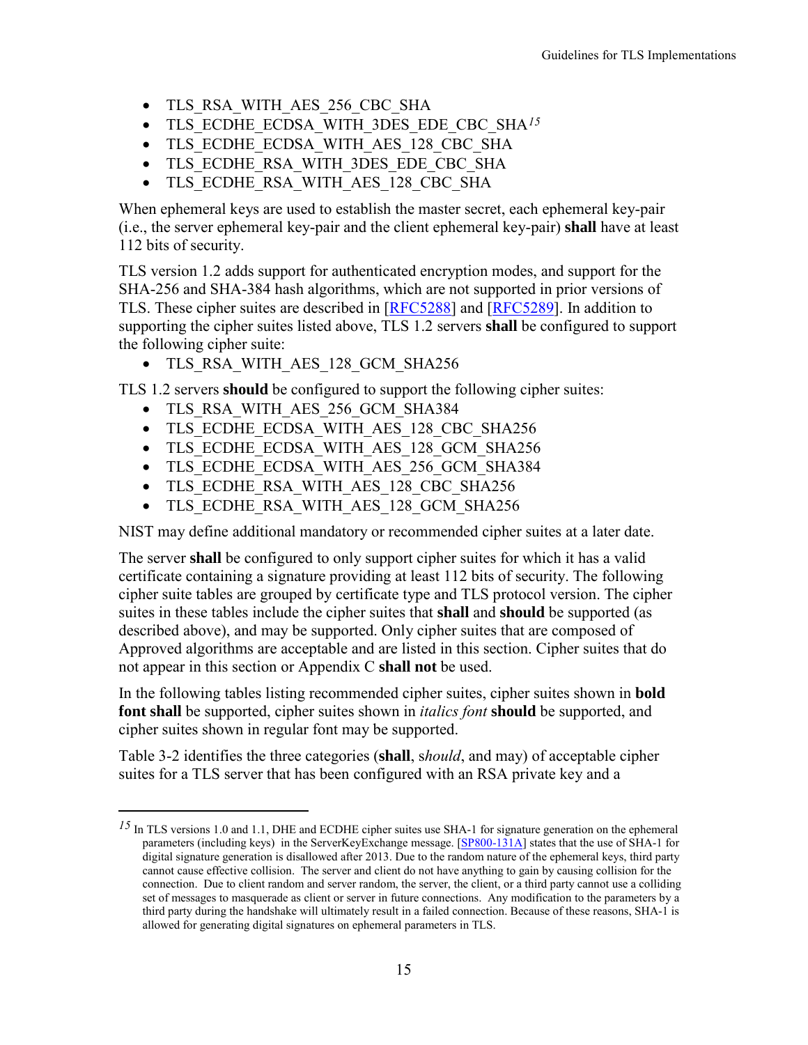- TLS_RSA_WITH_AES_256_CBC_SHA
- TLS_ECDHE_ECDSA_WITH_3DES_EDE_CBC_SHA[15]
- TLS_ECDHE_ECDSA_WITH_AES_128_CBC_SHA
- TLS_ECDHE_RSA_WITH_3DES_EDE_CBC_SHA
- TLS_ECDHE_RSA_WITH_AES_128_CBC_SHA

When ephemeral keys are used to establish the master secret, each ephemeral key-pair (i.e., the server ephemeral key-pair and the client ephemeral key-pair) **shall** have at least 112 bits of security.

TLS version 1.2 adds support for authenticated encryption modes, and support for the SHA-256 and SHA-384 hash algorithms, which are not supported in prior versions of TLS. These cipher suites are described in [RFC5288] and [RFC5289]. In addition to supporting the cipher suites listed above, TLS 1.2 servers **shall** be configured to support the following cipher suite:

- TLS_RSA_WITH_AES_128_GCM_SHA256

TLS 1.2 servers **should** be configured to support the following cipher suites:

- TLS_RSA_WITH_AES_256_GCM_SHA384
- TLS_ECDHE_ECDSA_WITH_AES_128_CBC_SHA256
- TLS_ECDHE_ECDSA_WITH_AES_128_GCM_SHA256
- TLS_ECDHE_ECDSA_WITH_AES_256_GCM_SHA384
- TLS_ECDHE_RSA_WITH_AES_128_CBC_SHA256
- TLS_ECDHE_RSA_WITH_AES_128_GCM_SHA256

NIST may define additional mandatory or recommended cipher suites at a later date.

The server **shall** be configured to only support cipher suites for which it has a valid certificate containing a signature providing at least 112 bits of security. The following cipher suite tables are grouped by certificate type and TLS protocol version. The cipher suites in these tables include the cipher suites that **shall** and **should** be supported (as described above), and may be supported. Only cipher suites that are composed of Approved algorithms are acceptable and are listed in this section. Cipher suites that do not appear in this section or Appendix C **shall not** be used.

In the following tables listing recommended cipher suites, cipher suites shown in **bold font shall** be supported, cipher suites shown in *italics font* **should** be supported, and cipher suites shown in regular font may be supported.

Table 3-2 identifies the three categories (**shall**, s*hould*, and may) of acceptable cipher suites for a TLS server that has been configured with an RSA private key and a

[15] In TLS versions 1.0 and 1.1, DHE and ECDHE cipher suites use SHA-1 for signature generation on the ephemeral parameters (including keys) in the ServerKeyExchange message. [SP800-131A] states that the use of SHA-1 for digital signature generation is disallowed after 2013. Due to the random nature of the ephemeral keys, third party cannot cause effective collision. The server and client do not have anything to gain by causing collision for the connection. Due to client random and server random, the server, the client, or a third party cannot use a colliding set of messages to masquerade as client or server in future connections. Any modification to the parameters by a third party during the handshake will ultimately result in a failed connection. Because of these reasons, SHA-1 is allowed for generating digital signatures on ephemeral parameters in TLS.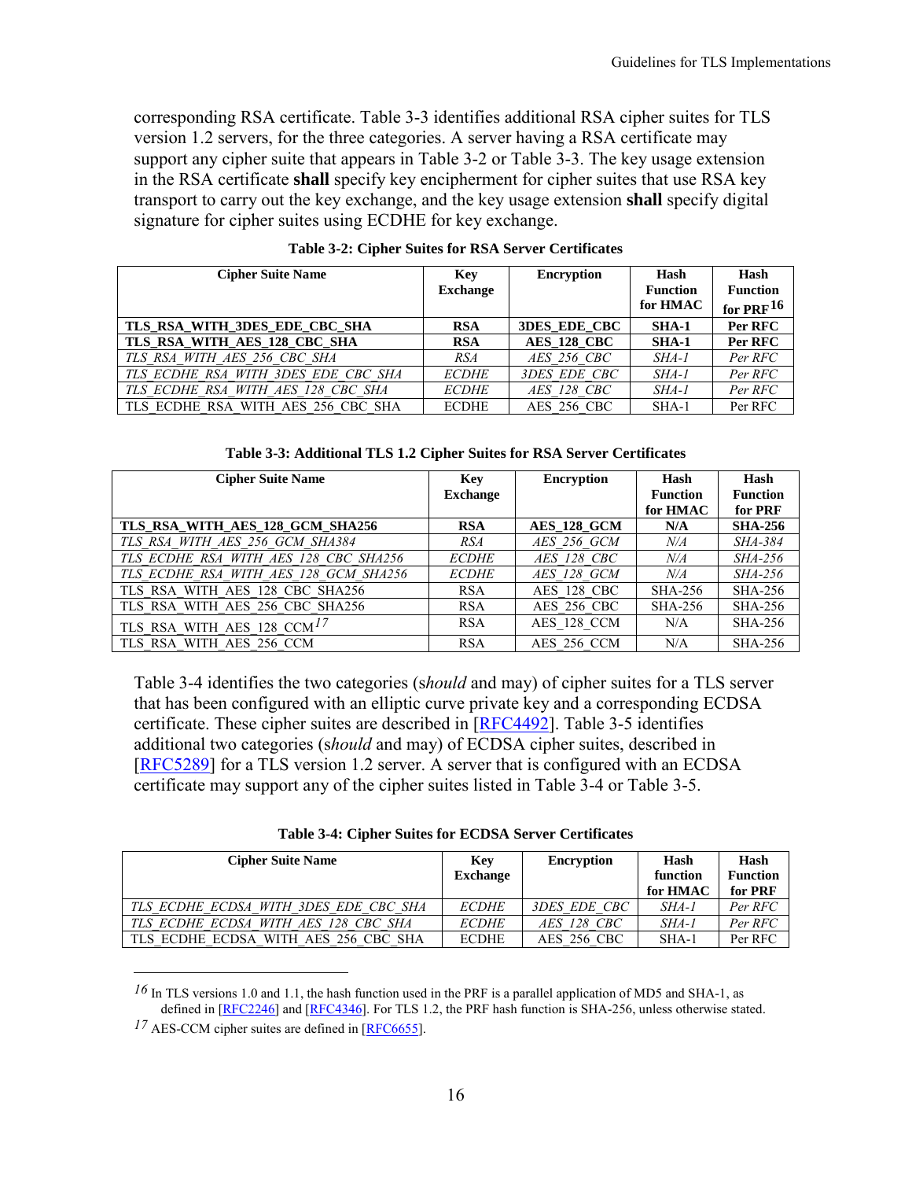corresponding RSA certificate. Table 3-3 identifies additional RSA cipher suites for TLS version 1.2 servers, for the three categories. A server having a RSA certificate may support any cipher suite that appears in Table 3-2 or Table 3-3. The key usage extension in the RSA certificate **shall** specify key encipherment for cipher suites that use RSA key transport to carry out the key exchange, and the key usage extension **shall** specify digital signature for cipher suites using ECDHE for key exchange.

**Table 3-2: Cipher Suites for RSA Server Certificates**

| Cipher Suite Name | Key Exchange | Encryption | Hash Function for HMAC | Hash Function for PRF[16] |
|---|---|---|---|---|
| **TLS_RSA_WITH_3DES_EDE_CBC_SHA** | **RSA** | **3DES_EDE_CBC** | **SHA-1** | **Per RFC** |
| **TLS_RSA_WITH_AES_128_CBC_SHA** | **RSA** | **AES_128_CBC** | **SHA-1** | **Per RFC** |
| *TLS_RSA_WITH_AES_256_CBC_SHA* | *RSA* | *AES_256_CBC* | *SHA-1* | *Per RFC* |
| *TLS_ECDHE_RSA_WITH_3DES_EDE_CBC_SHA* | *ECDHE* | *3DES_EDE_CBC* | *SHA-1* | *Per RFC* |
| *TLS_ECDHE_RSA_WITH_AES_128_CBC_SHA* | *ECDHE* | *AES_128_CBC* | *SHA-1* | *Per RFC* |
| TLS_ECDHE_RSA_WITH_AES_256_CBC_SHA | ECDHE | AES_256_CBC | SHA-1 | Per RFC |

**Table 3-3: Additional TLS 1.2 Cipher Suites for RSA Server Certificates**

| Cipher Suite Name | Key Exchange | Encryption | Hash Function for HMAC | Hash Function for PRF |
|---|---|---|---|---|
| **TLS_RSA_WITH_AES_128_GCM_SHA256** | **RSA** | **AES_128_GCM** | **N/A** | **SHA-256** |
| *TLS_RSA_WITH_AES_256_GCM_SHA384* | *RSA* | *AES_256_GCM* | *N/A* | *SHA-384* |
| *TLS_ECDHE_RSA_WITH_AES_128_CBC_SHA256* | *ECDHE* | *AES_128_CBC* | *N/A* | *SHA-256* |
| *TLS_ECDHE_RSA_WITH_AES_128_GCM_SHA256* | *ECDHE* | *AES_128_GCM* | *N/A* | *SHA-256* |
| TLS_RSA_WITH_AES_128_CBC_SHA256 | RSA | AES_128_CBC | SHA-256 | SHA-256 |
| TLS_RSA_WITH_AES_256_CBC_SHA256 | RSA | AES_256_CBC | SHA-256 | SHA-256 |
| TLS_RSA_WITH_AES_128_CCM[17] | RSA | AES_128_CCM | N/A | SHA-256 |
| TLS_RSA_WITH_AES_256_CCM | RSA | AES_256_CCM | N/A | SHA-256 |

Table 3-4 identifies the two categories (*should* and may) of cipher suites for a TLS server that has been configured with an elliptic curve private key and a corresponding ECDSA certificate. These cipher suites are described in [RFC4492]. Table 3-5 identifies additional two categories (*should* and may) of ECDSA cipher suites, described in [RFC5289] for a TLS version 1.2 server. A server that is configured with an ECDSA certificate may support any of the cipher suites listed in Table 3-4 or Table 3-5.

**Table 3-4: Cipher Suites for ECDSA Server Certificates**

| Cipher Suite Name | Key Exchange | Encryption | Hash function for HMAC | Hash Function for PRF |
|---|---|---|---|---|
| *TLS_ECDHE_ECDSA_WITH_3DES_EDE_CBC_SHA* | *ECDHE* | *3DES_EDE_CBC* | *SHA-1* | *Per RFC* |
| *TLS_ECDHE_ECDSA_WITH_AES_128_CBC_SHA* | *ECDHE* | *AES_128_CBC* | *SHA-1* | *Per RFC* |
| TLS_ECDHE_ECDSA_WITH_AES_256_CBC_SHA | ECDHE | AES_256_CBC | SHA-1 | Per RFC |

[16] In TLS versions 1.0 and 1.1, the hash function used in the PRF is a parallel application of MD5 and SHA-1, as defined in [RFC2246] and [RFC4346]. For TLS 1.2, the PRF hash function is SHA-256, unless otherwise stated.

[17] AES-CCM cipher suites are defined in [RFC6655].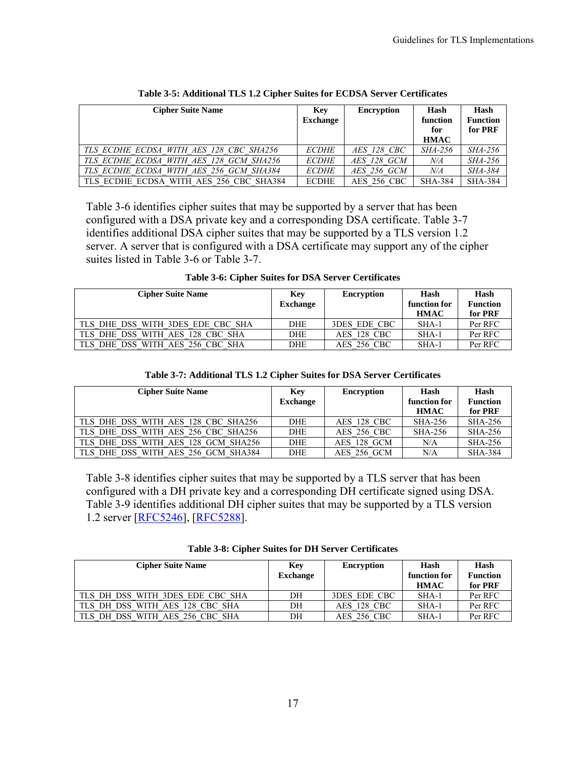**Table 3-5: Additional TLS 1.2 Cipher Suites for ECDSA Server Certificates**

| Cipher Suite Name | Key Exchange | Encryption | Hash function for HMAC | Hash Function for PRF |
|---|---|---|---|---|
| *TLS_ECDHE_ECDSA_WITH_AES_128_CBC_SHA256* | *ECDHE* | *AES_128_CBC* | *SHA-256* | *SHA-256* |
| *TLS_ECDHE_ECDSA_WITH_AES_128_GCM_SHA256* | *ECDHE* | *AES_128_GCM* | *N/A* | *SHA-256* |
| *TLS_ECDHE_ECDSA_WITH_AES_256_GCM_SHA384* | *ECDHE* | *AES_256_GCM* | *N/A* | *SHA-384* |
| TLS_ECDHE_ECDSA_WITH_AES_256_CBC_SHA384 | ECDHE | AES_256_CBC | SHA-384 | SHA-384 |

Table 3-6 identifies cipher suites that may be supported by a server that has been configured with a DSA private key and a corresponding DSA certificate. Table 3-7 identifies additional DSA cipher suites that may be supported by a TLS version 1.2 server. A server that is configured with a DSA certificate may support any of the cipher suites listed in Table 3-6 or Table 3-7.

**Table 3-6: Cipher Suites for DSA Server Certificates**

| Cipher Suite Name | Key Exchange | Encryption | Hash function for HMAC | Hash Function for PRF |
|---|---|---|---|---|
| TLS_DHE_DSS_WITH_3DES_EDE_CBC_SHA | DHE | 3DES_EDE_CBC | SHA-1 | Per RFC |
| TLS_DHE_DSS_WITH_AES_128_CBC_SHA | DHE | AES_128_CBC | SHA-1 | Per RFC |
| TLS_DHE_DSS_WITH_AES_256_CBC_SHA | DHE | AES_256_CBC | SHA-1 | Per RFC |

**Table 3-7: Additional TLS 1.2 Cipher Suites for DSA Server Certificates**

| Cipher Suite Name | Key Exchange | Encryption | Hash function for HMAC | Hash Function for PRF |
|---|---|---|---|---|
| TLS_DHE_DSS_WITH_AES_128_CBC_SHA256 | DHE | AES_128_CBC | SHA-256 | SHA-256 |
| TLS_DHE_DSS_WITH_AES_256_CBC_SHA256 | DHE | AES_256_CBC | SHA-256 | SHA-256 |
| TLS_DHE_DSS_WITH_AES_128_GCM_SHA256 | DHE | AES_128_GCM | N/A | SHA-256 |
| TLS_DHE_DSS_WITH_AES_256_GCM_SHA384 | DHE | AES_256_GCM | N/A | SHA-384 |

Table 3-8 identifies cipher suites that may be supported by a TLS server that has been configured with a DH private key and a corresponding DH certificate signed using DSA. Table 3-9 identifies additional DH cipher suites that may be supported by a TLS version 1.2 server [RFC5246], [RFC5288].

**Table 3-8: Cipher Suites for DH Server Certificates**

| Cipher Suite Name | Key Exchange | Encryption | Hash function for HMAC | Hash Function for PRF |
|---|---|---|---|---|
| TLS_DH_DSS_WITH_3DES_EDE_CBC_SHA | DH | 3DES_EDE_CBC | SHA-1 | Per RFC |
| TLS_DH_DSS_WITH_AES_128_CBC_SHA | DH | AES_128_CBC | SHA-1 | Per RFC |
| TLS_DH_DSS_WITH_AES_256_CBC_SHA | DH | AES_256_CBC | SHA-1 | Per RFC |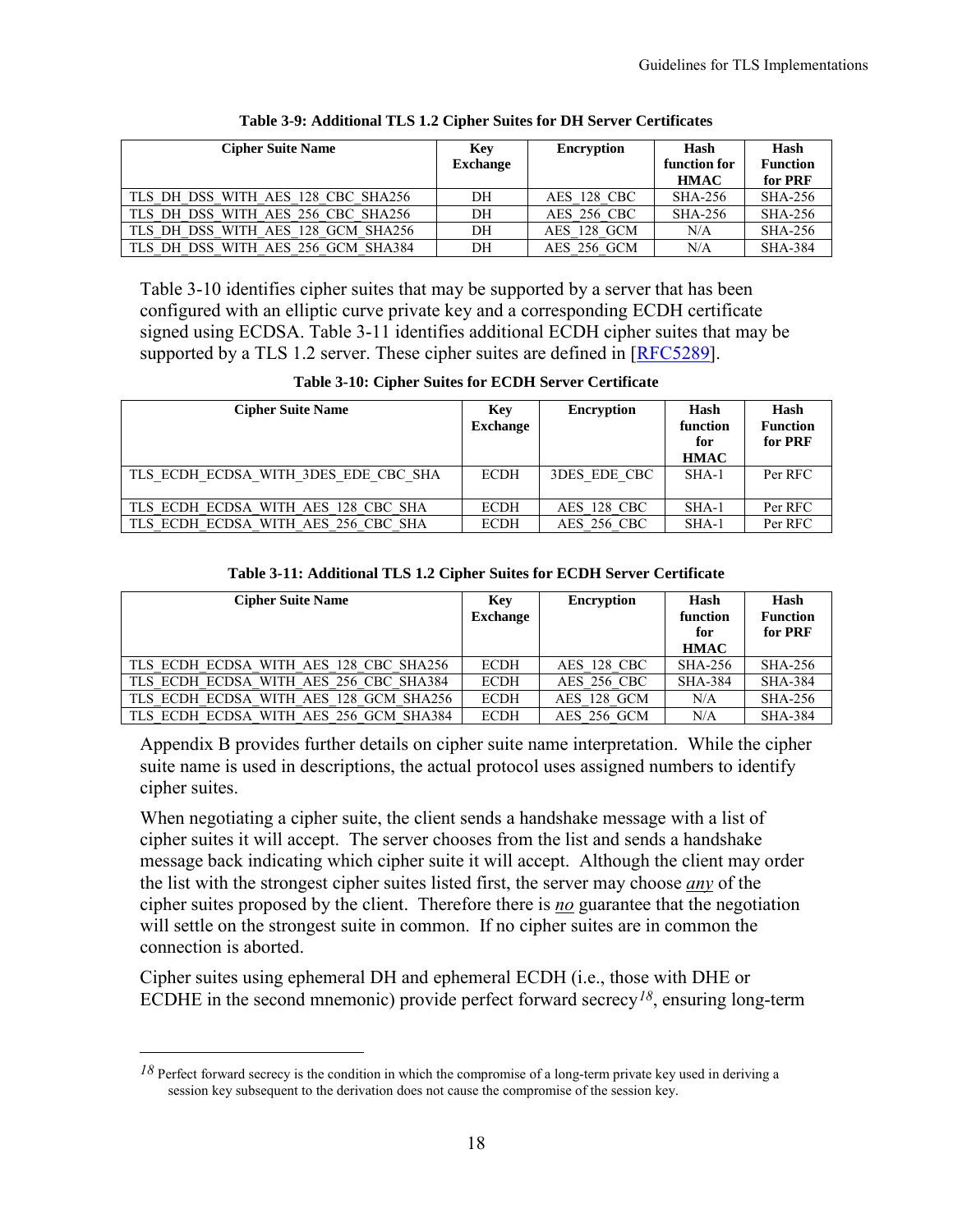**Table 3-9: Additional TLS 1.2 Cipher Suites for DH Server Certificates**

| Cipher Suite Name | Key Exchange | Encryption | Hash function for HMAC | Hash Function for PRF |
|---|---|---|---|---|
| TLS_DH_DSS_WITH_AES_128_CBC_SHA256 | DH | AES_128_CBC | SHA-256 | SHA-256 |
| TLS_DH_DSS_WITH_AES_256_CBC_SHA256 | DH | AES_256_CBC | SHA-256 | SHA-256 |
| TLS_DH_DSS_WITH_AES_128_GCM_SHA256 | DH | AES_128_GCM | N/A | SHA-256 |
| TLS_DH_DSS_WITH_AES_256_GCM_SHA384 | DH | AES_256_GCM | N/A | SHA-384 |

Table 3-10 identifies cipher suites that may be supported by a server that has been configured with an elliptic curve private key and a corresponding ECDH certificate signed using ECDSA. Table 3-11 identifies additional ECDH cipher suites that may be supported by a TLS 1.2 server. These cipher suites are defined in [RFC5289].

**Table 3-10: Cipher Suites for ECDH Server Certificate**

| Cipher Suite Name | Key Exchange | Encryption | Hash function for HMAC | Hash Function for PRF |
|---|---|---|---|---|
| TLS_ECDH_ECDSA_WITH_3DES_EDE_CBC_SHA | ECDH | 3DES_EDE_CBC | SHA-1 | Per RFC |
| TLS_ECDH_ECDSA_WITH_AES_128_CBC_SHA | ECDH | AES_128_CBC | SHA-1 | Per RFC |
| TLS_ECDH_ECDSA_WITH_AES_256_CBC_SHA | ECDH | AES_256_CBC | SHA-1 | Per RFC |

**Table 3-11: Additional TLS 1.2 Cipher Suites for ECDH Server Certificate**

| Cipher Suite Name | Key Exchange | Encryption | Hash function for HMAC | Hash Function for PRF |
|---|---|---|---|---|
| TLS_ECDH_ECDSA_WITH_AES_128_CBC_SHA256 | ECDH | AES_128_CBC | SHA-256 | SHA-256 |
| TLS_ECDH_ECDSA_WITH_AES_256_CBC_SHA384 | ECDH | AES_256_CBC | SHA-384 | SHA-384 |
| TLS_ECDH_ECDSA_WITH_AES_128_GCM_SHA256 | ECDH | AES_128_GCM | N/A | SHA-256 |
| TLS_ECDH_ECDSA_WITH_AES_256_GCM_SHA384 | ECDH | AES_256_GCM | N/A | SHA-384 |

Appendix B provides further details on cipher suite name interpretation. While the cipher suite name is used in descriptions, the actual protocol uses assigned numbers to identify cipher suites.

When negotiating a cipher suite, the client sends a handshake message with a list of cipher suites it will accept. The server chooses from the list and sends a handshake message back indicating which cipher suite it will accept. Although the client may order the list with the strongest cipher suites listed first, the server may choose ***any*** of the cipher suites proposed by the client. Therefore there is ***no*** guarantee that the negotiation will settle on the strongest suite in common. If no cipher suites are in common the connection is aborted.

Cipher suites using ephemeral DH and ephemeral ECDH (i.e., those with DHE or ECDHE in the second mnemonic) provide perfect forward secrecy[18], ensuring long-term

[18] Perfect forward secrecy is the condition in which the compromise of a long-term private key used in deriving a session key subsequent to the derivation does not cause the compromise of the session key.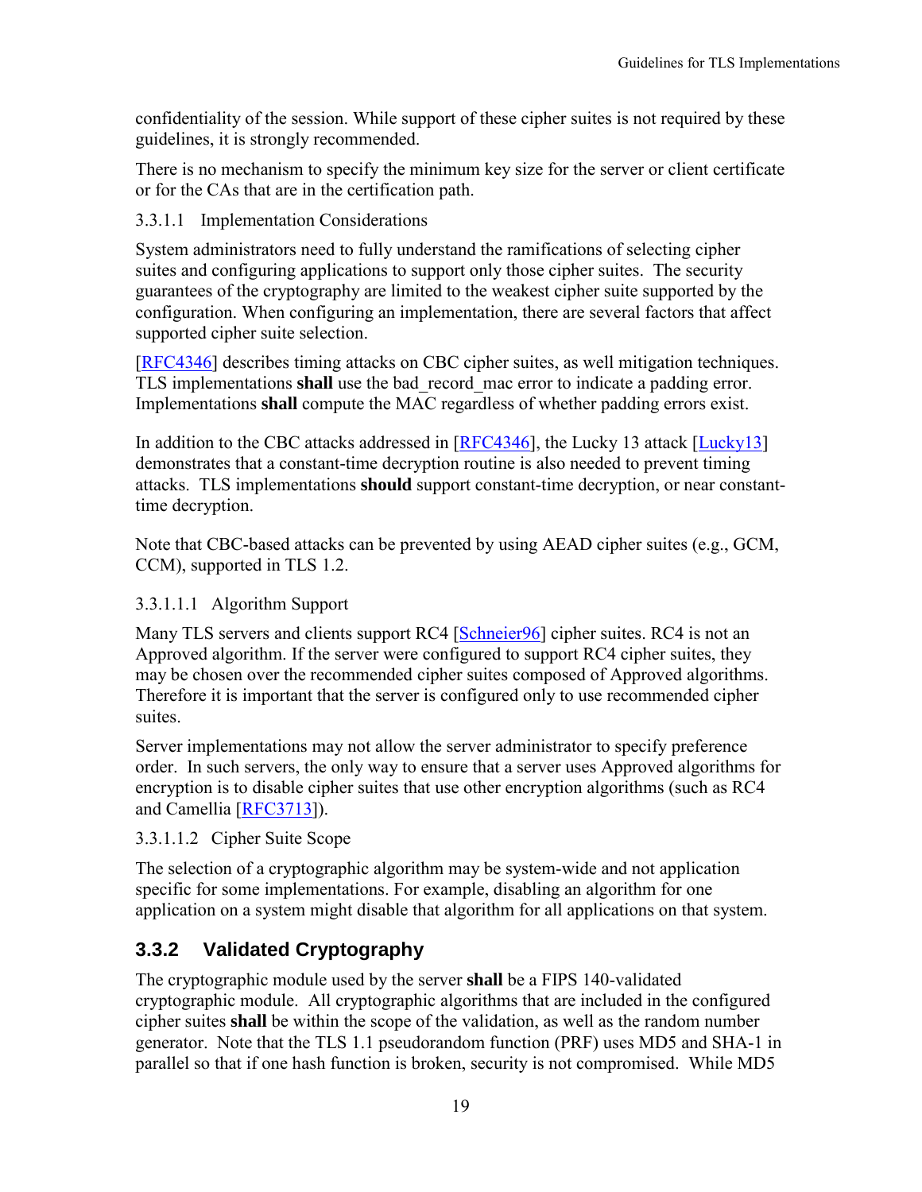confidentiality of the session. While support of these cipher suites is not required by these guidelines, it is strongly recommended.

There is no mechanism to specify the minimum key size for the server or client certificate or for the CAs that are in the certification path.

#### 3.3.1.1 Implementation Considerations

System administrators need to fully understand the ramifications of selecting cipher suites and configuring applications to support only those cipher suites. The security guarantees of the cryptography are limited to the weakest cipher suite supported by the configuration. When configuring an implementation, there are several factors that affect supported cipher suite selection.

[RFC4346] describes timing attacks on CBC cipher suites, as well mitigation techniques. TLS implementations **shall** use the bad_record_mac error to indicate a padding error. Implementations **shall** compute the MAC regardless of whether padding errors exist.

In addition to the CBC attacks addressed in [RFC4346], the Lucky 13 attack [Lucky13] demonstrates that a constant-time decryption routine is also needed to prevent timing attacks. TLS implementations **should** support constant-time decryption, or near constant-time decryption.

Note that CBC-based attacks can be prevented by using AEAD cipher suites (e.g., GCM, CCM), supported in TLS 1.2.

##### 3.3.1.1.1 Algorithm Support

Many TLS servers and clients support RC4 [Schneier96] cipher suites. RC4 is not an Approved algorithm. If the server were configured to support RC4 cipher suites, they may be chosen over the recommended cipher suites composed of Approved algorithms. Therefore it is important that the server is configured only to use recommended cipher suites.

Server implementations may not allow the server administrator to specify preference order. In such servers, the only way to ensure that a server uses Approved algorithms for encryption is to disable cipher suites that use other encryption algorithms (such as RC4 and Camellia [RFC3713]).

##### 3.3.1.1.2 Cipher Suite Scope

The selection of a cryptographic algorithm may be system-wide and not application specific for some implementations. For example, disabling an algorithm for one application on a system might disable that algorithm for all applications on that system.

### 3.3.2 Validated Cryptography

The cryptographic module used by the server **shall** be a FIPS 140-validated cryptographic module. All cryptographic algorithms that are included in the configured cipher suites **shall** be within the scope of the validation, as well as the random number generator. Note that the TLS 1.1 pseudorandom function (PRF) uses MD5 and SHA-1 in parallel so that if one hash function is broken, security is not compromised. While MD5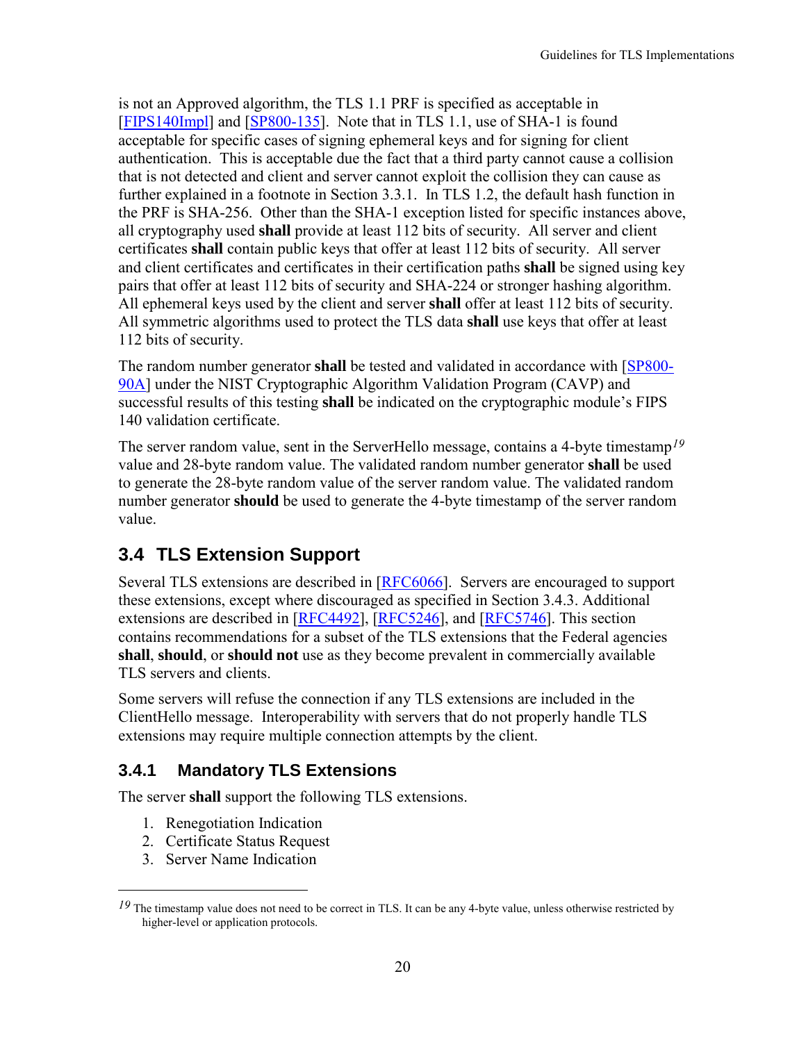is not an Approved algorithm, the TLS 1.1 PRF is specified as acceptable in [FIPS140Impl] and [SP800-135]. Note that in TLS 1.1, use of SHA-1 is found acceptable for specific cases of signing ephemeral keys and for signing for client authentication. This is acceptable due the fact that a third party cannot cause a collision that is not detected and client and server cannot exploit the collision they can cause as further explained in a footnote in Section 3.3.1. In TLS 1.2, the default hash function in the PRF is SHA-256. Other than the SHA-1 exception listed for specific instances above, all cryptography used **shall** provide at least 112 bits of security. All server and client certificates **shall** contain public keys that offer at least 112 bits of security. All server and client certificates and certificates in their certification paths **shall** be signed using key pairs that offer at least 112 bits of security and SHA-224 or stronger hashing algorithm. All ephemeral keys used by the client and server **shall** offer at least 112 bits of security. All symmetric algorithms used to protect the TLS data **shall** use keys that offer at least 112 bits of security.

The random number generator **shall** be tested and validated in accordance with [SP800-90A] under the NIST Cryptographic Algorithm Validation Program (CAVP) and successful results of this testing **shall** be indicated on the cryptographic module's FIPS 140 validation certificate.

The server random value, sent in the ServerHello message, contains a 4-byte timestamp[19] value and 28-byte random value. The validated random number generator **shall** be used to generate the 28-byte random value of the server random value. The validated random number generator **should** be used to generate the 4-byte timestamp of the server random value.

## 3.4 TLS Extension Support

Several TLS extensions are described in [RFC6066]. Servers are encouraged to support these extensions, except where discouraged as specified in Section 3.4.3. Additional extensions are described in [RFC4492], [RFC5246], and [RFC5746]. This section contains recommendations for a subset of the TLS extensions that the Federal agencies **shall**, **should**, or **should not** use as they become prevalent in commercially available TLS servers and clients.

Some servers will refuse the connection if any TLS extensions are included in the ClientHello message. Interoperability with servers that do not properly handle TLS extensions may require multiple connection attempts by the client.

### 3.4.1 Mandatory TLS Extensions

The server **shall** support the following TLS extensions.

1. Renegotiation Indication
2. Certificate Status Request
3. Server Name Indication

[19] The timestamp value does not need to be correct in TLS. It can be any 4-byte value, unless otherwise restricted by higher-level or application protocols.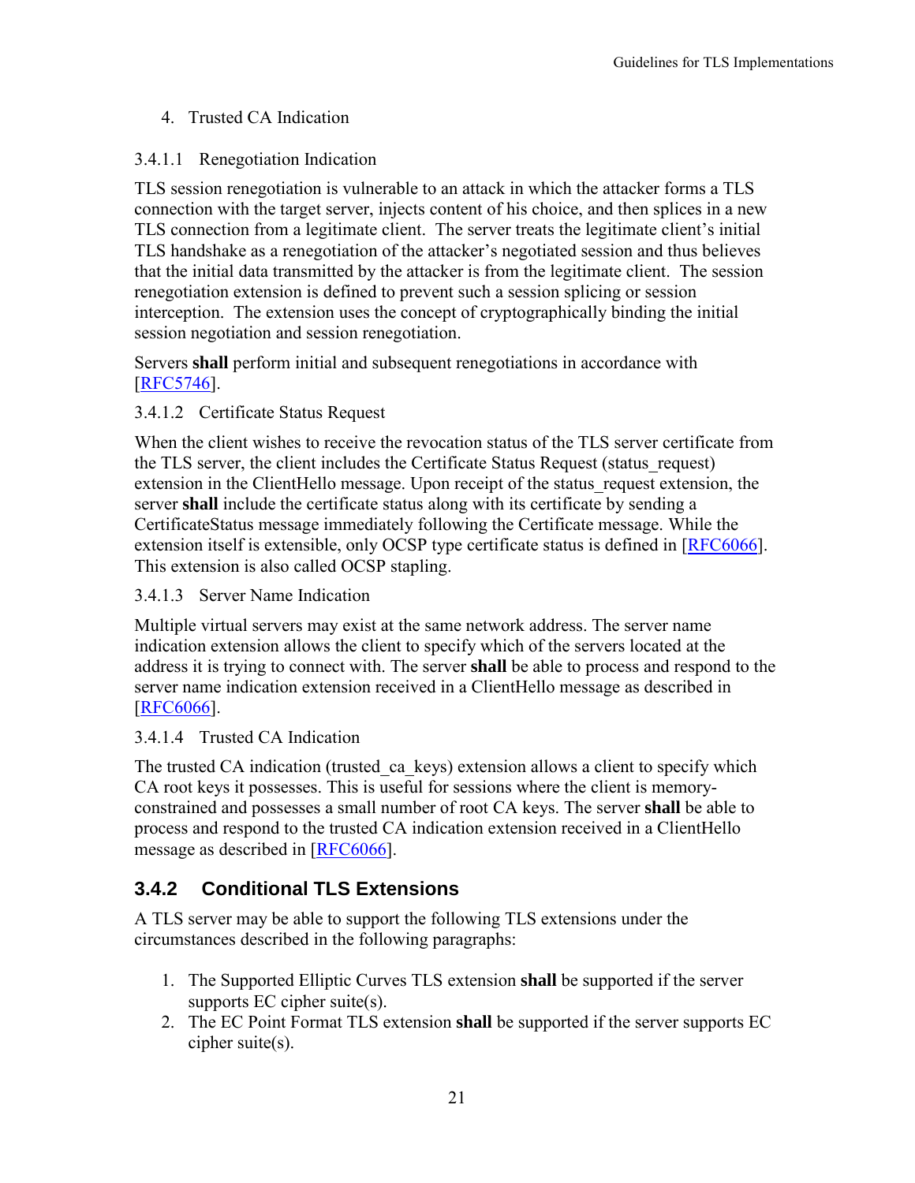4. Trusted CA Indication

#### 3.4.1.1 Renegotiation Indication

TLS session renegotiation is vulnerable to an attack in which the attacker forms a TLS connection with the target server, injects content of his choice, and then splices in a new TLS connection from a legitimate client. The server treats the legitimate client's initial TLS handshake as a renegotiation of the attacker's negotiated session and thus believes that the initial data transmitted by the attacker is from the legitimate client. The session renegotiation extension is defined to prevent such a session splicing or session interception. The extension uses the concept of cryptographically binding the initial session negotiation and session renegotiation.

Servers **shall** perform initial and subsequent renegotiations in accordance with [RFC5746].

#### 3.4.1.2 Certificate Status Request

When the client wishes to receive the revocation status of the TLS server certificate from the TLS server, the client includes the Certificate Status Request (status_request) extension in the ClientHello message. Upon receipt of the status_request extension, the server **shall** include the certificate status along with its certificate by sending a CertificateStatus message immediately following the Certificate message. While the extension itself is extensible, only OCSP type certificate status is defined in [RFC6066]. This extension is also called OCSP stapling.

#### 3.4.1.3 Server Name Indication

Multiple virtual servers may exist at the same network address. The server name indication extension allows the client to specify which of the servers located at the address it is trying to connect with. The server **shall** be able to process and respond to the server name indication extension received in a ClientHello message as described in [RFC6066].

#### 3.4.1.4 Trusted CA Indication

The trusted CA indication (trusted_ca_keys) extension allows a client to specify which CA root keys it possesses. This is useful for sessions where the client is memory-constrained and possesses a small number of root CA keys. The server **shall** be able to process and respond to the trusted CA indication extension received in a ClientHello message as described in [RFC6066].

### 3.4.2 Conditional TLS Extensions

A TLS server may be able to support the following TLS extensions under the circumstances described in the following paragraphs:

1. The Supported Elliptic Curves TLS extension **shall** be supported if the server supports EC cipher suite(s).
2. The EC Point Format TLS extension **shall** be supported if the server supports EC cipher suite(s).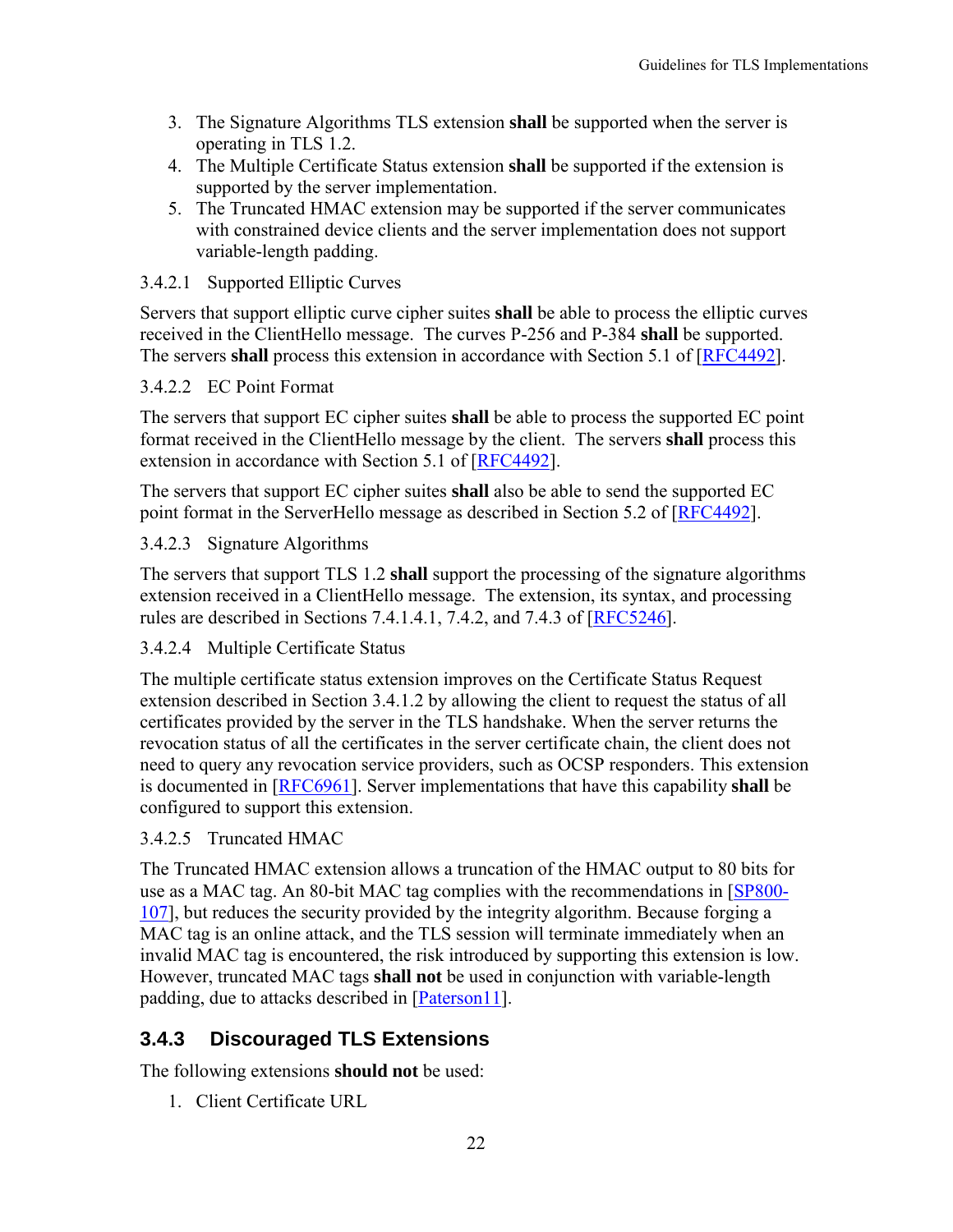3. The Signature Algorithms TLS extension **shall** be supported when the server is operating in TLS 1.2.
4. The Multiple Certificate Status extension **shall** be supported if the extension is supported by the server implementation.
5. The Truncated HMAC extension may be supported if the server communicates with constrained device clients and the server implementation does not support variable-length padding.

#### 3.4.2.1 Supported Elliptic Curves

Servers that support elliptic curve cipher suites **shall** be able to process the elliptic curves received in the ClientHello message. The curves P-256 and P-384 **shall** be supported. The servers **shall** process this extension in accordance with Section 5.1 of [RFC4492].

#### 3.4.2.2 EC Point Format

The servers that support EC cipher suites **shall** be able to process the supported EC point format received in the ClientHello message by the client. The servers **shall** process this extension in accordance with Section 5.1 of [RFC4492].

The servers that support EC cipher suites **shall** also be able to send the supported EC point format in the ServerHello message as described in Section 5.2 of [RFC4492].

#### 3.4.2.3 Signature Algorithms

The servers that support TLS 1.2 **shall** support the processing of the signature algorithms extension received in a ClientHello message. The extension, its syntax, and processing rules are described in Sections 7.4.1.4.1, 7.4.2, and 7.4.3 of [RFC5246].

#### 3.4.2.4 Multiple Certificate Status

The multiple certificate status extension improves on the Certificate Status Request extension described in Section 3.4.1.2 by allowing the client to request the status of all certificates provided by the server in the TLS handshake. When the server returns the revocation status of all the certificates in the server certificate chain, the client does not need to query any revocation service providers, such as OCSP responders. This extension is documented in [RFC6961]. Server implementations that have this capability **shall** be configured to support this extension.

#### 3.4.2.5 Truncated HMAC

The Truncated HMAC extension allows a truncation of the HMAC output to 80 bits for use as a MAC tag. An 80-bit MAC tag complies with the recommendations in [SP800-107], but reduces the security provided by the integrity algorithm. Because forging a MAC tag is an online attack, and the TLS session will terminate immediately when an invalid MAC tag is encountered, the risk introduced by supporting this extension is low. However, truncated MAC tags **shall not** be used in conjunction with variable-length padding, due to attacks described in [Paterson11].

### 3.4.3 Discouraged TLS Extensions

The following extensions **should not** be used:

1. Client Certificate URL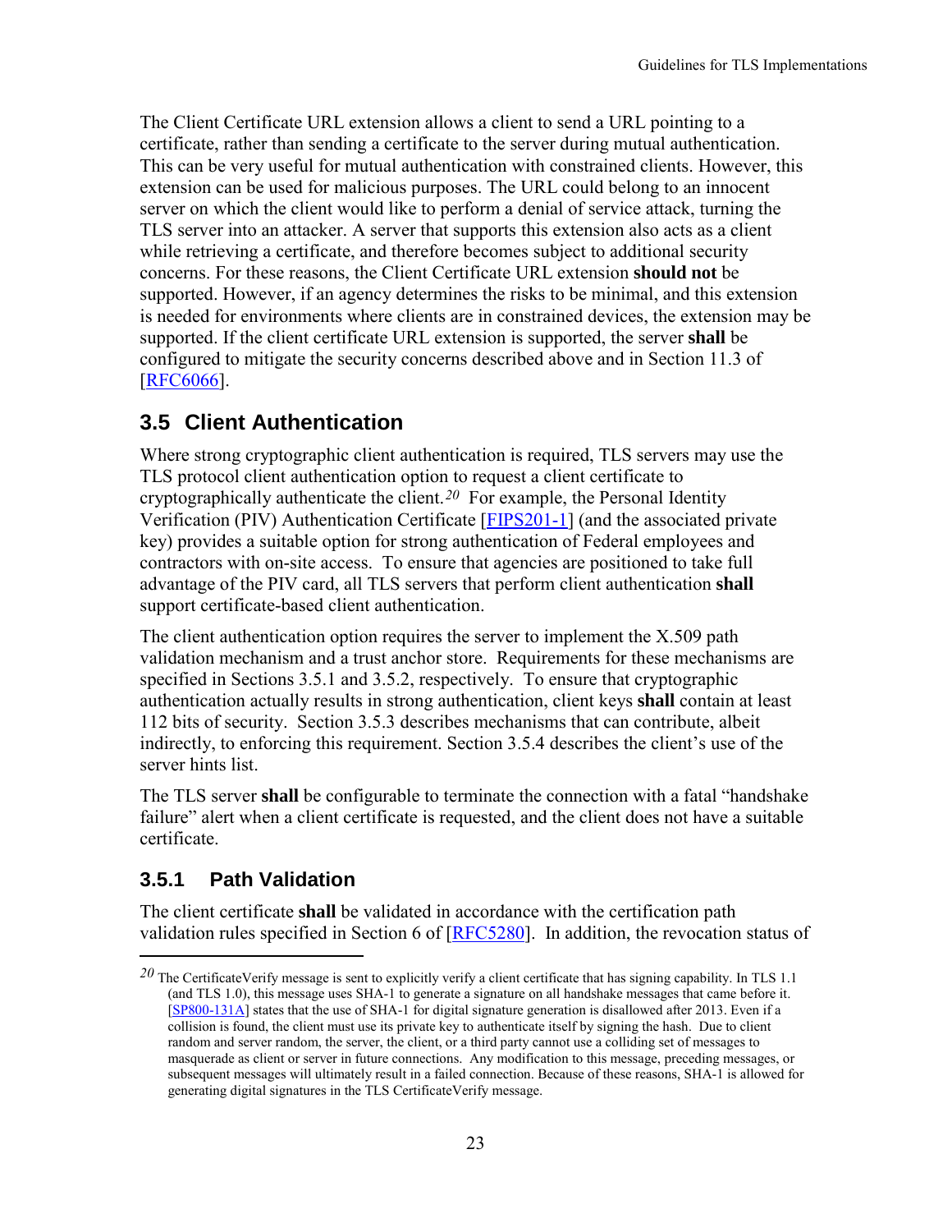The Client Certificate URL extension allows a client to send a URL pointing to a certificate, rather than sending a certificate to the server during mutual authentication. This can be very useful for mutual authentication with constrained clients. However, this extension can be used for malicious purposes. The URL could belong to an innocent server on which the client would like to perform a denial of service attack, turning the TLS server into an attacker. A server that supports this extension also acts as a client while retrieving a certificate, and therefore becomes subject to additional security concerns. For these reasons, the Client Certificate URL extension **should not** be supported. However, if an agency determines the risks to be minimal, and this extension is needed for environments where clients are in constrained devices, the extension may be supported. If the client certificate URL extension is supported, the server **shall** be configured to mitigate the security concerns described above and in Section 11.3 of [RFC6066].

## 3.5 Client Authentication

Where strong cryptographic client authentication is required, TLS servers may use the TLS protocol client authentication option to request a client certificate to cryptographically authenticate the client.[20] For example, the Personal Identity Verification (PIV) Authentication Certificate [FIPS201-1] (and the associated private key) provides a suitable option for strong authentication of Federal employees and contractors with on-site access. To ensure that agencies are positioned to take full advantage of the PIV card, all TLS servers that perform client authentication **shall** support certificate-based client authentication.

The client authentication option requires the server to implement the X.509 path validation mechanism and a trust anchor store. Requirements for these mechanisms are specified in Sections 3.5.1 and 3.5.2, respectively. To ensure that cryptographic authentication actually results in strong authentication, client keys **shall** contain at least 112 bits of security. Section 3.5.3 describes mechanisms that can contribute, albeit indirectly, to enforcing this requirement. Section 3.5.4 describes the client's use of the server hints list.

The TLS server **shall** be configurable to terminate the connection with a fatal "handshake failure" alert when a client certificate is requested, and the client does not have a suitable certificate.

### 3.5.1 Path Validation

The client certificate **shall** be validated in accordance with the certification path validation rules specified in Section 6 of [RFC5280]. In addition, the revocation status of

[20] The CertificateVerify message is sent to explicitly verify a client certificate that has signing capability. In TLS 1.1 (and TLS 1.0), this message uses SHA-1 to generate a signature on all handshake messages that came before it. [SP800-131A] states that the use of SHA-1 for digital signature generation is disallowed after 2013. Even if a collision is found, the client must use its private key to authenticate itself by signing the hash. Due to client random and server random, the server, the client, or a third party cannot use a colliding set of messages to masquerade as client or server in future connections. Any modification to this message, preceding messages, or subsequent messages will ultimately result in a failed connection. Because of these reasons, SHA-1 is allowed for generating digital signatures in the TLS CertificateVerify message.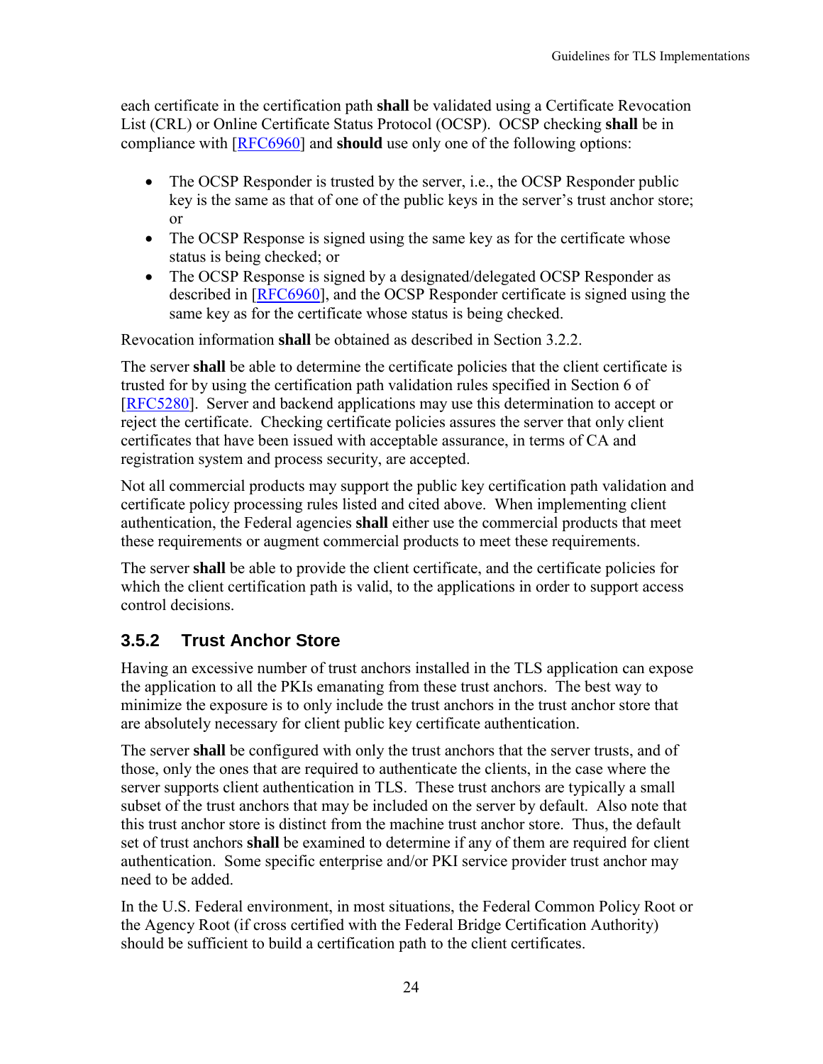each certificate in the certification path **shall** be validated using a Certificate Revocation List (CRL) or Online Certificate Status Protocol (OCSP). OCSP checking **shall** be in compliance with [RFC6960] and **should** use only one of the following options:

- The OCSP Responder is trusted by the server, i.e., the OCSP Responder public key is the same as that of one of the public keys in the server's trust anchor store; or
- The OCSP Response is signed using the same key as for the certificate whose status is being checked; or
- The OCSP Response is signed by a designated/delegated OCSP Responder as described in [RFC6960], and the OCSP Responder certificate is signed using the same key as for the certificate whose status is being checked.

Revocation information **shall** be obtained as described in Section 3.2.2.

The server **shall** be able to determine the certificate policies that the client certificate is trusted for by using the certification path validation rules specified in Section 6 of [RFC5280]. Server and backend applications may use this determination to accept or reject the certificate. Checking certificate policies assures the server that only client certificates that have been issued with acceptable assurance, in terms of CA and registration system and process security, are accepted.

Not all commercial products may support the public key certification path validation and certificate policy processing rules listed and cited above. When implementing client authentication, the Federal agencies **shall** either use the commercial products that meet these requirements or augment commercial products to meet these requirements.

The server **shall** be able to provide the client certificate, and the certificate policies for which the client certification path is valid, to the applications in order to support access control decisions.

### 3.5.2 Trust Anchor Store

Having an excessive number of trust anchors installed in the TLS application can expose the application to all the PKIs emanating from these trust anchors. The best way to minimize the exposure is to only include the trust anchors in the trust anchor store that are absolutely necessary for client public key certificate authentication.

The server **shall** be configured with only the trust anchors that the server trusts, and of those, only the ones that are required to authenticate the clients, in the case where the server supports client authentication in TLS. These trust anchors are typically a small subset of the trust anchors that may be included on the server by default. Also note that this trust anchor store is distinct from the machine trust anchor store. Thus, the default set of trust anchors **shall** be examined to determine if any of them are required for client authentication. Some specific enterprise and/or PKI service provider trust anchor may need to be added.

In the U.S. Federal environment, in most situations, the Federal Common Policy Root or the Agency Root (if cross certified with the Federal Bridge Certification Authority) should be sufficient to build a certification path to the client certificates.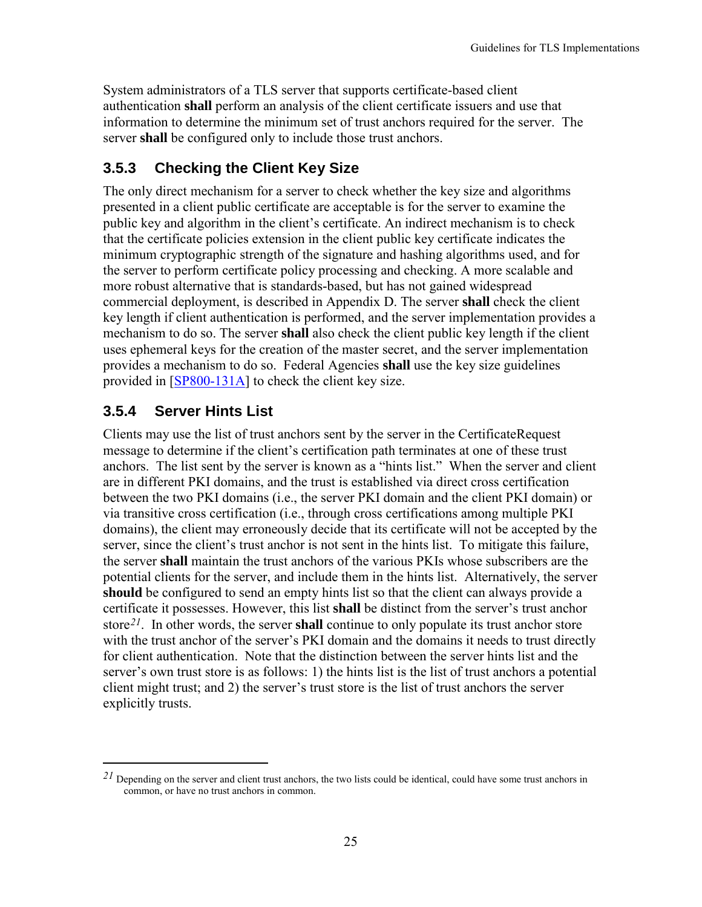System administrators of a TLS server that supports certificate-based client authentication **shall** perform an analysis of the client certificate issuers and use that information to determine the minimum set of trust anchors required for the server. The server **shall** be configured only to include those trust anchors.

### 3.5.3 Checking the Client Key Size

The only direct mechanism for a server to check whether the key size and algorithms presented in a client public certificate are acceptable is for the server to examine the public key and algorithm in the client's certificate. An indirect mechanism is to check that the certificate policies extension in the client public key certificate indicates the minimum cryptographic strength of the signature and hashing algorithms used, and for the server to perform certificate policy processing and checking. A more scalable and more robust alternative that is standards-based, but has not gained widespread commercial deployment, is described in Appendix D. The server **shall** check the client key length if client authentication is performed, and the server implementation provides a mechanism to do so. The server **shall** also check the client public key length if the client uses ephemeral keys for the creation of the master secret, and the server implementation provides a mechanism to do so. Federal Agencies **shall** use the key size guidelines provided in [SP800-131A] to check the client key size.

### 3.5.4 Server Hints List

Clients may use the list of trust anchors sent by the server in the CertificateRequest message to determine if the client's certification path terminates at one of these trust anchors. The list sent by the server is known as a "hints list." When the server and client are in different PKI domains, and the trust is established via direct cross certification between the two PKI domains (i.e., the server PKI domain and the client PKI domain) or via transitive cross certification (i.e., through cross certifications among multiple PKI domains), the client may erroneously decide that its certificate will not be accepted by the server, since the client's trust anchor is not sent in the hints list. To mitigate this failure, the server **shall** maintain the trust anchors of the various PKIs whose subscribers are the potential clients for the server, and include them in the hints list. Alternatively, the server **should** be configured to send an empty hints list so that the client can always provide a certificate it possesses. However, this list **shall** be distinct from the server's trust anchor store[21]. In other words, the server **shall** continue to only populate its trust anchor store with the trust anchor of the server's PKI domain and the domains it needs to trust directly for client authentication. Note that the distinction between the server hints list and the server's own trust store is as follows: 1) the hints list is the list of trust anchors a potential client might trust; and 2) the server's trust store is the list of trust anchors the server explicitly trusts.

---

[21] Depending on the server and client trust anchors, the two lists could be identical, could have some trust anchors in common, or have no trust anchors in common.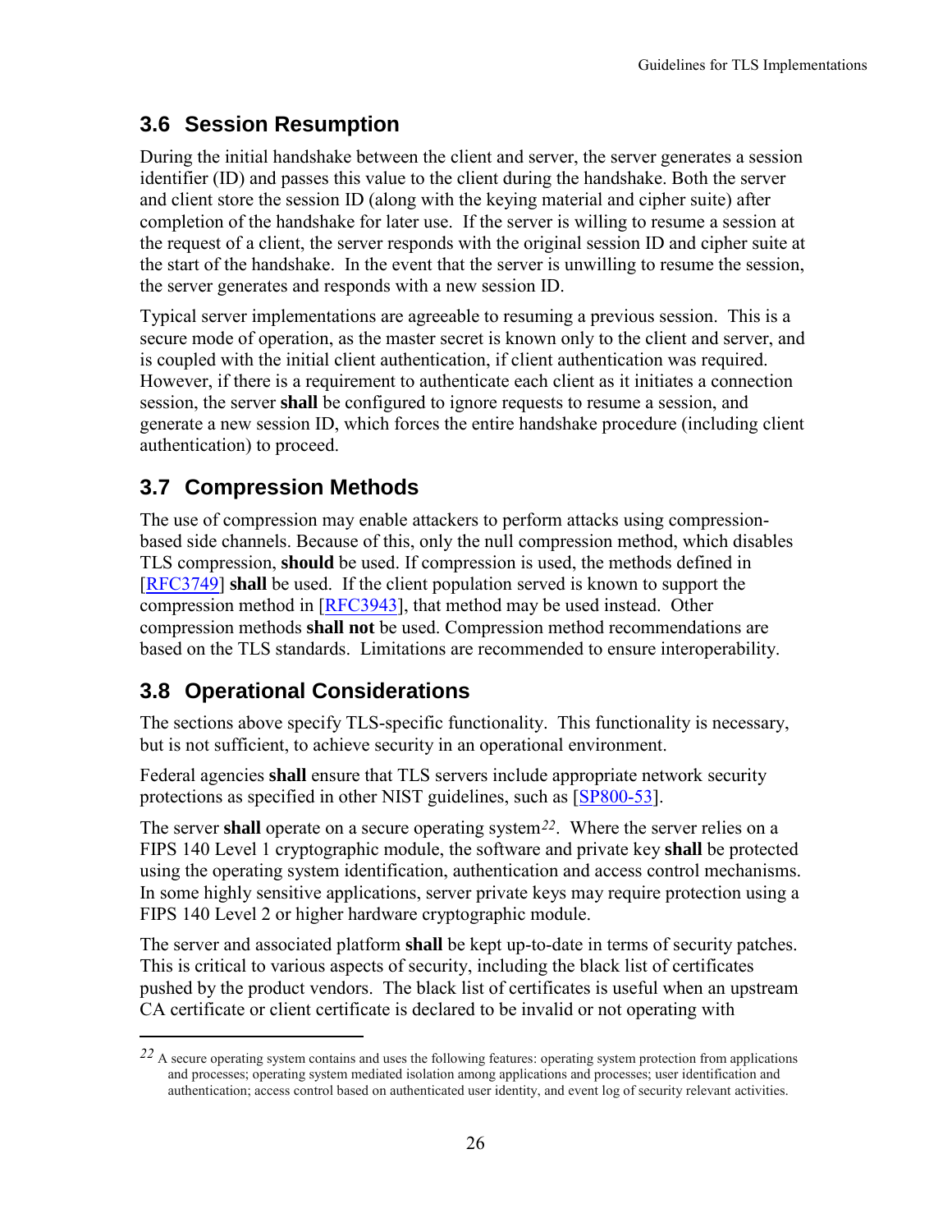## 3.6 Session Resumption

During the initial handshake between the client and server, the server generates a session identifier (ID) and passes this value to the client during the handshake. Both the server and client store the session ID (along with the keying material and cipher suite) after completion of the handshake for later use. If the server is willing to resume a session at the request of a client, the server responds with the original session ID and cipher suite at the start of the handshake. In the event that the server is unwilling to resume the session, the server generates and responds with a new session ID.

Typical server implementations are agreeable to resuming a previous session. This is a secure mode of operation, as the master secret is known only to the client and server, and is coupled with the initial client authentication, if client authentication was required. However, if there is a requirement to authenticate each client as it initiates a connection session, the server **shall** be configured to ignore requests to resume a session, and generate a new session ID, which forces the entire handshake procedure (including client authentication) to proceed.

## 3.7 Compression Methods

The use of compression may enable attackers to perform attacks using compression-based side channels. Because of this, only the null compression method, which disables TLS compression, **should** be used. If compression is used, the methods defined in [RFC3749] **shall** be used. If the client population served is known to support the compression method in [RFC3943], that method may be used instead. Other compression methods **shall not** be used. Compression method recommendations are based on the TLS standards. Limitations are recommended to ensure interoperability.

## 3.8 Operational Considerations

The sections above specify TLS-specific functionality. This functionality is necessary, but is not sufficient, to achieve security in an operational environment.

Federal agencies **shall** ensure that TLS servers include appropriate network security protections as specified in other NIST guidelines, such as [SP800-53].

The server **shall** operate on a secure operating system[22]. Where the server relies on a FIPS 140 Level 1 cryptographic module, the software and private key **shall** be protected using the operating system identification, authentication and access control mechanisms. In some highly sensitive applications, server private keys may require protection using a FIPS 140 Level 2 or higher hardware cryptographic module.

The server and associated platform **shall** be kept up-to-date in terms of security patches. This is critical to various aspects of security, including the black list of certificates pushed by the product vendors. The black list of certificates is useful when an upstream CA certificate or client certificate is declared to be invalid or not operating with

[22] A secure operating system contains and uses the following features: operating system protection from applications and processes; operating system mediated isolation among applications and processes; user identification and authentication; access control based on authenticated user identity, and event log of security relevant activities.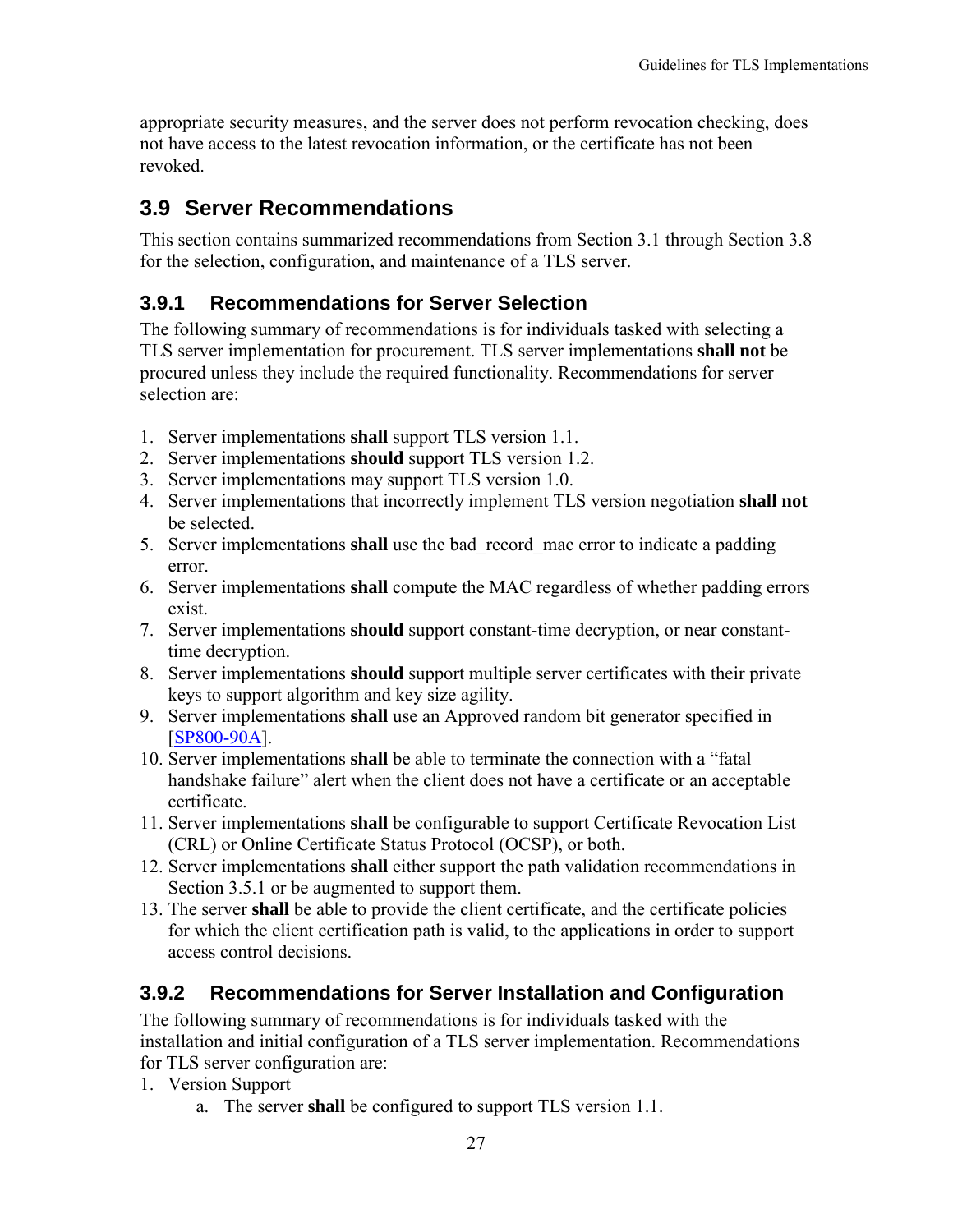appropriate security measures, and the server does not perform revocation checking, does not have access to the latest revocation information, or the certificate has not been revoked.

## 3.9 Server Recommendations

This section contains summarized recommendations from Section 3.1 through Section 3.8 for the selection, configuration, and maintenance of a TLS server.

### 3.9.1 Recommendations for Server Selection

The following summary of recommendations is for individuals tasked with selecting a TLS server implementation for procurement. TLS server implementations **shall not** be procured unless they include the required functionality. Recommendations for server selection are:

1. Server implementations **shall** support TLS version 1.1.
2. Server implementations **should** support TLS version 1.2.
3. Server implementations may support TLS version 1.0.
4. Server implementations that incorrectly implement TLS version negotiation **shall not** be selected.
5. Server implementations **shall** use the bad_record_mac error to indicate a padding error.
6. Server implementations **shall** compute the MAC regardless of whether padding errors exist.
7. Server implementations **should** support constant-time decryption, or near constant-time decryption.
8. Server implementations **should** support multiple server certificates with their private keys to support algorithm and key size agility.
9. Server implementations **shall** use an Approved random bit generator specified in [SP800-90A].
10. Server implementations **shall** be able to terminate the connection with a "fatal handshake failure" alert when the client does not have a certificate or an acceptable certificate.
11. Server implementations **shall** be configurable to support Certificate Revocation List (CRL) or Online Certificate Status Protocol (OCSP), or both.
12. Server implementations **shall** either support the path validation recommendations in Section 3.5.1 or be augmented to support them.
13. The server **shall** be able to provide the client certificate, and the certificate policies for which the client certification path is valid, to the applications in order to support access control decisions.

### 3.9.2 Recommendations for Server Installation and Configuration

The following summary of recommendations is for individuals tasked with the installation and initial configuration of a TLS server implementation. Recommendations for TLS server configuration are:

1. Version Support
    a. The server **shall** be configured to support TLS version 1.1.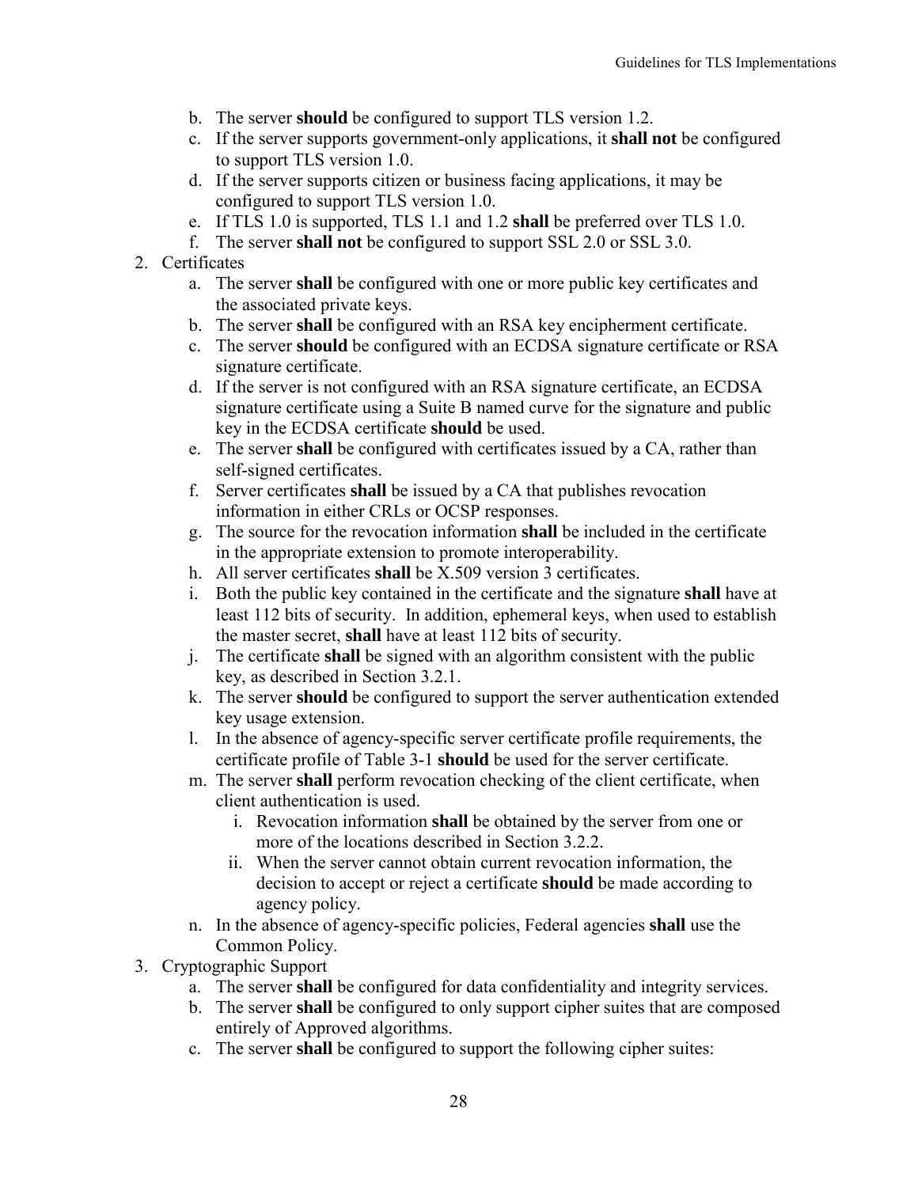b. The server **should** be configured to support TLS version 1.2.
   c. If the server supports government-only applications, it **shall not** be configured to support TLS version 1.0.
   d. If the server supports citizen or business facing applications, it may be configured to support TLS version 1.0.
   e. If TLS 1.0 is supported, TLS 1.1 and 1.2 **shall** be preferred over TLS 1.0.
   f. The server **shall not** be configured to support SSL 2.0 or SSL 3.0.

2. Certificates
   a. The server **shall** be configured with one or more public key certificates and the associated private keys.
   b. The server **shall** be configured with an RSA key encipherment certificate.
   c. The server **should** be configured with an ECDSA signature certificate or RSA signature certificate.
   d. If the server is not configured with an RSA signature certificate, an ECDSA signature certificate using a Suite B named curve for the signature and public key in the ECDSA certificate **should** be used.
   e. The server **shall** be configured with certificates issued by a CA, rather than self-signed certificates.
   f. Server certificates **shall** be issued by a CA that publishes revocation information in either CRLs or OCSP responses.
   g. The source for the revocation information **shall** be included in the certificate in the appropriate extension to promote interoperability.
   h. All server certificates **shall** be X.509 version 3 certificates.
   i. Both the public key contained in the certificate and the signature **shall** have at least 112 bits of security. In addition, ephemeral keys, when used to establish the master secret, **shall** have at least 112 bits of security.
   j. The certificate **shall** be signed with an algorithm consistent with the public key, as described in Section 3.2.1.
   k. The server **should** be configured to support the server authentication extended key usage extension.
   l. In the absence of agency-specific server certificate profile requirements, the certificate profile of Table 3-1 **should** be used for the server certificate.
   m. The server **shall** perform revocation checking of the client certificate, when client authentication is used.
      i. Revocation information **shall** be obtained by the server from one or more of the locations described in Section 3.2.2.
      ii. When the server cannot obtain current revocation information, the decision to accept or reject a certificate **should** be made according to agency policy.
   n. In the absence of agency-specific policies, Federal agencies **shall** use the Common Policy.

3. Cryptographic Support
   a. The server **shall** be configured for data confidentiality and integrity services.
   b. The server **shall** be configured to only support cipher suites that are composed entirely of Approved algorithms.
   c. The server **shall** be configured to support the following cipher suites: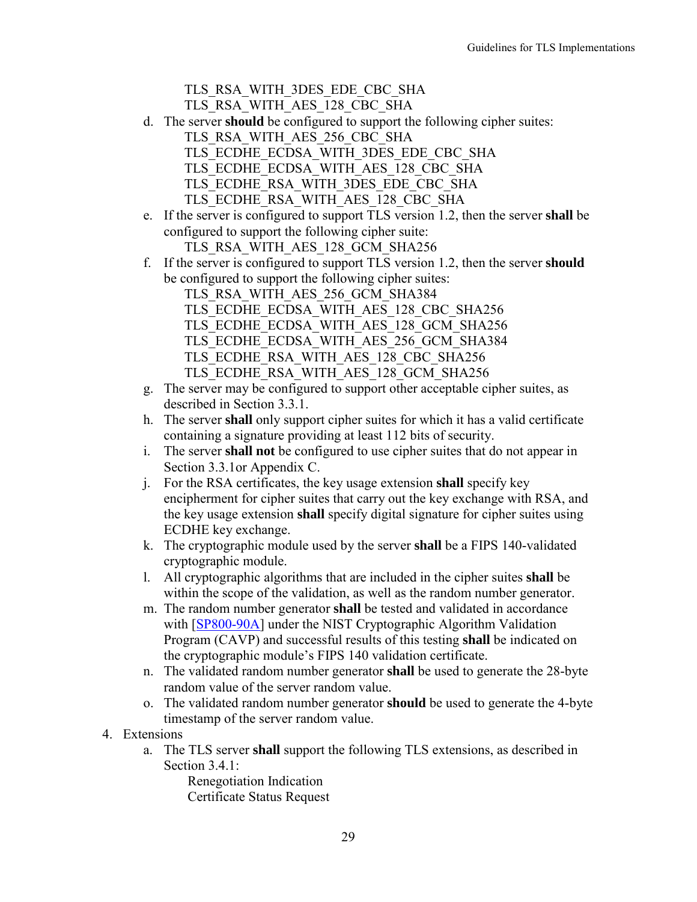TLS_RSA_WITH_3DES_EDE_CBC_SHA
TLS_RSA_WITH_AES_128_CBC_SHA

d. The server **should** be configured to support the following cipher suites:
   TLS_RSA_WITH_AES_256_CBC_SHA
   TLS_ECDHE_ECDSA_WITH_3DES_EDE_CBC_SHA
   TLS_ECDHE_ECDSA_WITH_AES_128_CBC_SHA
   TLS_ECDHE_RSA_WITH_3DES_EDE_CBC_SHA
   TLS_ECDHE_RSA_WITH_AES_128_CBC_SHA
e. If the server is configured to support TLS version 1.2, then the server **shall** be configured to support the following cipher suite:
   TLS_RSA_WITH_AES_128_GCM_SHA256
f. If the server is configured to support TLS version 1.2, then the server **should** be configured to support the following cipher suites:
   TLS_RSA_WITH_AES_256_GCM_SHA384
   TLS_ECDHE_ECDSA_WITH_AES_128_CBC_SHA256
   TLS_ECDHE_ECDSA_WITH_AES_128_GCM_SHA256
   TLS_ECDHE_ECDSA_WITH_AES_256_GCM_SHA384
   TLS_ECDHE_RSA_WITH_AES_128_CBC_SHA256
   TLS_ECDHE_RSA_WITH_AES_128_GCM_SHA256
g. The server may be configured to support other acceptable cipher suites, as described in Section 3.3.1.
h. The server **shall** only support cipher suites for which it has a valid certificate containing a signature providing at least 112 bits of security.
i. The server **shall not** be configured to use cipher suites that do not appear in Section 3.3.1or Appendix C.
j. For the RSA certificates, the key usage extension **shall** specify key encipherment for cipher suites that carry out the key exchange with RSA, and the key usage extension **shall** specify digital signature for cipher suites using ECDHE key exchange.
k. The cryptographic module used by the server **shall** be a FIPS 140-validated cryptographic module.
l. All cryptographic algorithms that are included in the cipher suites **shall** be within the scope of the validation, as well as the random number generator.
m. The random number generator **shall** be tested and validated in accordance with [SP800-90A] under the NIST Cryptographic Algorithm Validation Program (CAVP) and successful results of this testing **shall** be indicated on the cryptographic module's FIPS 140 validation certificate.
n. The validated random number generator **shall** be used to generate the 28-byte random value of the server random value.
o. The validated random number generator **should** be used to generate the 4-byte timestamp of the server random value.

4. Extensions
   a. The TLS server **shall** support the following TLS extensions, as described in Section 3.4.1:
      Renegotiation Indication
      Certificate Status Request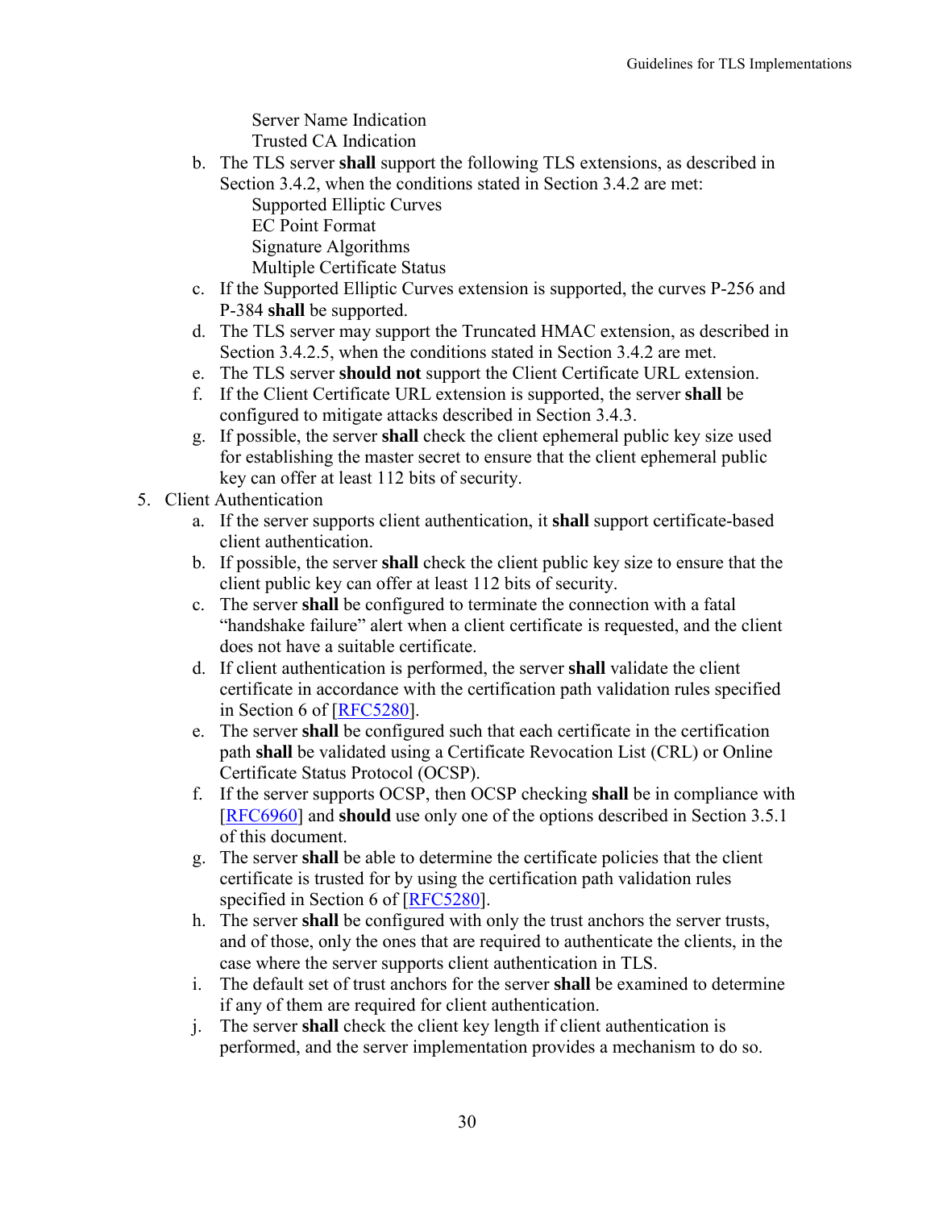Server Name Indication
Trusted CA Indication

b. The TLS server **shall** support the following TLS extensions, as described in Section 3.4.2, when the conditions stated in Section 3.4.2 are met:
    Supported Elliptic Curves
    EC Point Format
    Signature Algorithms
    Multiple Certificate Status
c. If the Supported Elliptic Curves extension is supported, the curves P-256 and P-384 **shall** be supported.
d. The TLS server may support the Truncated HMAC extension, as described in Section 3.4.2.5, when the conditions stated in Section 3.4.2 are met.
e. The TLS server **should not** support the Client Certificate URL extension.
f. If the Client Certificate URL extension is supported, the server **shall** be configured to mitigate attacks described in Section 3.4.3.
g. If possible, the server **shall** check the client ephemeral public key size used for establishing the master secret to ensure that the client ephemeral public key can offer at least 112 bits of security.

5. Client Authentication
    a. If the server supports client authentication, it **shall** support certificate-based client authentication.
    b. If possible, the server **shall** check the client public key size to ensure that the client public key can offer at least 112 bits of security.
    c. The server **shall** be configured to terminate the connection with a fatal “handshake failure” alert when a client certificate is requested, and the client does not have a suitable certificate.
    d. If client authentication is performed, the server **shall** validate the client certificate in accordance with the certification path validation rules specified in Section 6 of [RFC5280].
    e. The server **shall** be configured such that each certificate in the certification path **shall** be validated using a Certificate Revocation List (CRL) or Online Certificate Status Protocol (OCSP).
    f. If the server supports OCSP, then OCSP checking **shall** be in compliance with [RFC6960] and **should** use only one of the options described in Section 3.5.1 of this document.
    g. The server **shall** be able to determine the certificate policies that the client certificate is trusted for by using the certification path validation rules specified in Section 6 of [RFC5280].
    h. The server **shall** be configured with only the trust anchors the server trusts, and of those, only the ones that are required to authenticate the clients, in the case where the server supports client authentication in TLS.
    i. The default set of trust anchors for the server **shall** be examined to determine if any of them are required for client authentication.
    j. The server **shall** check the client key length if client authentication is performed, and the server implementation provides a mechanism to do so.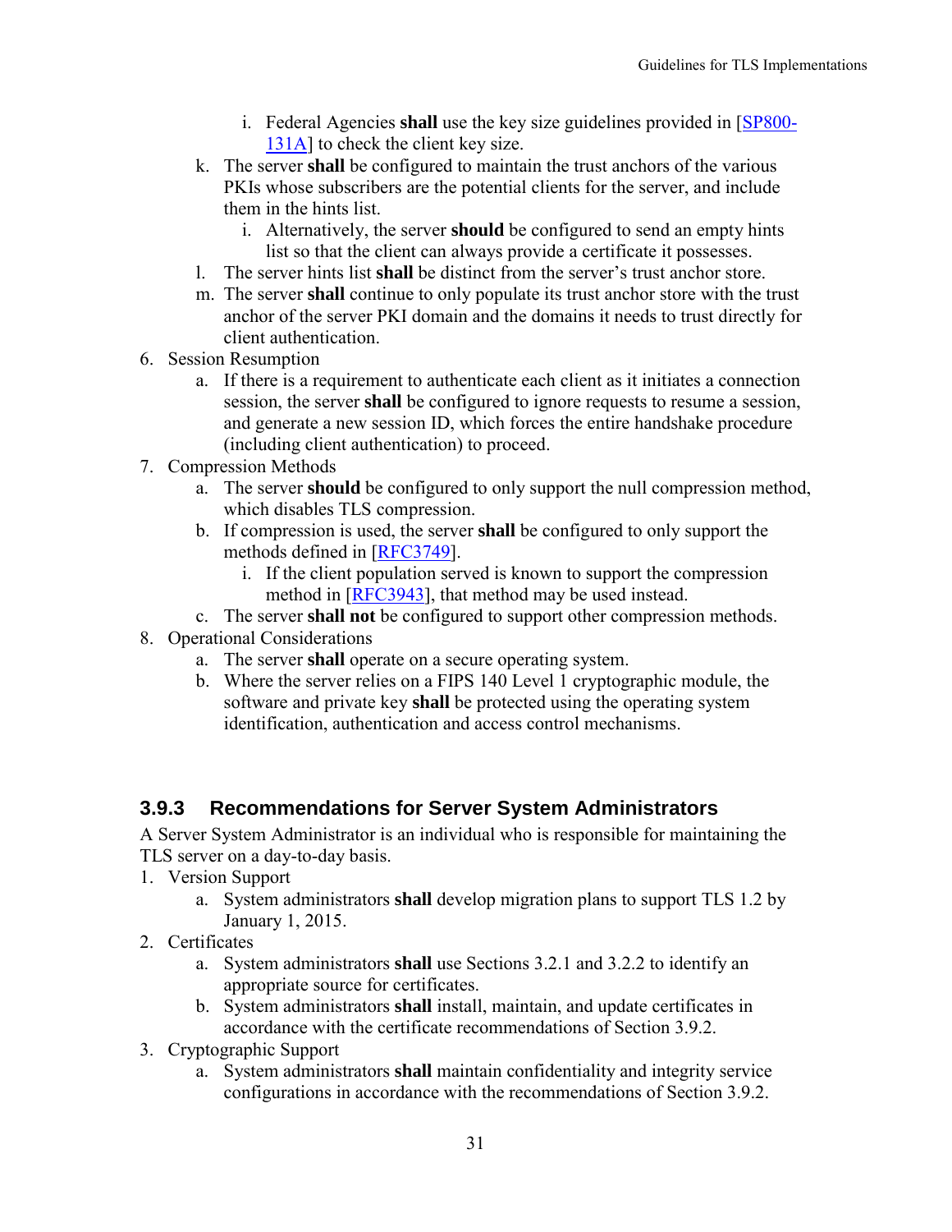i. Federal Agencies **shall** use the key size guidelines provided in [SP800-131A] to check the client key size.

k. The server **shall** be configured to maintain the trust anchors of the various PKIs whose subscribers are the potential clients for the server, and include them in the hints list.

   i. Alternatively, the server **should** be configured to send an empty hints list so that the client can always provide a certificate it possesses.

l. The server hints list **shall** be distinct from the server's trust anchor store.

m. The server **shall** continue to only populate its trust anchor store with the trust anchor of the server PKI domain and the domains it needs to trust directly for client authentication.

6. Session Resumption
   a. If there is a requirement to authenticate each client as it initiates a connection session, the server **shall** be configured to ignore requests to resume a session, and generate a new session ID, which forces the entire handshake procedure (including client authentication) to proceed.
7. Compression Methods
   a. The server **should** be configured to only support the null compression method, which disables TLS compression.
   b. If compression is used, the server **shall** be configured to only support the methods defined in [RFC3749].
      i. If the client population served is known to support the compression method in [RFC3943], that method may be used instead.
   c. The server **shall not** be configured to support other compression methods.
8. Operational Considerations
   a. The server **shall** operate on a secure operating system.
   b. Where the server relies on a FIPS 140 Level 1 cryptographic module, the software and private key **shall** be protected using the operating system identification, authentication and access control mechanisms.

### 3.9.3 Recommendations for Server System Administrators

A Server System Administrator is an individual who is responsible for maintaining the TLS server on a day-to-day basis.

1. Version Support
   a. System administrators **shall** develop migration plans to support TLS 1.2 by January 1, 2015.
2. Certificates
   a. System administrators **shall** use Sections 3.2.1 and 3.2.2 to identify an appropriate source for certificates.
   b. System administrators **shall** install, maintain, and update certificates in accordance with the certificate recommendations of Section 3.9.2.
3. Cryptographic Support
   a. System administrators **shall** maintain confidentiality and integrity service configurations in accordance with the recommendations of Section 3.9.2.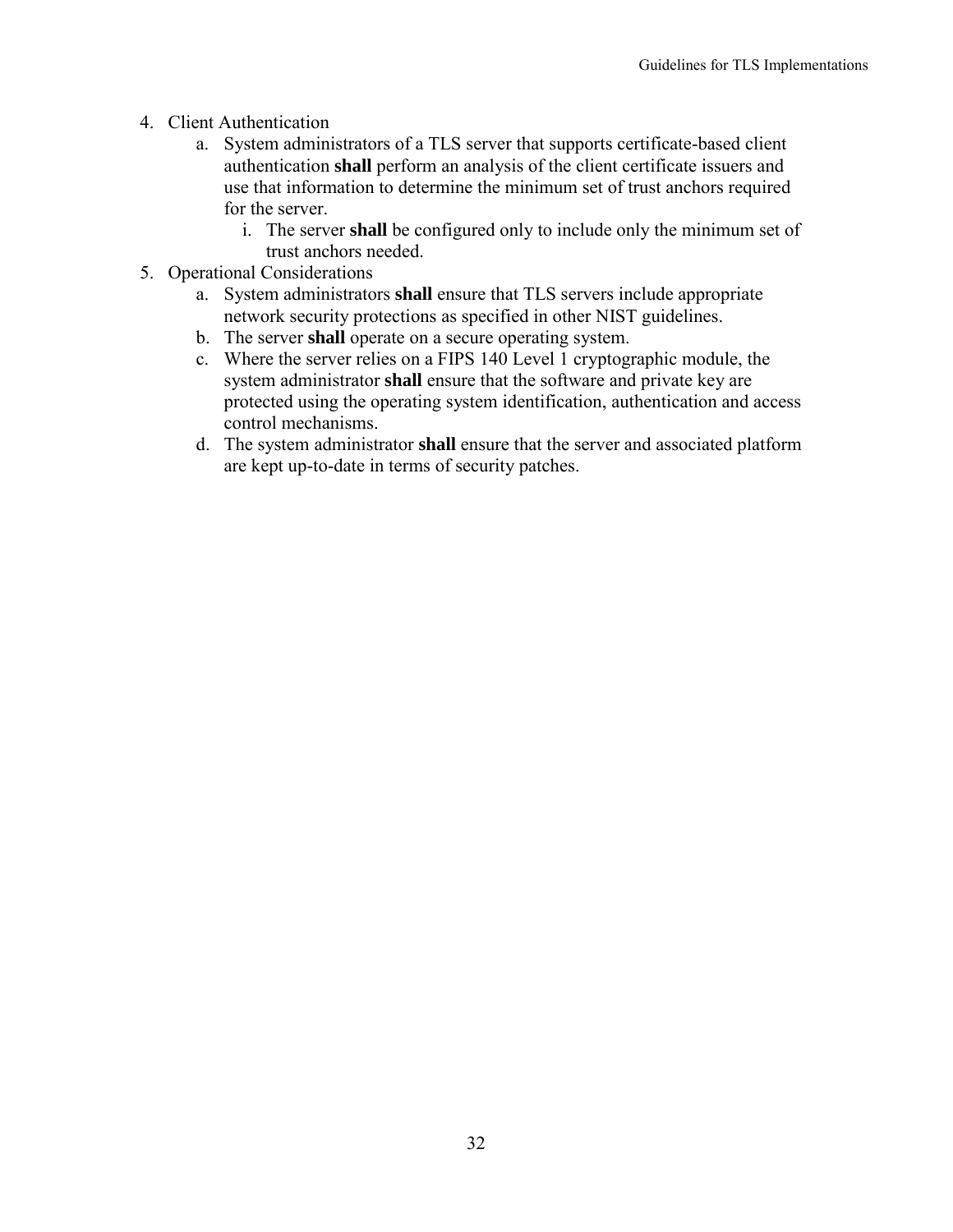4. Client Authentication
    a. System administrators of a TLS server that supports certificate-based client authentication **shall** perform an analysis of the client certificate issuers and use that information to determine the minimum set of trust anchors required for the server.
        i. The server **shall** be configured only to include only the minimum set of trust anchors needed.
5. Operational Considerations
    a. System administrators **shall** ensure that TLS servers include appropriate network security protections as specified in other NIST guidelines.
    b. The server **shall** operate on a secure operating system.
    c. Where the server relies on a FIPS 140 Level 1 cryptographic module, the system administrator **shall** ensure that the software and private key are protected using the operating system identification, authentication and access control mechanisms.
    d. The system administrator **shall** ensure that the server and associated platform are kept up-to-date in terms of security patches.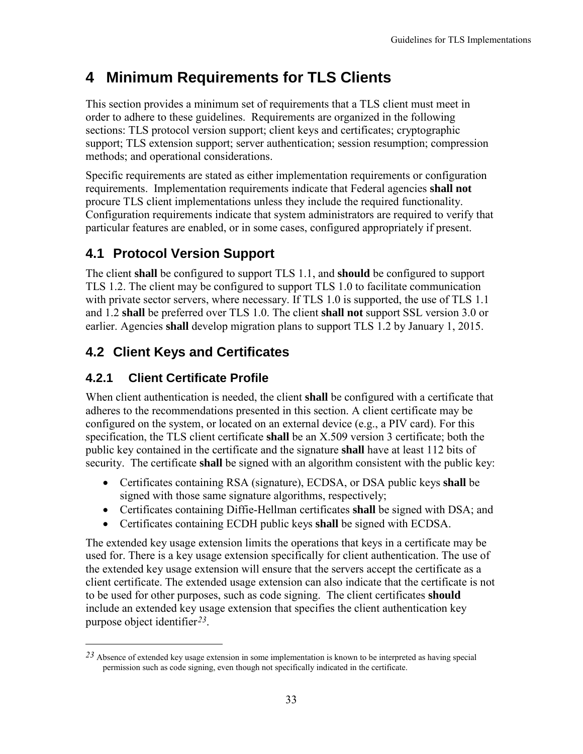# 4 Minimum Requirements for TLS Clients

This section provides a minimum set of requirements that a TLS client must meet in order to adhere to these guidelines. Requirements are organized in the following sections: TLS protocol version support; client keys and certificates; cryptographic support; TLS extension support; server authentication; session resumption; compression methods; and operational considerations.

Specific requirements are stated as either implementation requirements or configuration requirements. Implementation requirements indicate that Federal agencies **shall not** procure TLS client implementations unless they include the required functionality. Configuration requirements indicate that system administrators are required to verify that particular features are enabled, or in some cases, configured appropriately if present.

## 4.1 Protocol Version Support

The client **shall** be configured to support TLS 1.1, and **should** be configured to support TLS 1.2. The client may be configured to support TLS 1.0 to facilitate communication with private sector servers, where necessary. If TLS 1.0 is supported, the use of TLS 1.1 and 1.2 **shall** be preferred over TLS 1.0. The client **shall not** support SSL version 3.0 or earlier. Agencies **shall** develop migration plans to support TLS 1.2 by January 1, 2015.

## 4.2 Client Keys and Certificates

### 4.2.1 Client Certificate Profile

When client authentication is needed, the client **shall** be configured with a certificate that adheres to the recommendations presented in this section. A client certificate may be configured on the system, or located on an external device (e.g., a PIV card). For this specification, the TLS client certificate **shall** be an X.509 version 3 certificate; both the public key contained in the certificate and the signature **shall** have at least 112 bits of security. The certificate **shall** be signed with an algorithm consistent with the public key:

- Certificates containing RSA (signature), ECDSA, or DSA public keys **shall** be signed with those same signature algorithms, respectively;
- Certificates containing Diffie-Hellman certificates **shall** be signed with DSA; and
- Certificates containing ECDH public keys **shall** be signed with ECDSA.

The extended key usage extension limits the operations that keys in a certificate may be used for. There is a key usage extension specifically for client authentication. The use of the extended key usage extension will ensure that the servers accept the certificate as a client certificate. The extended usage extension can also indicate that the certificate is not to be used for other purposes, such as code signing. The client certificates **should** include an extended key usage extension that specifies the client authentication key purpose object identifier[23].

[23] Absence of extended key usage extension in some implementation is known to be interpreted as having special permission such as code signing, even though not specifically indicated in the certificate.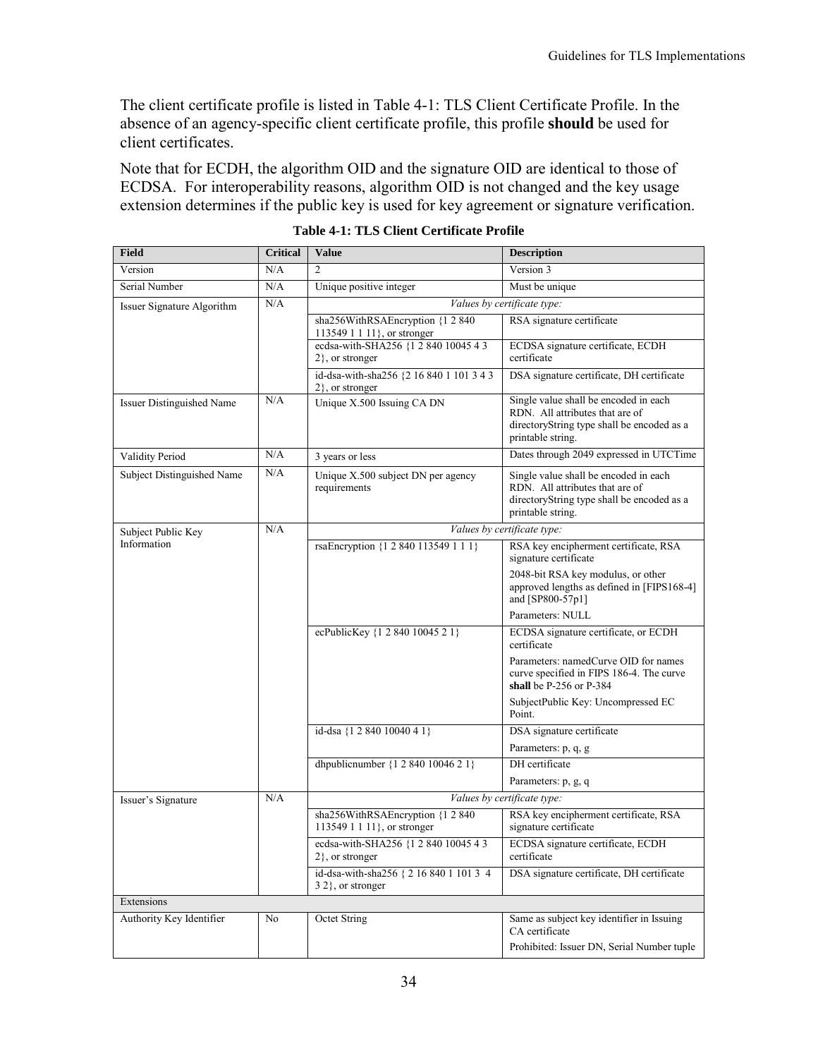The client certificate profile is listed in Table 4-1: TLS Client Certificate Profile. In the absence of an agency-specific client certificate profile, this profile **should** be used for client certificates.

Note that for ECDH, the algorithm OID and the signature OID are identical to those of ECDSA. For interoperability reasons, algorithm OID is not changed and the key usage extension determines if the public key is used for key agreement or signature verification.

**Table 4-1: TLS Client Certificate Profile**

| Field | Critical | Value | Description |
|---|---|---|---|
| Version | N/A | 2 | Version 3 |
| Serial Number | N/A | Unique positive integer | Must be unique |
| Issuer Signature Algorithm | N/A | *Values by certificate type:* | |
| | | sha256WithRSAEncryption {1 2 840 113549 1 1 11}, or stronger | RSA signature certificate |
| | | ecdsa-with-SHA256 {1 2 840 10045 4 3 2}, or stronger | ECDSA signature certificate, ECDH certificate |
| | | id-dsa-with-sha256 {2 16 840 1 101 3 4 3 2}, or stronger | DSA signature certificate, DH certificate |
| Issuer Distinguished Name | N/A | Unique X.500 Issuing CA DN | Single value shall be encoded in each RDN. All attributes that are of directoryString type shall be encoded as a printable string. |
| Validity Period | N/A | 3 years or less | Dates through 2049 expressed in UTCTime |
| Subject Distinguished Name | N/A | Unique X.500 subject DN per agency requirements | Single value shall be encoded in each RDN. All attributes that are of directoryString type shall be encoded as a printable string. |
| Subject Public Key Information | N/A | *Values by certificate type:* | |
| | | rsaEncryption {1 2 840 113549 1 1 1} | RSA key encipherment certificate, RSA signature certificate<br>2048-bit RSA key modulus, or other approved lengths as defined in [FIPS168-4] and [SP800-57p1]<br>Parameters: NULL |
| | | ecPublicKey {1 2 840 10045 2 1} | ECDSA signature certificate, or ECDH certificate<br>Parameters: namedCurve OID for names curve specified in FIPS 186-4. The curve **shall** be P-256 or P-384<br>SubjectPublic Key: Uncompressed EC Point. |
| | | id-dsa {1 2 840 10040 4 1} | DSA signature certificate<br>Parameters: p, q, g |
| | | dhpublicnumber {1 2 840 10046 2 1} | DH certificate<br>Parameters: p, g, q |
| Issuer's Signature | N/A | *Values by certificate type:* | |
| | | sha256WithRSAEncryption {1 2 840 113549 1 1 11}, or stronger | RSA key encipherment certificate, RSA signature certificate |
| | | ecdsa-with-SHA256 {1 2 840 10045 4 3 2}, or stronger | ECDSA signature certificate, ECDH certificate |
| | | id-dsa-with-sha256 { 2 16 840 1 101 3 4 3 2}, or stronger | DSA signature certificate, DH certificate |
| Extensions | | | |
| Authority Key Identifier | No | Octet String | Same as subject key identifier in Issuing CA certificate<br>Prohibited: Issuer DN, Serial Number tuple |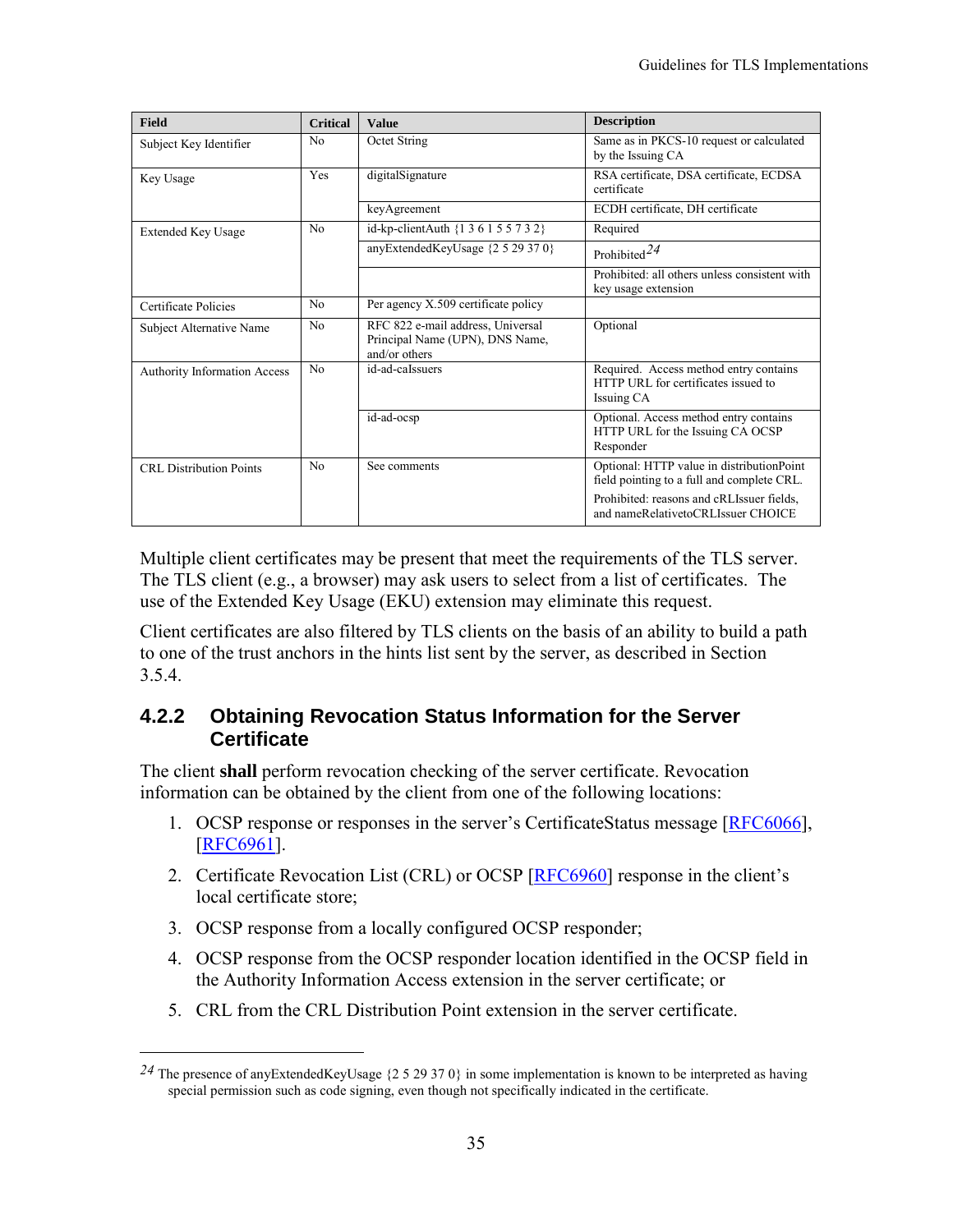| Field | Critical | Value | Description |
|---|---|---|---|
| Subject Key Identifier | No | Octet String | Same as in PKCS-10 request or calculated by the Issuing CA |
| Key Usage | Yes | digitalSignature | RSA certificate, DSA certificate, ECDSA certificate |
| | | keyAgreement | ECDH certificate, DH certificate |
| Extended Key Usage | No | id-kp-clientAuth {1 3 6 1 5 5 7 3 2} | Required |
| | | anyExtendedKeyUsage {2 5 29 37 0} | Prohibited[24] |
| | | | Prohibited: all others unless consistent with key usage extension |
| Certificate Policies | No | Per agency X.509 certificate policy | |
| Subject Alternative Name | No | RFC 822 e-mail address, Universal Principal Name (UPN), DNS Name, and/or others | Optional |
| Authority Information Access | No | id-ad-caIssuers | Required. Access method entry contains HTTP URL for certificates issued to Issuing CA |
| | | id-ad-ocsp | Optional. Access method entry contains HTTP URL for the Issuing CA OCSP Responder |
| CRL Distribution Points | No | See comments | Optional: HTTP value in distributionPoint field pointing to a full and complete CRL. Prohibited: reasons and cRLIssuer fields, and nameRelativetoCRLIssuer CHOICE |

Multiple client certificates may be present that meet the requirements of the TLS server. The TLS client (e.g., a browser) may ask users to select from a list of certificates. The use of the Extended Key Usage (EKU) extension may eliminate this request.

Client certificates are also filtered by TLS clients on the basis of an ability to build a path to one of the trust anchors in the hints list sent by the server, as described in Section 3.5.4.

### 4.2.2 Obtaining Revocation Status Information for the Server Certificate

The client **shall** perform revocation checking of the server certificate. Revocation information can be obtained by the client from one of the following locations:

1. OCSP response or responses in the server's CertificateStatus message [RFC6066], [RFC6961].
2. Certificate Revocation List (CRL) or OCSP [RFC6960] response in the client's local certificate store;
3. OCSP response from a locally configured OCSP responder;
4. OCSP response from the OCSP responder location identified in the OCSP field in the Authority Information Access extension in the server certificate; or
5. CRL from the CRL Distribution Point extension in the server certificate.

[24] The presence of anyExtendedKeyUsage {2 5 29 37 0} in some implementation is known to be interpreted as having special permission such as code signing, even though not specifically indicated in the certificate.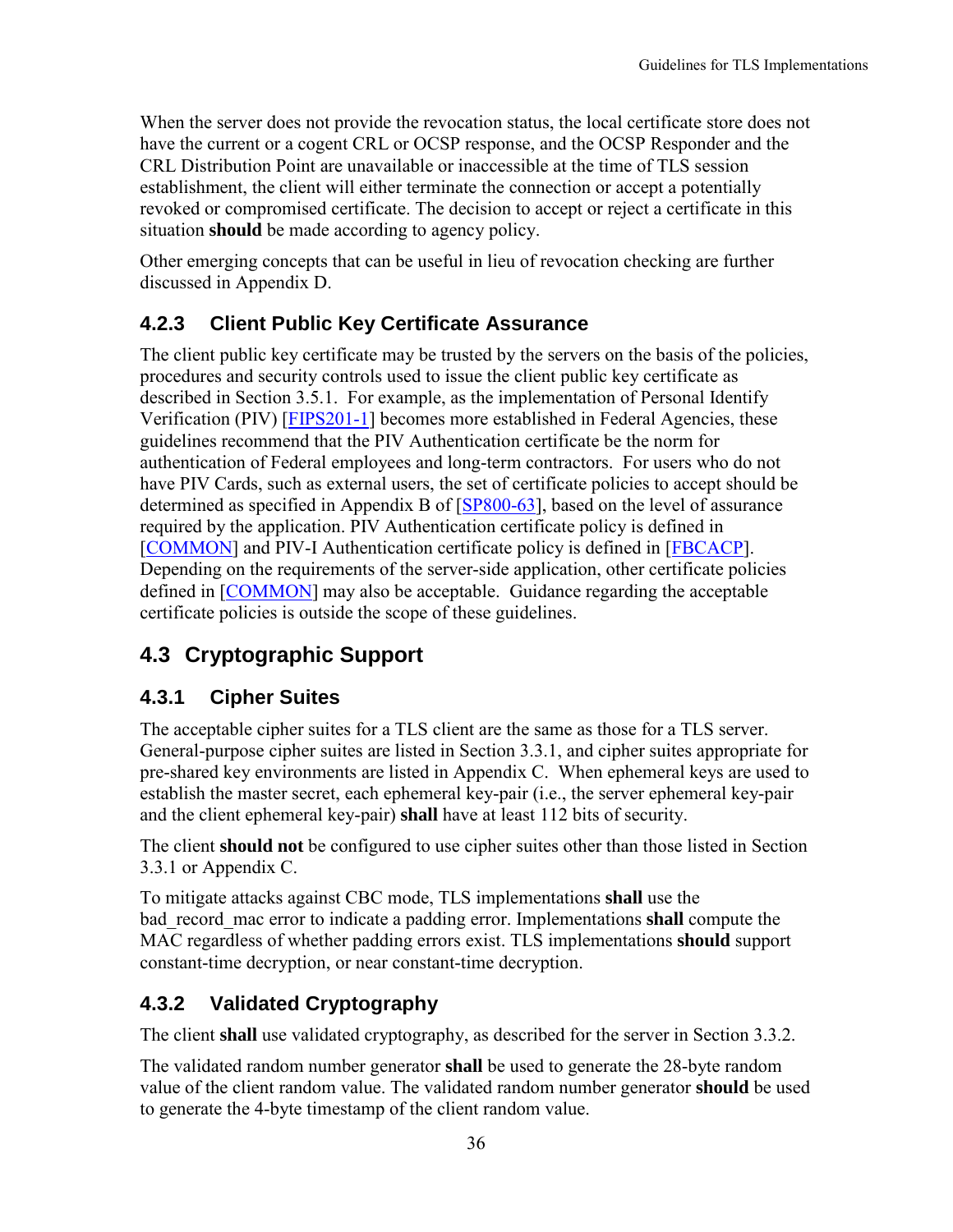When the server does not provide the revocation status, the local certificate store does not have the current or a cogent CRL or OCSP response, and the OCSP Responder and the CRL Distribution Point are unavailable or inaccessible at the time of TLS session establishment, the client will either terminate the connection or accept a potentially revoked or compromised certificate. The decision to accept or reject a certificate in this situation **should** be made according to agency policy.

Other emerging concepts that can be useful in lieu of revocation checking are further discussed in Appendix D.

### 4.2.3 Client Public Key Certificate Assurance

The client public key certificate may be trusted by the servers on the basis of the policies, procedures and security controls used to issue the client public key certificate as described in Section 3.5.1. For example, as the implementation of Personal Identify Verification (PIV) [FIPS201-1] becomes more established in Federal Agencies, these guidelines recommend that the PIV Authentication certificate be the norm for authentication of Federal employees and long-term contractors. For users who do not have PIV Cards, such as external users, the set of certificate policies to accept should be determined as specified in Appendix B of [SP800-63], based on the level of assurance required by the application. PIV Authentication certificate policy is defined in [COMMON] and PIV-I Authentication certificate policy is defined in [FBCACP]. Depending on the requirements of the server-side application, other certificate policies defined in [COMMON] may also be acceptable. Guidance regarding the acceptable certificate policies is outside the scope of these guidelines.

## 4.3 Cryptographic Support

### 4.3.1 Cipher Suites

The acceptable cipher suites for a TLS client are the same as those for a TLS server. General-purpose cipher suites are listed in Section 3.3.1, and cipher suites appropriate for pre-shared key environments are listed in Appendix C. When ephemeral keys are used to establish the master secret, each ephemeral key-pair (i.e., the server ephemeral key-pair and the client ephemeral key-pair) **shall** have at least 112 bits of security.

The client **should not** be configured to use cipher suites other than those listed in Section 3.3.1 or Appendix C.

To mitigate attacks against CBC mode, TLS implementations **shall** use the bad_record_mac error to indicate a padding error. Implementations **shall** compute the MAC regardless of whether padding errors exist. TLS implementations **should** support constant-time decryption, or near constant-time decryption.

### 4.3.2 Validated Cryptography

The client **shall** use validated cryptography, as described for the server in Section 3.3.2.

The validated random number generator **shall** be used to generate the 28-byte random value of the client random value. The validated random number generator **should** be used to generate the 4-byte timestamp of the client random value.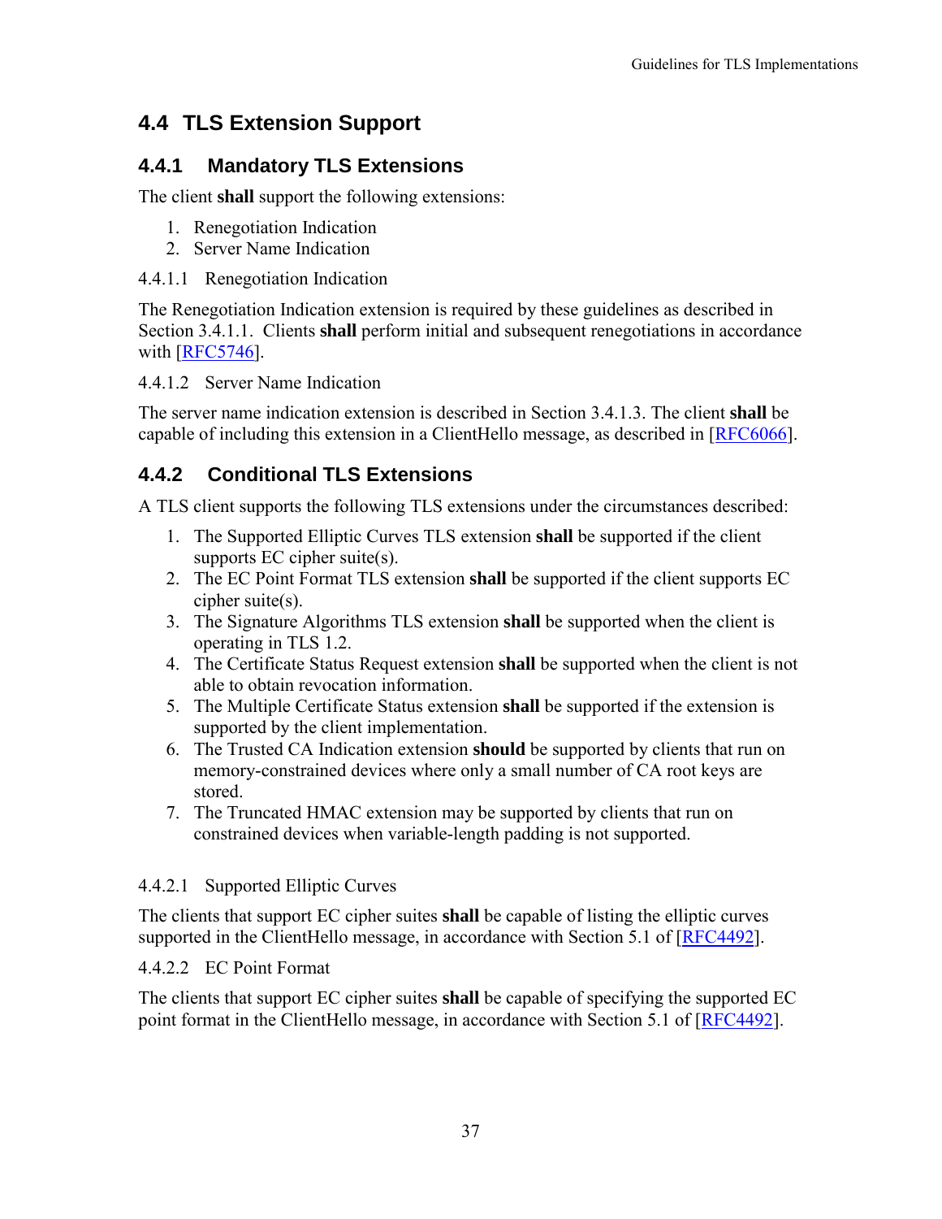## 4.4 TLS Extension Support

### 4.4.1 Mandatory TLS Extensions

The client **shall** support the following extensions:

1. Renegotiation Indication
2. Server Name Indication

#### 4.4.1.1 Renegotiation Indication

The Renegotiation Indication extension is required by these guidelines as described in Section 3.4.1.1. Clients **shall** perform initial and subsequent renegotiations in accordance with [RFC5746].

#### 4.4.1.2 Server Name Indication

The server name indication extension is described in Section 3.4.1.3. The client **shall** be capable of including this extension in a ClientHello message, as described in [RFC6066].

### 4.4.2 Conditional TLS Extensions

A TLS client supports the following TLS extensions under the circumstances described:

1. The Supported Elliptic Curves TLS extension **shall** be supported if the client supports EC cipher suite(s).
2. The EC Point Format TLS extension **shall** be supported if the client supports EC cipher suite(s).
3. The Signature Algorithms TLS extension **shall** be supported when the client is operating in TLS 1.2.
4. The Certificate Status Request extension **shall** be supported when the client is not able to obtain revocation information.
5. The Multiple Certificate Status extension **shall** be supported if the extension is supported by the client implementation.
6. The Trusted CA Indication extension **should** be supported by clients that run on memory-constrained devices where only a small number of CA root keys are stored.
7. The Truncated HMAC extension may be supported by clients that run on constrained devices when variable-length padding is not supported.

#### 4.4.2.1 Supported Elliptic Curves

The clients that support EC cipher suites **shall** be capable of listing the elliptic curves supported in the ClientHello message, in accordance with Section 5.1 of [RFC4492].

#### 4.4.2.2 EC Point Format

The clients that support EC cipher suites **shall** be capable of specifying the supported EC point format in the ClientHello message, in accordance with Section 5.1 of [RFC4492].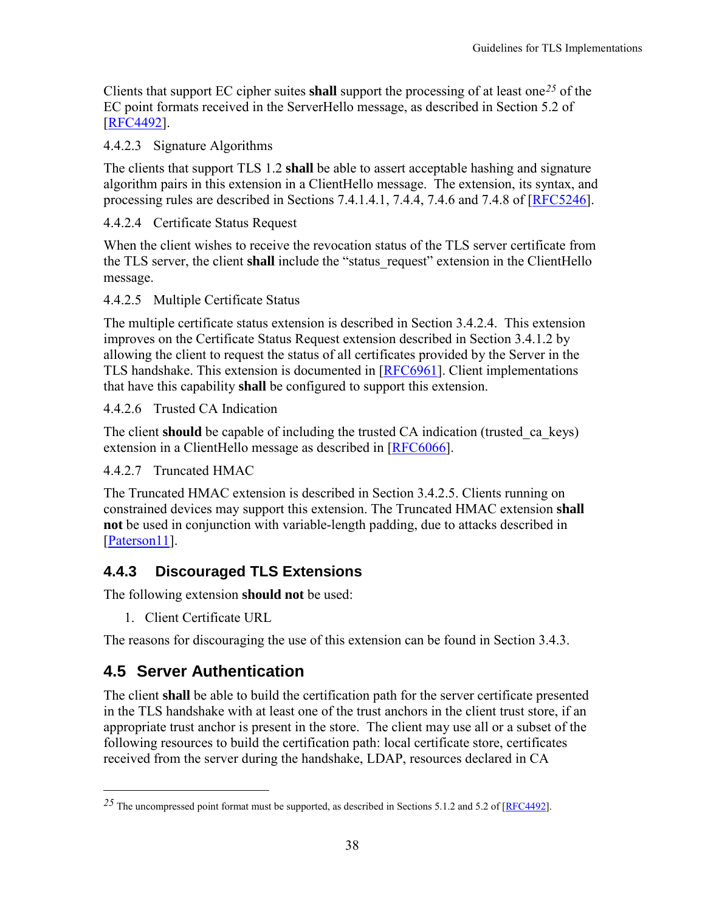Clients that support EC cipher suites **shall** support the processing of at least one[25] of the EC point formats received in the ServerHello message, as described in Section 5.2 of [RFC4492].

4.4.2.3 Signature Algorithms

The clients that support TLS 1.2 **shall** be able to assert acceptable hashing and signature algorithm pairs in this extension in a ClientHello message. The extension, its syntax, and processing rules are described in Sections 7.4.1.4.1, 7.4.4, 7.4.6 and 7.4.8 of [RFC5246].

4.4.2.4 Certificate Status Request

When the client wishes to receive the revocation status of the TLS server certificate from the TLS server, the client **shall** include the "status_request" extension in the ClientHello message.

4.4.2.5 Multiple Certificate Status

The multiple certificate status extension is described in Section 3.4.2.4. This extension improves on the Certificate Status Request extension described in Section 3.4.1.2 by allowing the client to request the status of all certificates provided by the Server in the TLS handshake. This extension is documented in [RFC6961]. Client implementations that have this capability **shall** be configured to support this extension.

4.4.2.6 Trusted CA Indication

The client **should** be capable of including the trusted CA indication (trusted_ca_keys) extension in a ClientHello message as described in [RFC6066].

4.4.2.7 Truncated HMAC

The Truncated HMAC extension is described in Section 3.4.2.5. Clients running on constrained devices may support this extension. The Truncated HMAC extension **shall not** be used in conjunction with variable-length padding, due to attacks described in [Paterson11].

### 4.4.3 Discouraged TLS Extensions

The following extension **should not** be used:

1. Client Certificate URL

The reasons for discouraging the use of this extension can be found in Section 3.4.3.

## 4.5 Server Authentication

The client **shall** be able to build the certification path for the server certificate presented in the TLS handshake with at least one of the trust anchors in the client trust store, if an appropriate trust anchor is present in the store. The client may use all or a subset of the following resources to build the certification path: local certificate store, certificates received from the server during the handshake, LDAP, resources declared in CA

[25] The uncompressed point format must be supported, as described in Sections 5.1.2 and 5.2 of [RFC4492].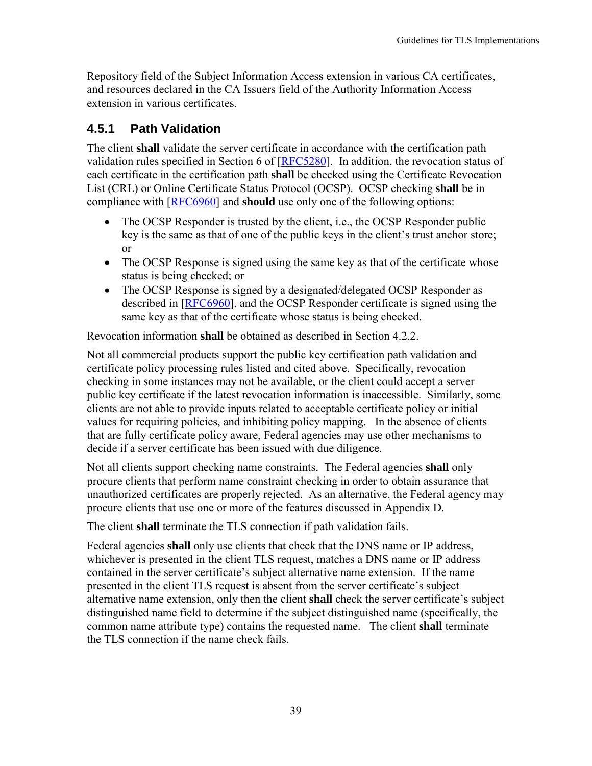Repository field of the Subject Information Access extension in various CA certificates, and resources declared in the CA Issuers field of the Authority Information Access extension in various certificates.

### 4.5.1 Path Validation

The client **shall** validate the server certificate in accordance with the certification path validation rules specified in Section 6 of [RFC5280]. In addition, the revocation status of each certificate in the certification path **shall** be checked using the Certificate Revocation List (CRL) or Online Certificate Status Protocol (OCSP). OCSP checking **shall** be in compliance with [RFC6960] and **should** use only one of the following options:

- The OCSP Responder is trusted by the client, i.e., the OCSP Responder public key is the same as that of one of the public keys in the client's trust anchor store; or
- The OCSP Response is signed using the same key as that of the certificate whose status is being checked; or
- The OCSP Response is signed by a designated/delegated OCSP Responder as described in [RFC6960], and the OCSP Responder certificate is signed using the same key as that of the certificate whose status is being checked.

Revocation information **shall** be obtained as described in Section 4.2.2.

Not all commercial products support the public key certification path validation and certificate policy processing rules listed and cited above. Specifically, revocation checking in some instances may not be available, or the client could accept a server public key certificate if the latest revocation information is inaccessible. Similarly, some clients are not able to provide inputs related to acceptable certificate policy or initial values for requiring policies, and inhibiting policy mapping. In the absence of clients that are fully certificate policy aware, Federal agencies may use other mechanisms to decide if a server certificate has been issued with due diligence.

Not all clients support checking name constraints. The Federal agencies **shall** only procure clients that perform name constraint checking in order to obtain assurance that unauthorized certificates are properly rejected. As an alternative, the Federal agency may procure clients that use one or more of the features discussed in Appendix D.

The client **shall** terminate the TLS connection if path validation fails.

Federal agencies **shall** only use clients that check that the DNS name or IP address, whichever is presented in the client TLS request, matches a DNS name or IP address contained in the server certificate's subject alternative name extension. If the name presented in the client TLS request is absent from the server certificate's subject alternative name extension, only then the client **shall** check the server certificate's subject distinguished name field to determine if the subject distinguished name (specifically, the common name attribute type) contains the requested name. The client **shall** terminate the TLS connection if the name check fails.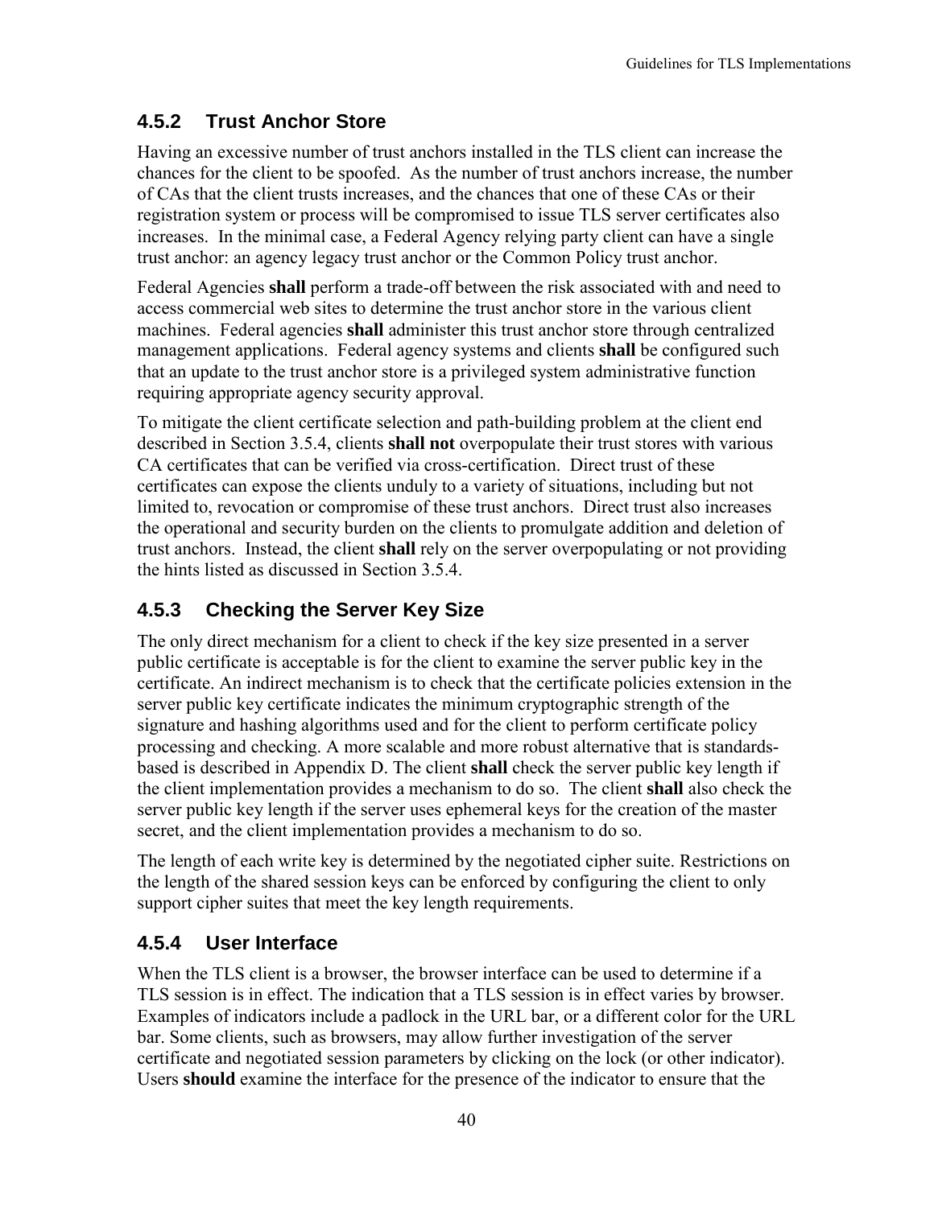### 4.5.2 Trust Anchor Store

Having an excessive number of trust anchors installed in the TLS client can increase the chances for the client to be spoofed. As the number of trust anchors increase, the number of CAs that the client trusts increases, and the chances that one of these CAs or their registration system or process will be compromised to issue TLS server certificates also increases. In the minimal case, a Federal Agency relying party client can have a single trust anchor: an agency legacy trust anchor or the Common Policy trust anchor.

Federal Agencies **shall** perform a trade-off between the risk associated with and need to access commercial web sites to determine the trust anchor store in the various client machines. Federal agencies **shall** administer this trust anchor store through centralized management applications. Federal agency systems and clients **shall** be configured such that an update to the trust anchor store is a privileged system administrative function requiring appropriate agency security approval.

To mitigate the client certificate selection and path-building problem at the client end described in Section 3.5.4, clients **shall not** overpopulate their trust stores with various CA certificates that can be verified via cross-certification. Direct trust of these certificates can expose the clients unduly to a variety of situations, including but not limited to, revocation or compromise of these trust anchors. Direct trust also increases the operational and security burden on the clients to promulgate addition and deletion of trust anchors. Instead, the client **shall** rely on the server overpopulating or not providing the hints listed as discussed in Section 3.5.4.

### 4.5.3 Checking the Server Key Size

The only direct mechanism for a client to check if the key size presented in a server public certificate is acceptable is for the client to examine the server public key in the certificate. An indirect mechanism is to check that the certificate policies extension in the server public key certificate indicates the minimum cryptographic strength of the signature and hashing algorithms used and for the client to perform certificate policy processing and checking. A more scalable and more robust alternative that is standards-based is described in Appendix D. The client **shall** check the server public key length if the client implementation provides a mechanism to do so. The client **shall** also check the server public key length if the server uses ephemeral keys for the creation of the master secret, and the client implementation provides a mechanism to do so.

The length of each write key is determined by the negotiated cipher suite. Restrictions on the length of the shared session keys can be enforced by configuring the client to only support cipher suites that meet the key length requirements.

### 4.5.4 User Interface

When the TLS client is a browser, the browser interface can be used to determine if a TLS session is in effect. The indication that a TLS session is in effect varies by browser. Examples of indicators include a padlock in the URL bar, or a different color for the URL bar. Some clients, such as browsers, may allow further investigation of the server certificate and negotiated session parameters by clicking on the lock (or other indicator). Users **should** examine the interface for the presence of the indicator to ensure that the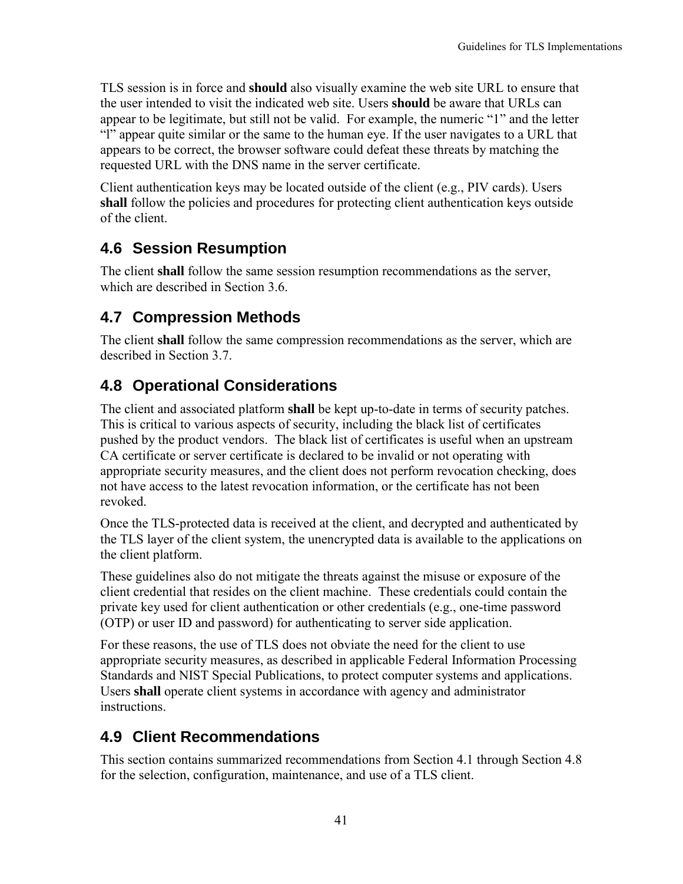TLS session is in force and **should** also visually examine the web site URL to ensure that the user intended to visit the indicated web site. Users **should** be aware that URLs can appear to be legitimate, but still not be valid. For example, the numeric "1" and the letter "l" appear quite similar or the same to the human eye. If the user navigates to a URL that appears to be correct, the browser software could defeat these threats by matching the requested URL with the DNS name in the server certificate.

Client authentication keys may be located outside of the client (e.g., PIV cards). Users **shall** follow the policies and procedures for protecting client authentication keys outside of the client.

## 4.6 Session Resumption

The client **shall** follow the same session resumption recommendations as the server, which are described in Section 3.6.

## 4.7 Compression Methods

The client **shall** follow the same compression recommendations as the server, which are described in Section 3.7.

## 4.8 Operational Considerations

The client and associated platform **shall** be kept up-to-date in terms of security patches. This is critical to various aspects of security, including the black list of certificates pushed by the product vendors. The black list of certificates is useful when an upstream CA certificate or server certificate is declared to be invalid or not operating with appropriate security measures, and the client does not perform revocation checking, does not have access to the latest revocation information, or the certificate has not been revoked.

Once the TLS-protected data is received at the client, and decrypted and authenticated by the TLS layer of the client system, the unencrypted data is available to the applications on the client platform.

These guidelines also do not mitigate the threats against the misuse or exposure of the client credential that resides on the client machine. These credentials could contain the private key used for client authentication or other credentials (e.g., one-time password (OTP) or user ID and password) for authenticating to server side application.

For these reasons, the use of TLS does not obviate the need for the client to use appropriate security measures, as described in applicable Federal Information Processing Standards and NIST Special Publications, to protect computer systems and applications. Users **shall** operate client systems in accordance with agency and administrator instructions.

## 4.9 Client Recommendations

This section contains summarized recommendations from Section 4.1 through Section 4.8 for the selection, configuration, maintenance, and use of a TLS client.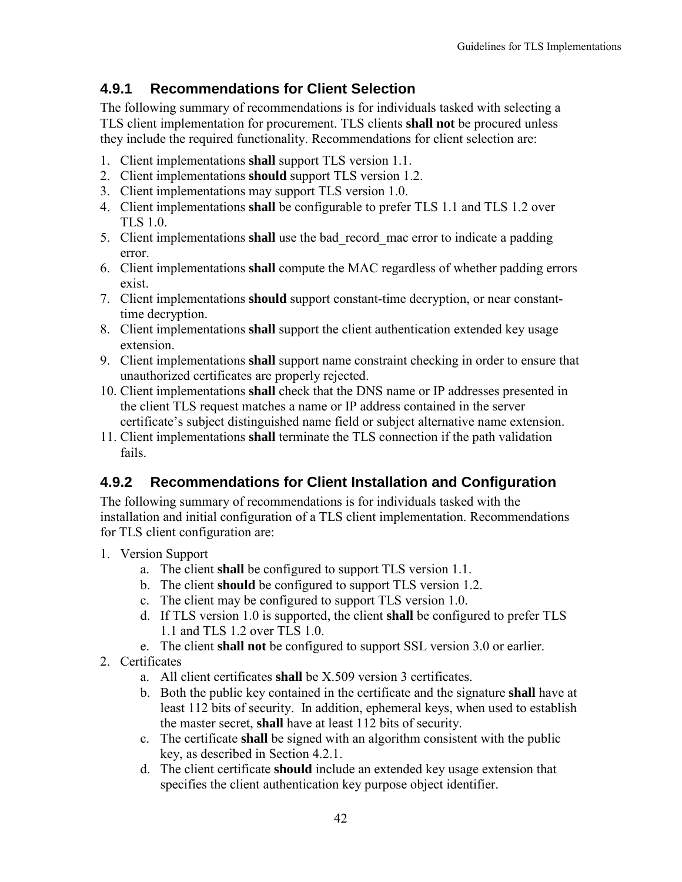### 4.9.1 Recommendations for Client Selection

The following summary of recommendations is for individuals tasked with selecting a TLS client implementation for procurement. TLS clients **shall not** be procured unless they include the required functionality. Recommendations for client selection are:

1. Client implementations **shall** support TLS version 1.1.
2. Client implementations **should** support TLS version 1.2.
3. Client implementations may support TLS version 1.0.
4. Client implementations **shall** be configurable to prefer TLS 1.1 and TLS 1.2 over TLS 1.0.
5. Client implementations **shall** use the bad_record_mac error to indicate a padding error.
6. Client implementations **shall** compute the MAC regardless of whether padding errors exist.
7. Client implementations **should** support constant-time decryption, or near constant-time decryption.
8. Client implementations **shall** support the client authentication extended key usage extension.
9. Client implementations **shall** support name constraint checking in order to ensure that unauthorized certificates are properly rejected.
10. Client implementations **shall** check that the DNS name or IP addresses presented in the client TLS request matches a name or IP address contained in the server certificate's subject distinguished name field or subject alternative name extension.
11. Client implementations **shall** terminate the TLS connection if the path validation fails.

### 4.9.2 Recommendations for Client Installation and Configuration

The following summary of recommendations is for individuals tasked with the installation and initial configuration of a TLS client implementation. Recommendations for TLS client configuration are:

1. Version Support
   a. The client **shall** be configured to support TLS version 1.1.
   b. The client **should** be configured to support TLS version 1.2.
   c. The client may be configured to support TLS version 1.0.
   d. If TLS version 1.0 is supported, the client **shall** be configured to prefer TLS 1.1 and TLS 1.2 over TLS 1.0.
   e. The client **shall not** be configured to support SSL version 3.0 or earlier.
2. Certificates
   a. All client certificates **shall** be X.509 version 3 certificates.
   b. Both the public key contained in the certificate and the signature **shall** have at least 112 bits of security. In addition, ephemeral keys, when used to establish the master secret, **shall** have at least 112 bits of security.
   c. The certificate **shall** be signed with an algorithm consistent with the public key, as described in Section 4.2.1.
   d. The client certificate **should** include an extended key usage extension that specifies the client authentication key purpose object identifier.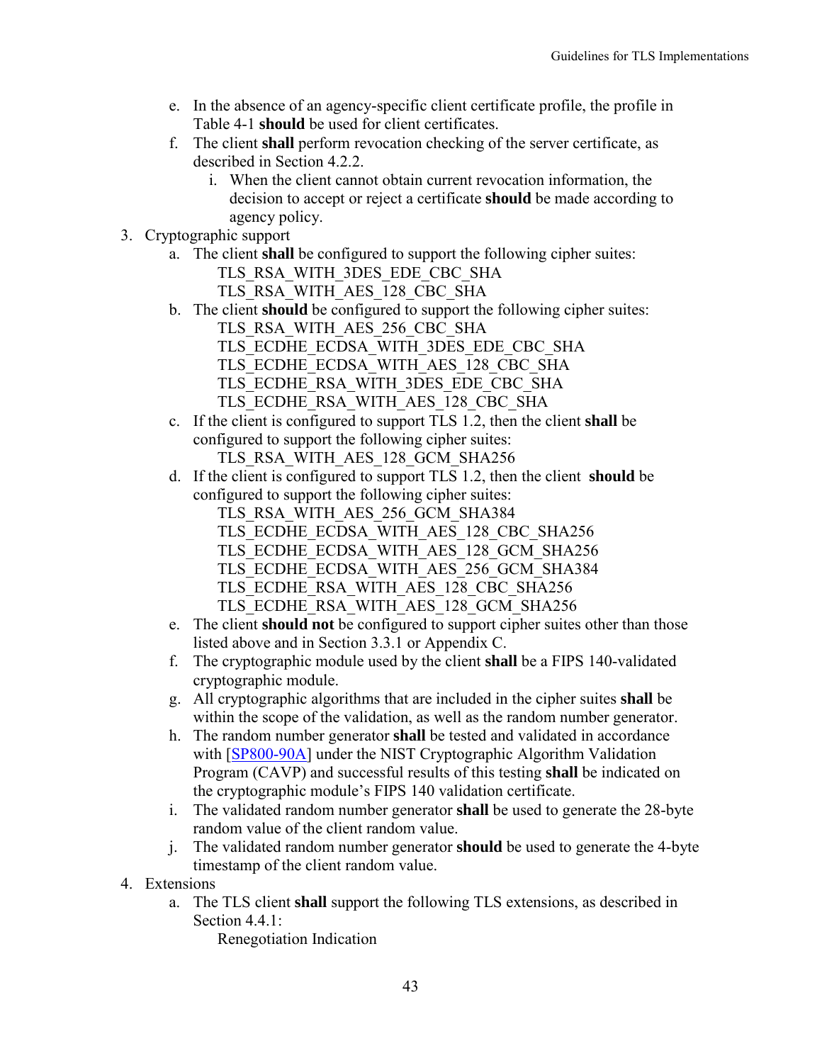e. In the absence of an agency-specific client certificate profile, the profile in Table 4-1 **should** be used for client certificates.

f. The client **shall** perform revocation checking of the server certificate, as described in Section 4.2.2.

   i. When the client cannot obtain current revocation information, the decision to accept or reject a certificate **should** be made according to agency policy.

3. Cryptographic support

   a. The client **shall** be configured to support the following cipher suites:

      TLS_RSA_WITH_3DES_EDE_CBC_SHA
      TLS_RSA_WITH_AES_128_CBC_SHA

   b. The client **should** be configured to support the following cipher suites:

      TLS_RSA_WITH_AES_256_CBC_SHA
      TLS_ECDHE_ECDSA_WITH_3DES_EDE_CBC_SHA
      TLS_ECDHE_ECDSA_WITH_AES_128_CBC_SHA
      TLS_ECDHE_RSA_WITH_3DES_EDE_CBC_SHA
      TLS_ECDHE_RSA_WITH_AES_128_CBC_SHA

   c. If the client is configured to support TLS 1.2, then the client **shall** be configured to support the following cipher suites:

      TLS_RSA_WITH_AES_128_GCM_SHA256

   d. If the client is configured to support TLS 1.2, then the client **should** be configured to support the following cipher suites:

      TLS_RSA_WITH_AES_256_GCM_SHA384
      TLS_ECDHE_ECDSA_WITH_AES_128_CBC_SHA256
      TLS_ECDHE_ECDSA_WITH_AES_128_GCM_SHA256
      TLS_ECDHE_ECDSA_WITH_AES_256_GCM_SHA384
      TLS_ECDHE_RSA_WITH_AES_128_CBC_SHA256
      TLS_ECDHE_RSA_WITH_AES_128_GCM_SHA256

   e. The client **should not** be configured to support cipher suites other than those listed above and in Section 3.3.1 or Appendix C.

   f. The cryptographic module used by the client **shall** be a FIPS 140-validated cryptographic module.

   g. All cryptographic algorithms that are included in the cipher suites **shall** be within the scope of the validation, as well as the random number generator.

   h. The random number generator **shall** be tested and validated in accordance with [SP800-90A] under the NIST Cryptographic Algorithm Validation Program (CAVP) and successful results of this testing **shall** be indicated on the cryptographic module's FIPS 140 validation certificate.

   i. The validated random number generator **shall** be used to generate the 28-byte random value of the client random value.

   j. The validated random number generator **should** be used to generate the 4-byte timestamp of the client random value.

4. Extensions

   a. The TLS client **shall** support the following TLS extensions, as described in Section 4.4.1:

      Renegotiation Indication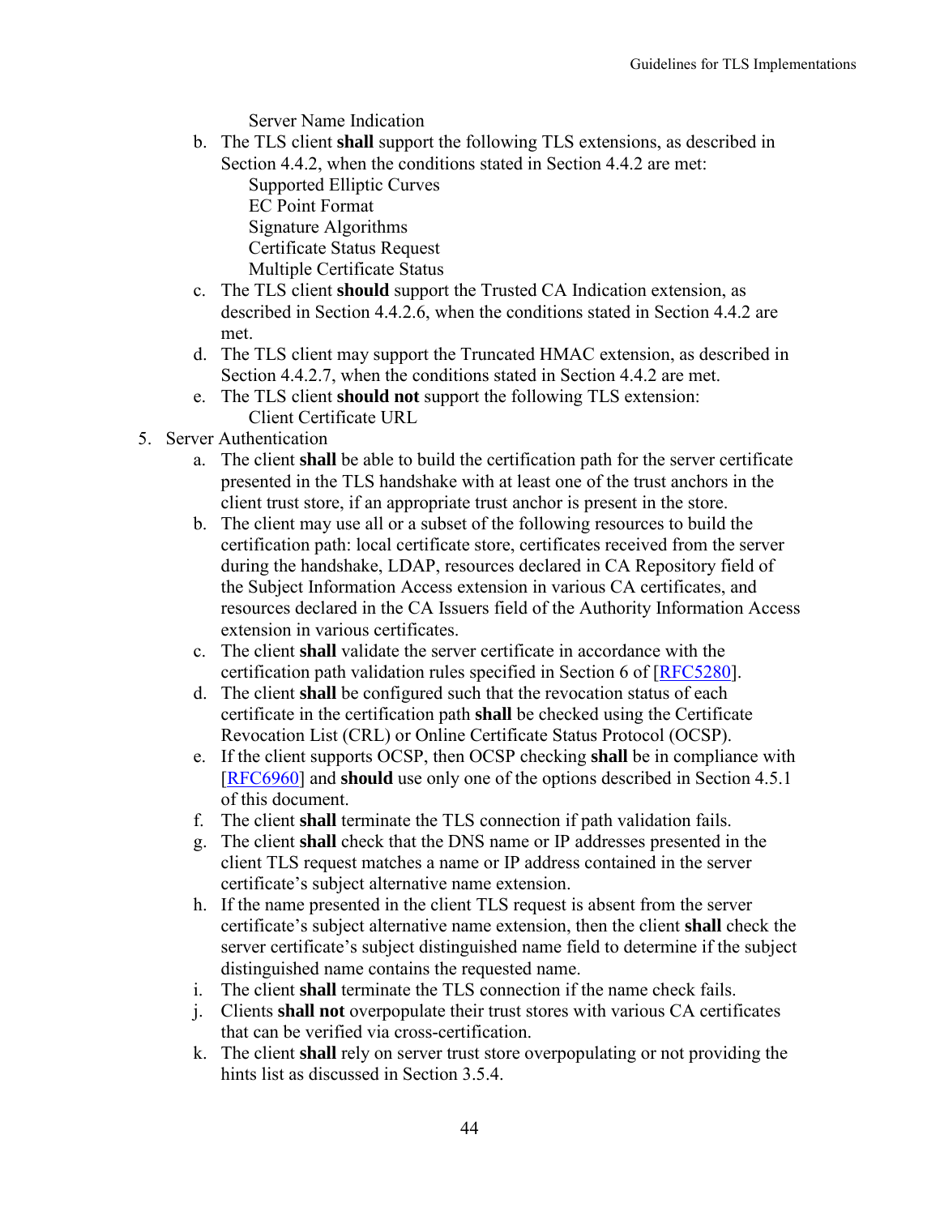Server Name Indication

b. The TLS client **shall** support the following TLS extensions, as described in Section 4.4.2, when the conditions stated in Section 4.4.2 are met:
    Supported Elliptic Curves
    EC Point Format
    Signature Algorithms
    Certificate Status Request
    Multiple Certificate Status
c. The TLS client **should** support the Trusted CA Indication extension, as described in Section 4.4.2.6, when the conditions stated in Section 4.4.2 are met.
d. The TLS client may support the Truncated HMAC extension, as described in Section 4.4.2.7, when the conditions stated in Section 4.4.2 are met.
e. The TLS client **should not** support the following TLS extension:
    Client Certificate URL

5. Server Authentication
    a. The client **shall** be able to build the certification path for the server certificate presented in the TLS handshake with at least one of the trust anchors in the client trust store, if an appropriate trust anchor is present in the store.
    b. The client may use all or a subset of the following resources to build the certification path: local certificate store, certificates received from the server during the handshake, LDAP, resources declared in CA Repository field of the Subject Information Access extension in various CA certificates, and resources declared in the CA Issuers field of the Authority Information Access extension in various certificates.
    c. The client **shall** validate the server certificate in accordance with the certification path validation rules specified in Section 6 of [RFC5280].
    d. The client **shall** be configured such that the revocation status of each certificate in the certification path **shall** be checked using the Certificate Revocation List (CRL) or Online Certificate Status Protocol (OCSP).
    e. If the client supports OCSP, then OCSP checking **shall** be in compliance with [RFC6960] and **should** use only one of the options described in Section 4.5.1 of this document.
    f. The client **shall** terminate the TLS connection if path validation fails.
    g. The client **shall** check that the DNS name or IP addresses presented in the client TLS request matches a name or IP address contained in the server certificate's subject alternative name extension.
    h. If the name presented in the client TLS request is absent from the server certificate's subject alternative name extension, then the client **shall** check the server certificate's subject distinguished name field to determine if the subject distinguished name contains the requested name.
    i. The client **shall** terminate the TLS connection if the name check fails.
    j. Clients **shall not** overpopulate their trust stores with various CA certificates that can be verified via cross-certification.
    k. The client **shall** rely on server trust store overpopulating or not providing the hints list as discussed in Section 3.5.4.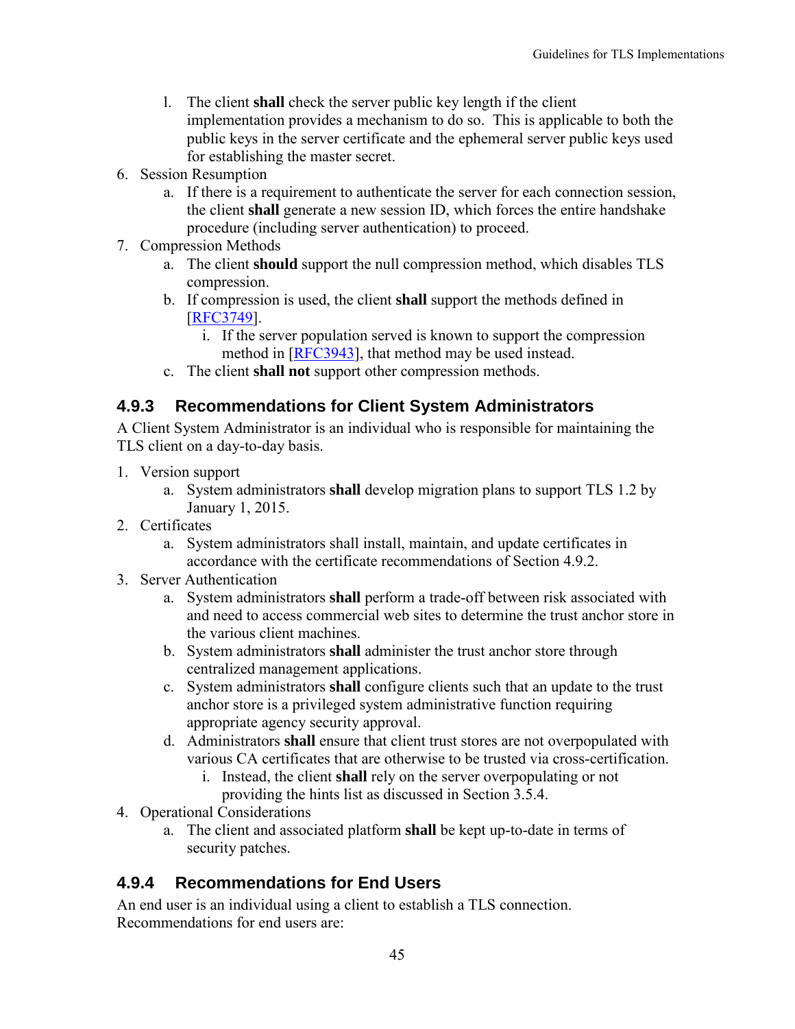l. The client **shall** check the server public key length if the client implementation provides a mechanism to do so. This is applicable to both the public keys in the server certificate and the ephemeral server public keys used for establishing the master secret.

6. Session Resumption
    a. If there is a requirement to authenticate the server for each connection session, the client **shall** generate a new session ID, which forces the entire handshake procedure (including server authentication) to proceed.
7. Compression Methods
    a. The client **should** support the null compression method, which disables TLS compression.
    b. If compression is used, the client **shall** support the methods defined in [RFC3749].
        i. If the server population served is known to support the compression method in [RFC3943], that method may be used instead.
    c. The client **shall not** support other compression methods.

### 4.9.3 Recommendations for Client System Administrators

A Client System Administrator is an individual who is responsible for maintaining the TLS client on a day-to-day basis.

1. Version support
    a. System administrators **shall** develop migration plans to support TLS 1.2 by January 1, 2015.
2. Certificates
    a. System administrators shall install, maintain, and update certificates in accordance with the certificate recommendations of Section 4.9.2.
3. Server Authentication
    a. System administrators **shall** perform a trade-off between risk associated with and need to access commercial web sites to determine the trust anchor store in the various client machines.
    b. System administrators **shall** administer the trust anchor store through centralized management applications.
    c. System administrators **shall** configure clients such that an update to the trust anchor store is a privileged system administrative function requiring appropriate agency security approval.
    d. Administrators **shall** ensure that client trust stores are not overpopulated with various CA certificates that are otherwise to be trusted via cross-certification.
        i. Instead, the client **shall** rely on the server overpopulating or not providing the hints list as discussed in Section 3.5.4.
4. Operational Considerations
    a. The client and associated platform **shall** be kept up-to-date in terms of security patches.

### 4.9.4 Recommendations for End Users

An end user is an individual using a client to establish a TLS connection. Recommendations for end users are: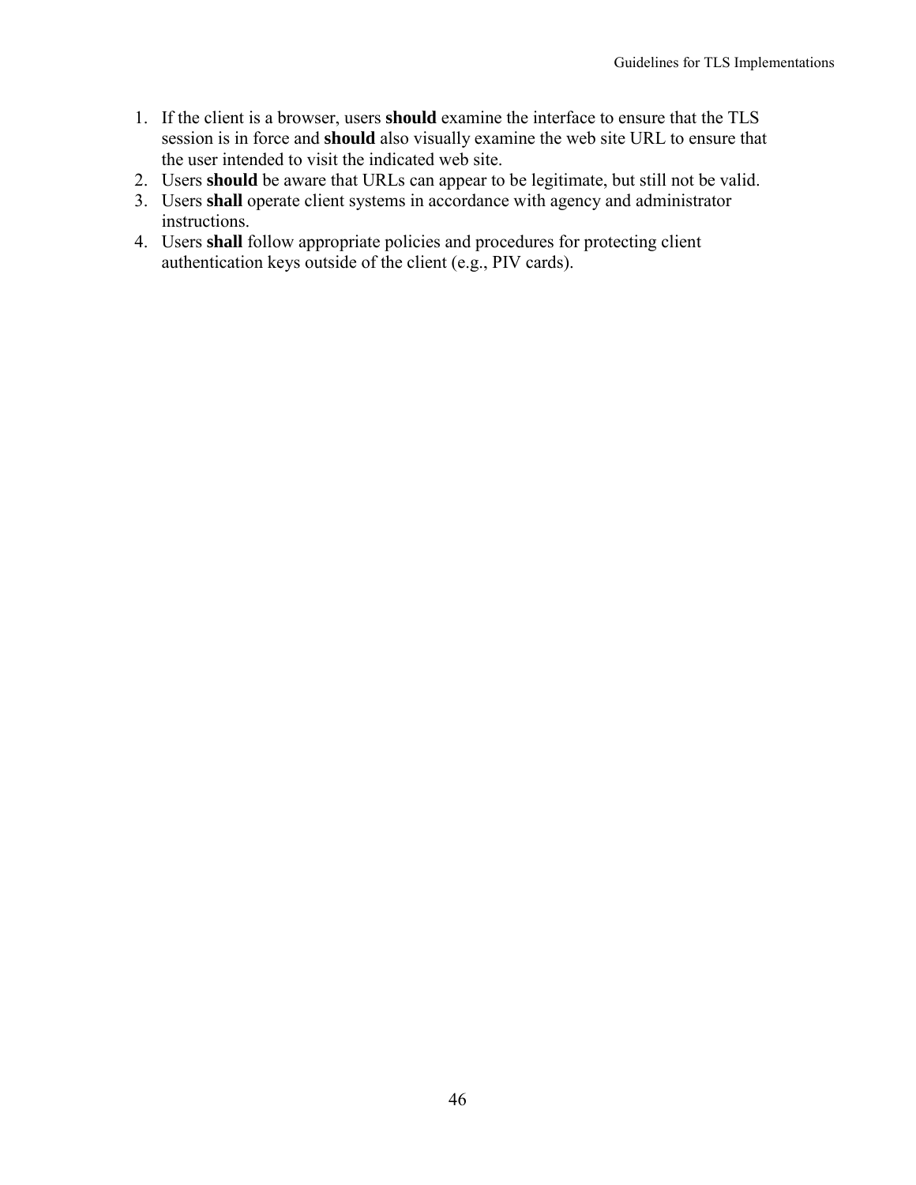1. If the client is a browser, users **should** examine the interface to ensure that the TLS session is in force and **should** also visually examine the web site URL to ensure that the user intended to visit the indicated web site.
2. Users **should** be aware that URLs can appear to be legitimate, but still not be valid.
3. Users **shall** operate client systems in accordance with agency and administrator instructions.
4. Users **shall** follow appropriate policies and procedures for protecting client authentication keys outside of the client (e.g., PIV cards).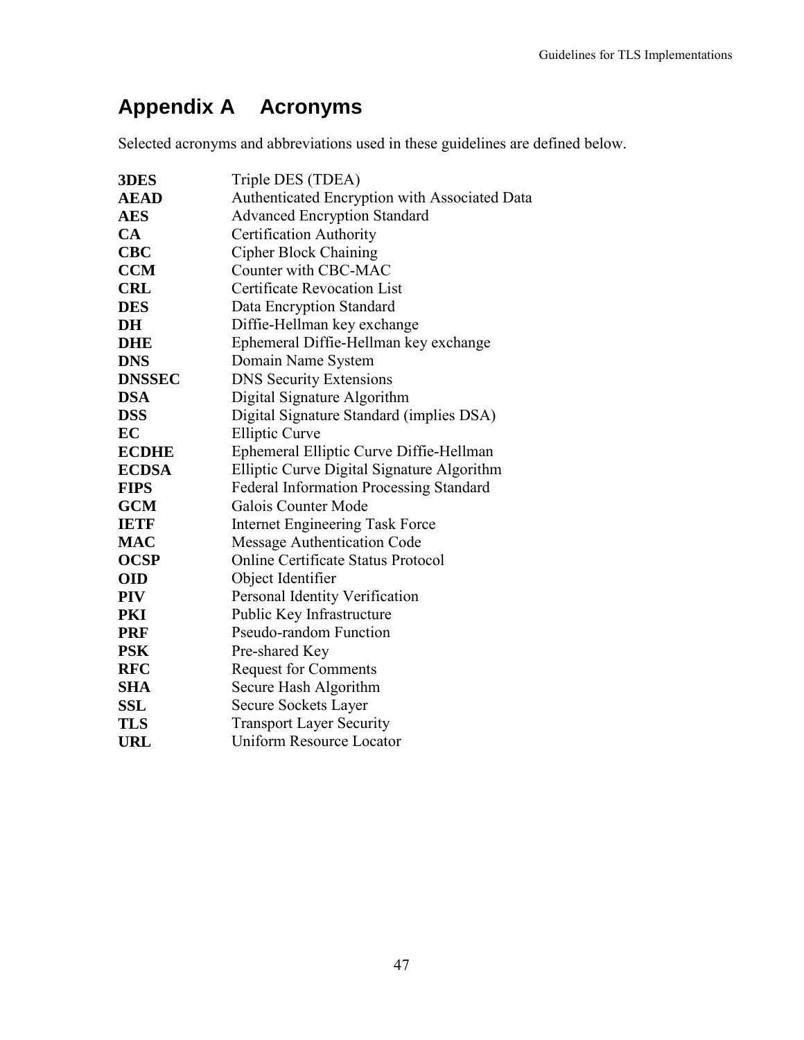# Appendix A Acronyms

Selected acronyms and abbreviations used in these guidelines are defined below.

| | |
|---|---|
| **3DES** | Triple DES (TDEA) |
| **AEAD** | Authenticated Encryption with Associated Data |
| **AES** | Advanced Encryption Standard |
| **CA** | Certification Authority |
| **CBC** | Cipher Block Chaining |
| **CCM** | Counter with CBC-MAC |
| **CRL** | Certificate Revocation List |
| **DES** | Data Encryption Standard |
| **DH** | Diffie-Hellman key exchange |
| **DHE** | Ephemeral Diffie-Hellman key exchange |
| **DNS** | Domain Name System |
| **DNSSEC** | DNS Security Extensions |
| **DSA** | Digital Signature Algorithm |
| **DSS** | Digital Signature Standard (implies DSA) |
| **EC** | Elliptic Curve |
| **ECDHE** | Ephemeral Elliptic Curve Diffie-Hellman |
| **ECDSA** | Elliptic Curve Digital Signature Algorithm |
| **FIPS** | Federal Information Processing Standard |
| **GCM** | Galois Counter Mode |
| **IETF** | Internet Engineering Task Force |
| **MAC** | Message Authentication Code |
| **OCSP** | Online Certificate Status Protocol |
| **OID** | Object Identifier |
| **PIV** | Personal Identity Verification |
| **PKI** | Public Key Infrastructure |
| **PRF** | Pseudo-random Function |
| **PSK** | Pre-shared Key |
| **RFC** | Request for Comments |
| **SHA** | Secure Hash Algorithm |
| **SSL** | Secure Sockets Layer |
| **TLS** | Transport Layer Security |
| **URL** | Uniform Resource Locator |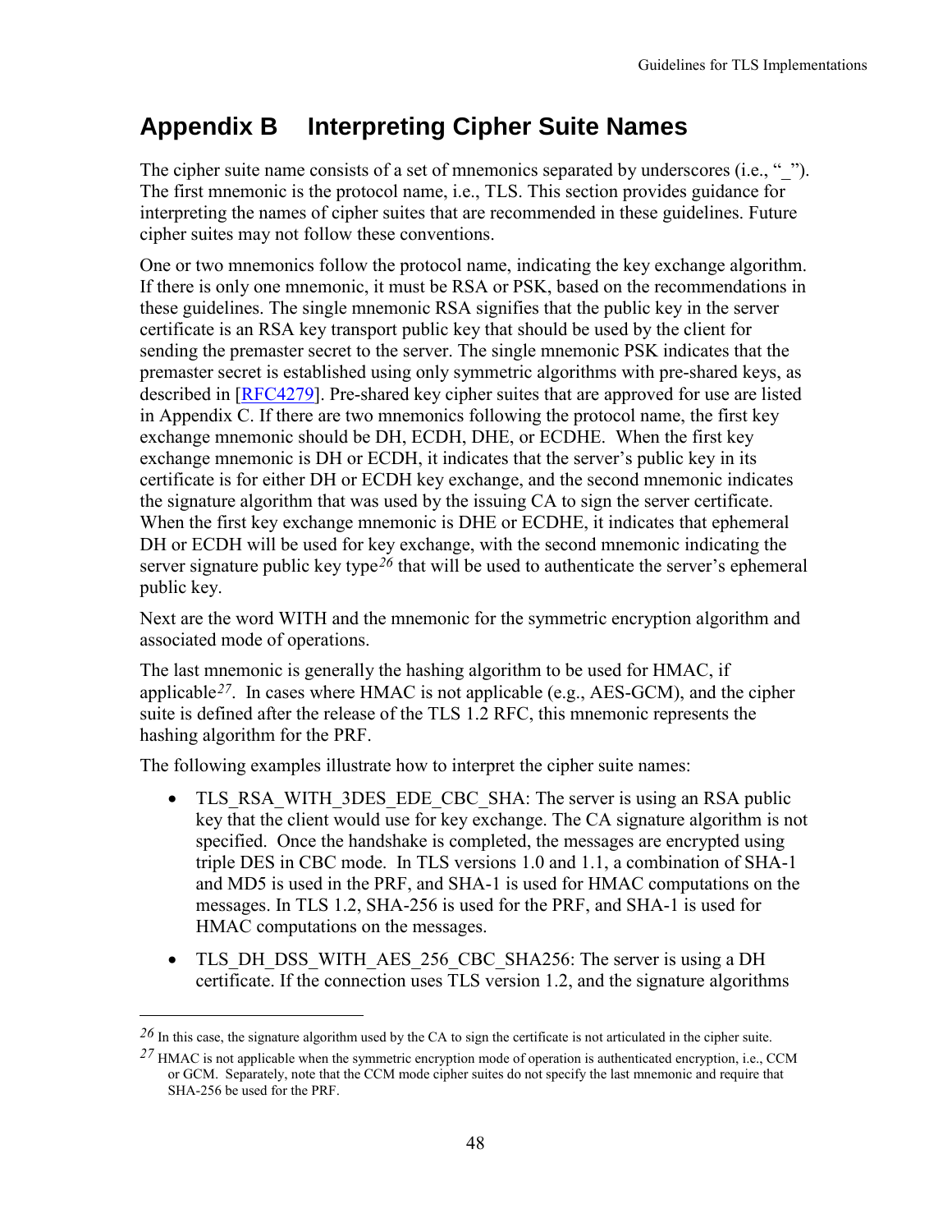# Appendix B Interpreting Cipher Suite Names

The cipher suite name consists of a set of mnemonics separated by underscores (i.e., "_"). The first mnemonic is the protocol name, i.e., TLS. This section provides guidance for interpreting the names of cipher suites that are recommended in these guidelines. Future cipher suites may not follow these conventions.

One or two mnemonics follow the protocol name, indicating the key exchange algorithm. If there is only one mnemonic, it must be RSA or PSK, based on the recommendations in these guidelines. The single mnemonic RSA signifies that the public key in the server certificate is an RSA key transport public key that should be used by the client for sending the premaster secret to the server. The single mnemonic PSK indicates that the premaster secret is established using only symmetric algorithms with pre-shared keys, as described in [RFC4279]. Pre-shared key cipher suites that are approved for use are listed in Appendix C. If there are two mnemonics following the protocol name, the first key exchange mnemonic should be DH, ECDH, DHE, or ECDHE. When the first key exchange mnemonic is DH or ECDH, it indicates that the server's public key in its certificate is for either DH or ECDH key exchange, and the second mnemonic indicates the signature algorithm that was used by the issuing CA to sign the server certificate. When the first key exchange mnemonic is DHE or ECDHE, it indicates that ephemeral DH or ECDH will be used for key exchange, with the second mnemonic indicating the server signature public key type[26] that will be used to authenticate the server's ephemeral public key.

Next are the word WITH and the mnemonic for the symmetric encryption algorithm and associated mode of operations.

The last mnemonic is generally the hashing algorithm to be used for HMAC, if applicable[27]. In cases where HMAC is not applicable (e.g., AES-GCM), and the cipher suite is defined after the release of the TLS 1.2 RFC, this mnemonic represents the hashing algorithm for the PRF.

The following examples illustrate how to interpret the cipher suite names:

- TLS_RSA_WITH_3DES_EDE_CBC_SHA: The server is using an RSA public key that the client would use for key exchange. The CA signature algorithm is not specified. Once the handshake is completed, the messages are encrypted using triple DES in CBC mode. In TLS versions 1.0 and 1.1, a combination of SHA-1 and MD5 is used in the PRF, and SHA-1 is used for HMAC computations on the messages. In TLS 1.2, SHA-256 is used for the PRF, and SHA-1 is used for HMAC computations on the messages.
- TLS_DH_DSS_WITH_AES_256_CBC_SHA256: The server is using a DH certificate. If the connection uses TLS version 1.2, and the signature algorithms

[26] In this case, the signature algorithm used by the CA to sign the certificate is not articulated in the cipher suite.

[27] HMAC is not applicable when the symmetric encryption mode of operation is authenticated encryption, i.e., CCM or GCM. Separately, note that the CCM mode cipher suites do not specify the last mnemonic and require that SHA-256 be used for the PRF.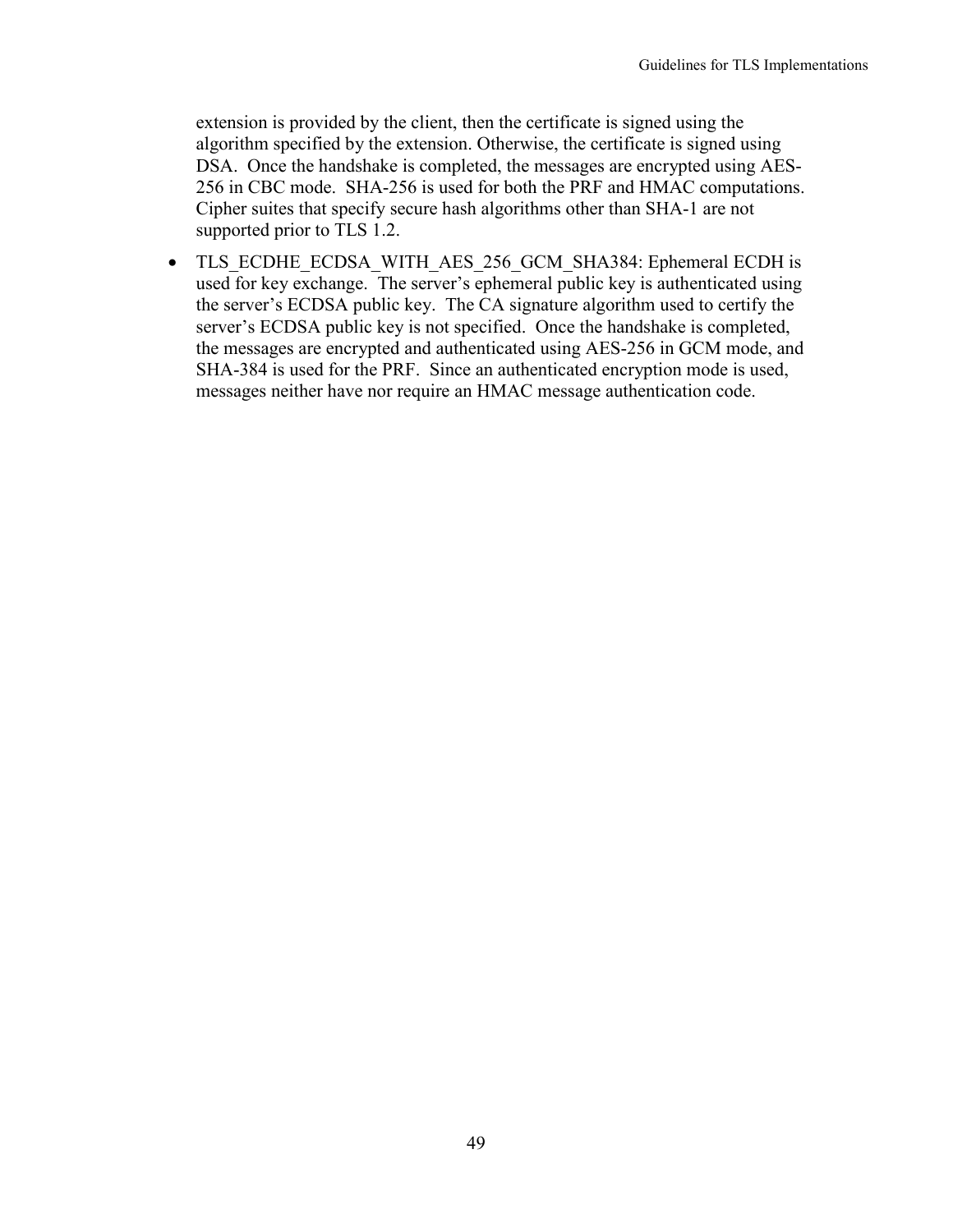extension is provided by the client, then the certificate is signed using the algorithm specified by the extension. Otherwise, the certificate is signed using DSA. Once the handshake is completed, the messages are encrypted using AES-256 in CBC mode. SHA-256 is used for both the PRF and HMAC computations. Cipher suites that specify secure hash algorithms other than SHA-1 are not supported prior to TLS 1.2.

- TLS_ECDHE_ECDSA_WITH_AES_256_GCM_SHA384: Ephemeral ECDH is used for key exchange. The server's ephemeral public key is authenticated using the server's ECDSA public key. The CA signature algorithm used to certify the server's ECDSA public key is not specified. Once the handshake is completed, the messages are encrypted and authenticated using AES-256 in GCM mode, and SHA-384 is used for the PRF. Since an authenticated encryption mode is used, messages neither have nor require an HMAC message authentication code.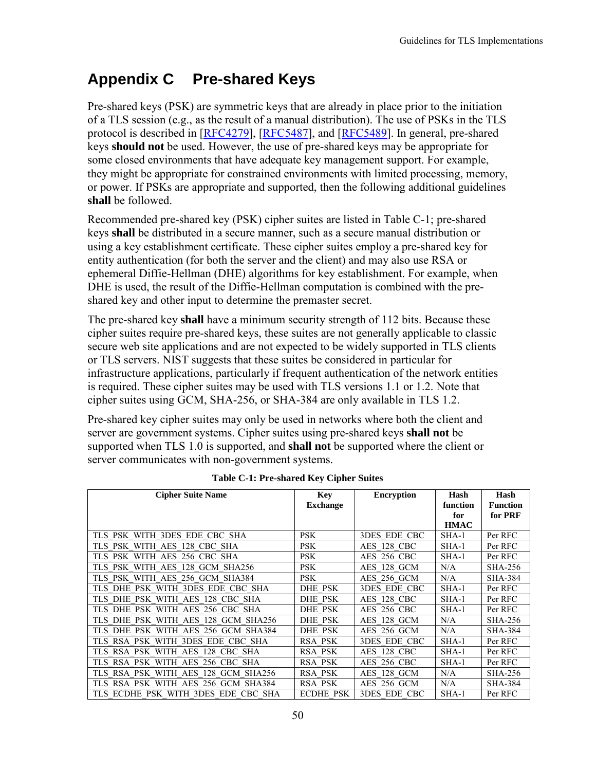# Appendix C Pre-shared Keys

Pre-shared keys (PSK) are symmetric keys that are already in place prior to the initiation of a TLS session (e.g., as the result of a manual distribution). The use of PSKs in the TLS protocol is described in [RFC4279], [RFC5487], and [RFC5489]. In general, pre-shared keys **should not** be used. However, the use of pre-shared keys may be appropriate for some closed environments that have adequate key management support. For example, they might be appropriate for constrained environments with limited processing, memory, or power. If PSKs are appropriate and supported, then the following additional guidelines **shall** be followed.

Recommended pre-shared key (PSK) cipher suites are listed in Table C-1; pre-shared keys **shall** be distributed in a secure manner, such as a secure manual distribution or using a key establishment certificate. These cipher suites employ a pre-shared key for entity authentication (for both the server and the client) and may also use RSA or ephemeral Diffie-Hellman (DHE) algorithms for key establishment. For example, when DHE is used, the result of the Diffie-Hellman computation is combined with the pre-shared key and other input to determine the premaster secret.

The pre-shared key **shall** have a minimum security strength of 112 bits. Because these cipher suites require pre-shared keys, these suites are not generally applicable to classic secure web site applications and are not expected to be widely supported in TLS clients or TLS servers. NIST suggests that these suites be considered in particular for infrastructure applications, particularly if frequent authentication of the network entities is required. These cipher suites may be used with TLS versions 1.1 or 1.2. Note that cipher suites using GCM, SHA-256, or SHA-384 are only available in TLS 1.2.

Pre-shared key cipher suites may only be used in networks where both the client and server are government systems. Cipher suites using pre-shared keys **shall not** be supported when TLS 1.0 is supported, and **shall not** be supported where the client or server communicates with non-government systems.

**Table C-1: Pre-shared Key Cipher Suites**

| Cipher Suite Name | Key Exchange | Encryption | Hash function for HMAC | Hash Function for PRF |
|---|---|---|---|---|
| TLS_PSK_WITH_3DES_EDE_CBC_SHA | PSK | 3DES_EDE_CBC | SHA-1 | Per RFC |
| TLS_PSK_WITH_AES_128_CBC_SHA | PSK | AES_128_CBC | SHA-1 | Per RFC |
| TLS_PSK_WITH_AES_256_CBC_SHA | PSK | AES_256_CBC | SHA-1 | Per RFC |
| TLS_PSK_WITH_AES_128_GCM_SHA256 | PSK | AES_128_GCM | N/A | SHA-256 |
| TLS_PSK_WITH_AES_256_GCM_SHA384 | PSK | AES_256_GCM | N/A | SHA-384 |
| TLS_DHE_PSK_WITH_3DES_EDE_CBC_SHA | DHE_PSK | 3DES_EDE_CBC | SHA-1 | Per RFC |
| TLS_DHE_PSK_WITH_AES_128_CBC_SHA | DHE_PSK | AES_128_CBC | SHA-1 | Per RFC |
| TLS_DHE_PSK_WITH_AES_256_CBC_SHA | DHE_PSK | AES_256_CBC | SHA-1 | Per RFC |
| TLS_DHE_PSK_WITH_AES_128_GCM_SHA256 | DHE_PSK | AES_128_GCM | N/A | SHA-256 |
| TLS_DHE_PSK_WITH_AES_256_GCM_SHA384 | DHE_PSK | AES_256_GCM | N/A | SHA-384 |
| TLS_RSA_PSK_WITH_3DES_EDE_CBC_SHA | RSA_PSK | 3DES_EDE_CBC | SHA-1 | Per RFC |
| TLS_RSA_PSK_WITH_AES_128_CBC_SHA | RSA_PSK | AES_128_CBC | SHA-1 | Per RFC |
| TLS_RSA_PSK_WITH_AES_256_CBC_SHA | RSA_PSK | AES_256_CBC | SHA-1 | Per RFC |
| TLS_RSA_PSK_WITH_AES_128_GCM_SHA256 | RSA_PSK | AES_128_GCM | N/A | SHA-256 |
| TLS_RSA_PSK_WITH_AES_256_GCM_SHA384 | RSA_PSK | AES_256_GCM | N/A | SHA-384 |
| TLS_ECDHE_PSK_WITH_3DES_EDE_CBC_SHA | ECDHE_PSK | 3DES_EDE_CBC | SHA-1 | Per RFC |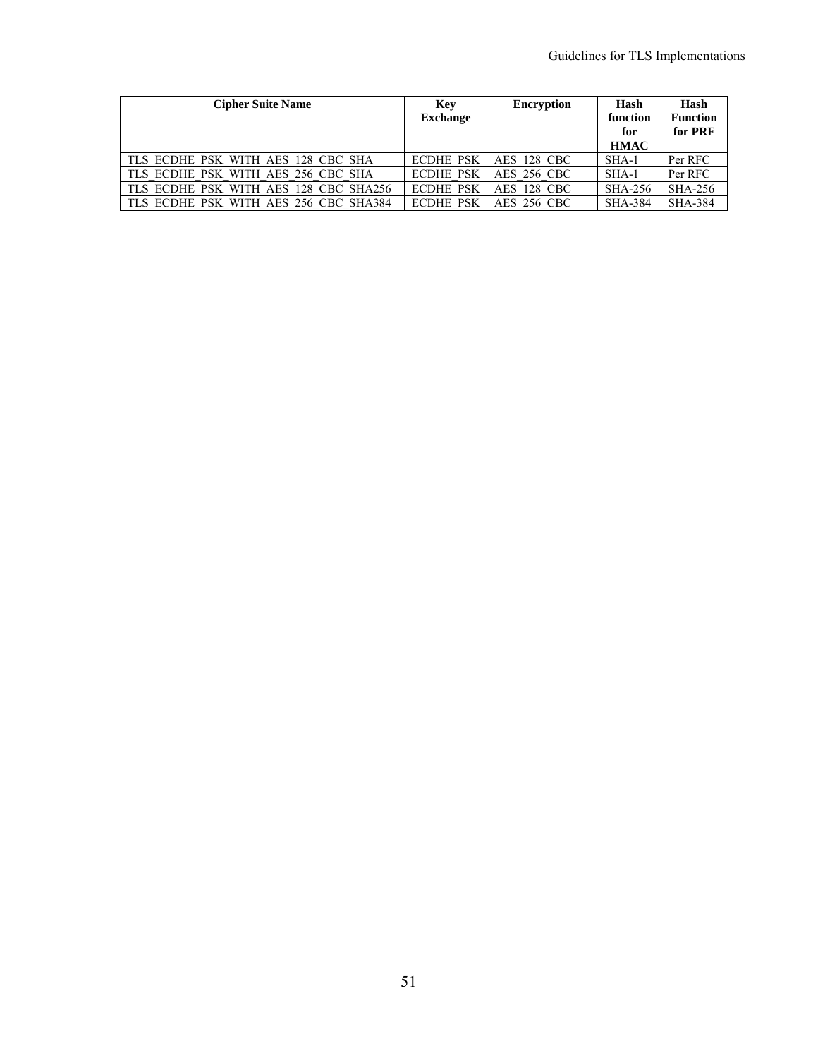| Cipher Suite Name | Key Exchange | Encryption | Hash function for HMAC | Hash Function for PRF |
|---|---|---|---|---|
| TLS_ECDHE_PSK_WITH_AES_128_CBC_SHA | ECDHE_PSK | AES_128_CBC | SHA-1 | Per RFC |
| TLS_ECDHE_PSK_WITH_AES_256_CBC_SHA | ECDHE_PSK | AES_256_CBC | SHA-1 | Per RFC |
| TLS_ECDHE_PSK_WITH_AES_128_CBC_SHA256 | ECDHE_PSK | AES_128_CBC | SHA-256 | SHA-256 |
| TLS_ECDHE_PSK_WITH_AES_256_CBC_SHA384 | ECDHE_PSK | AES_256_CBC | SHA-384 | SHA-384 |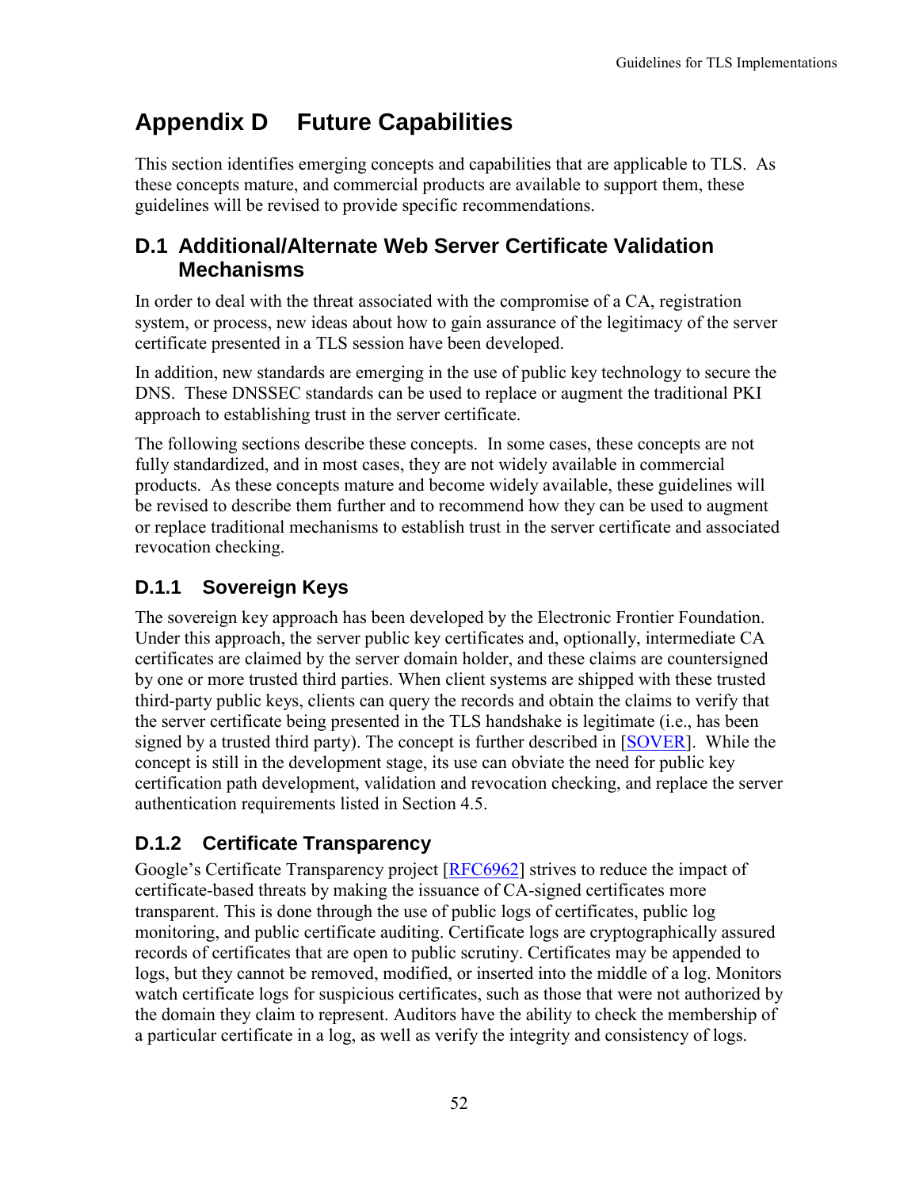# Appendix D Future Capabilities

This section identifies emerging concepts and capabilities that are applicable to TLS. As these concepts mature, and commercial products are available to support them, these guidelines will be revised to provide specific recommendations.

## D.1 Additional/Alternate Web Server Certificate Validation Mechanisms

In order to deal with the threat associated with the compromise of a CA, registration system, or process, new ideas about how to gain assurance of the legitimacy of the server certificate presented in a TLS session have been developed.

In addition, new standards are emerging in the use of public key technology to secure the DNS. These DNSSEC standards can be used to replace or augment the traditional PKI approach to establishing trust in the server certificate.

The following sections describe these concepts. In some cases, these concepts are not fully standardized, and in most cases, they are not widely available in commercial products. As these concepts mature and become widely available, these guidelines will be revised to describe them further and to recommend how they can be used to augment or replace traditional mechanisms to establish trust in the server certificate and associated revocation checking.

### D.1.1 Sovereign Keys

The sovereign key approach has been developed by the Electronic Frontier Foundation. Under this approach, the server public key certificates and, optionally, intermediate CA certificates are claimed by the server domain holder, and these claims are countersigned by one or more trusted third parties. When client systems are shipped with these trusted third-party public keys, clients can query the records and obtain the claims to verify that the server certificate being presented in the TLS handshake is legitimate (i.e., has been signed by a trusted third party). The concept is further described in [SOVER]. While the concept is still in the development stage, its use can obviate the need for public key certification path development, validation and revocation checking, and replace the server authentication requirements listed in Section 4.5.

### D.1.2 Certificate Transparency

Google's Certificate Transparency project [RFC6962] strives to reduce the impact of certificate-based threats by making the issuance of CA-signed certificates more transparent. This is done through the use of public logs of certificates, public log monitoring, and public certificate auditing. Certificate logs are cryptographically assured records of certificates that are open to public scrutiny. Certificates may be appended to logs, but they cannot be removed, modified, or inserted into the middle of a log. Monitors watch certificate logs for suspicious certificates, such as those that were not authorized by the domain they claim to represent. Auditors have the ability to check the membership of a particular certificate in a log, as well as verify the integrity and consistency of logs.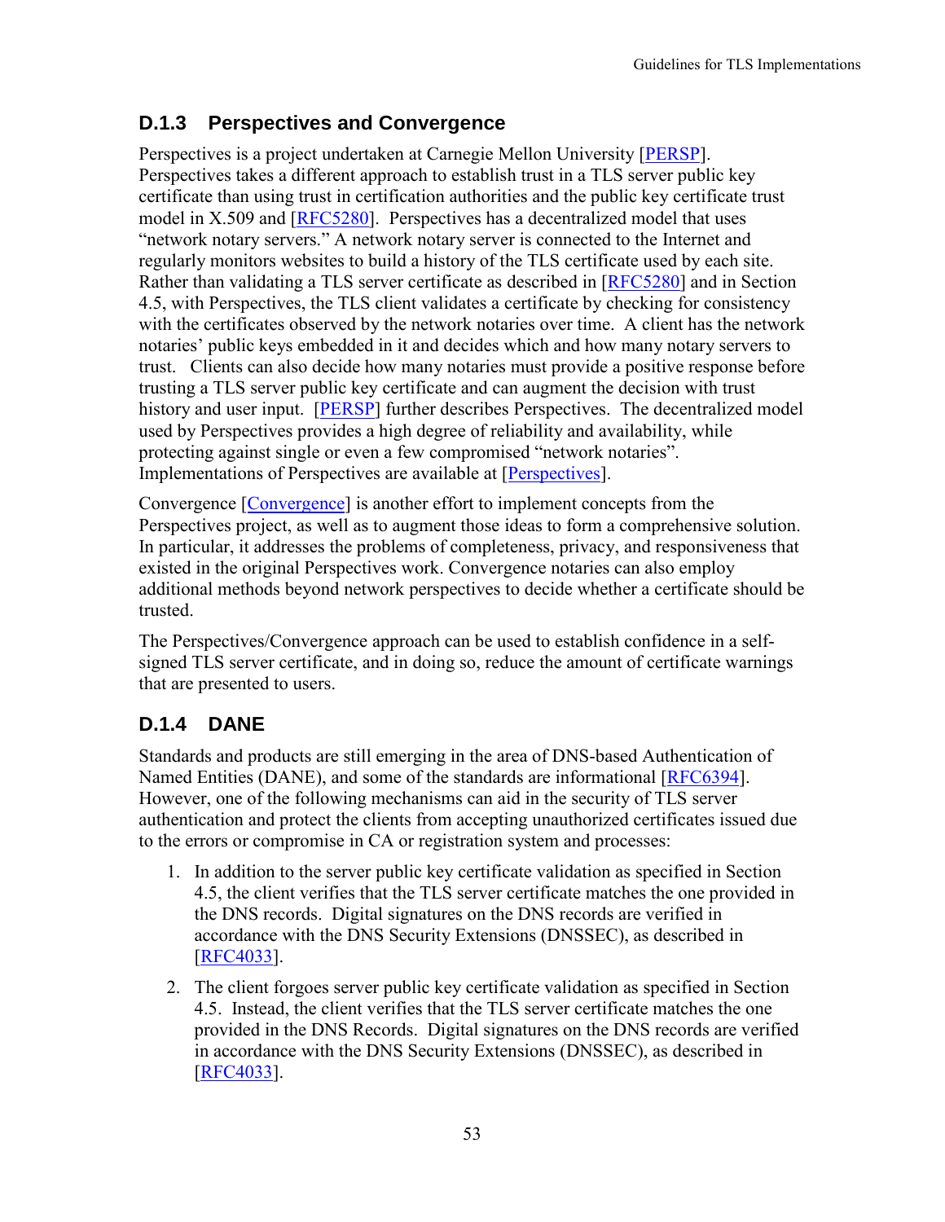### D.1.3 Perspectives and Convergence

Perspectives is a project undertaken at Carnegie Mellon University [PERSP]. Perspectives takes a different approach to establish trust in a TLS server public key certificate than using trust in certification authorities and the public key certificate trust model in X.509 and [RFC5280]. Perspectives has a decentralized model that uses "network notary servers." A network notary server is connected to the Internet and regularly monitors websites to build a history of the TLS certificate used by each site. Rather than validating a TLS server certificate as described in [RFC5280] and in Section 4.5, with Perspectives, the TLS client validates a certificate by checking for consistency with the certificates observed by the network notaries over time. A client has the network notaries' public keys embedded in it and decides which and how many notary servers to trust. Clients can also decide how many notaries must provide a positive response before trusting a TLS server public key certificate and can augment the decision with trust history and user input. [PERSP] further describes Perspectives. The decentralized model used by Perspectives provides a high degree of reliability and availability, while protecting against single or even a few compromised "network notaries". Implementations of Perspectives are available at [Perspectives].

Convergence [Convergence] is another effort to implement concepts from the Perspectives project, as well as to augment those ideas to form a comprehensive solution. In particular, it addresses the problems of completeness, privacy, and responsiveness that existed in the original Perspectives work. Convergence notaries can also employ additional methods beyond network perspectives to decide whether a certificate should be trusted.

The Perspectives/Convergence approach can be used to establish confidence in a self-signed TLS server certificate, and in doing so, reduce the amount of certificate warnings that are presented to users.

### D.1.4 DANE

Standards and products are still emerging in the area of DNS-based Authentication of Named Entities (DANE), and some of the standards are informational [RFC6394]. However, one of the following mechanisms can aid in the security of TLS server authentication and protect the clients from accepting unauthorized certificates issued due to the errors or compromise in CA or registration system and processes:

1. In addition to the server public key certificate validation as specified in Section 4.5, the client verifies that the TLS server certificate matches the one provided in the DNS records. Digital signatures on the DNS records are verified in accordance with the DNS Security Extensions (DNSSEC), as described in [RFC4033].

2. The client forgoes server public key certificate validation as specified in Section 4.5. Instead, the client verifies that the TLS server certificate matches the one provided in the DNS Records. Digital signatures on the DNS records are verified in accordance with the DNS Security Extensions (DNSSEC), as described in [RFC4033].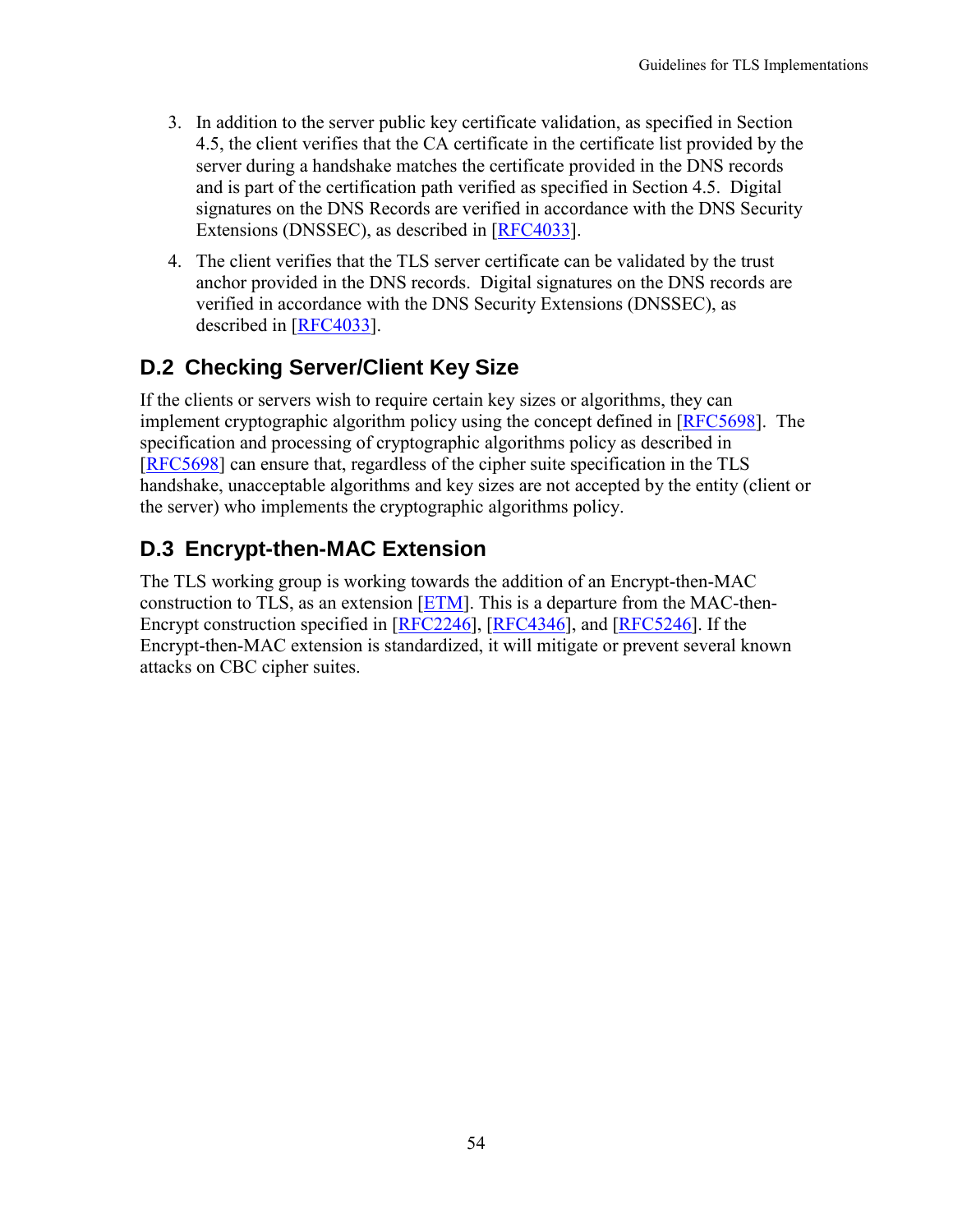3. In addition to the server public key certificate validation, as specified in Section 4.5, the client verifies that the CA certificate in the certificate list provided by the server during a handshake matches the certificate provided in the DNS records and is part of the certification path verified as specified in Section 4.5. Digital signatures on the DNS Records are verified in accordance with the DNS Security Extensions (DNSSEC), as described in [RFC4033].
4. The client verifies that the TLS server certificate can be validated by the trust anchor provided in the DNS records. Digital signatures on the DNS records are verified in accordance with the DNS Security Extensions (DNSSEC), as described in [RFC4033].

## D.2 Checking Server/Client Key Size

If the clients or servers wish to require certain key sizes or algorithms, they can implement cryptographic algorithm policy using the concept defined in [RFC5698]. The specification and processing of cryptographic algorithms policy as described in [RFC5698] can ensure that, regardless of the cipher suite specification in the TLS handshake, unacceptable algorithms and key sizes are not accepted by the entity (client or the server) who implements the cryptographic algorithms policy.

## D.3 Encrypt-then-MAC Extension

The TLS working group is working towards the addition of an Encrypt-then-MAC construction to TLS, as an extension [ETM]. This is a departure from the MAC-then-Encrypt construction specified in [RFC2246], [RFC4346], and [RFC5246]. If the Encrypt-then-MAC extension is standardized, it will mitigate or prevent several known attacks on CBC cipher suites.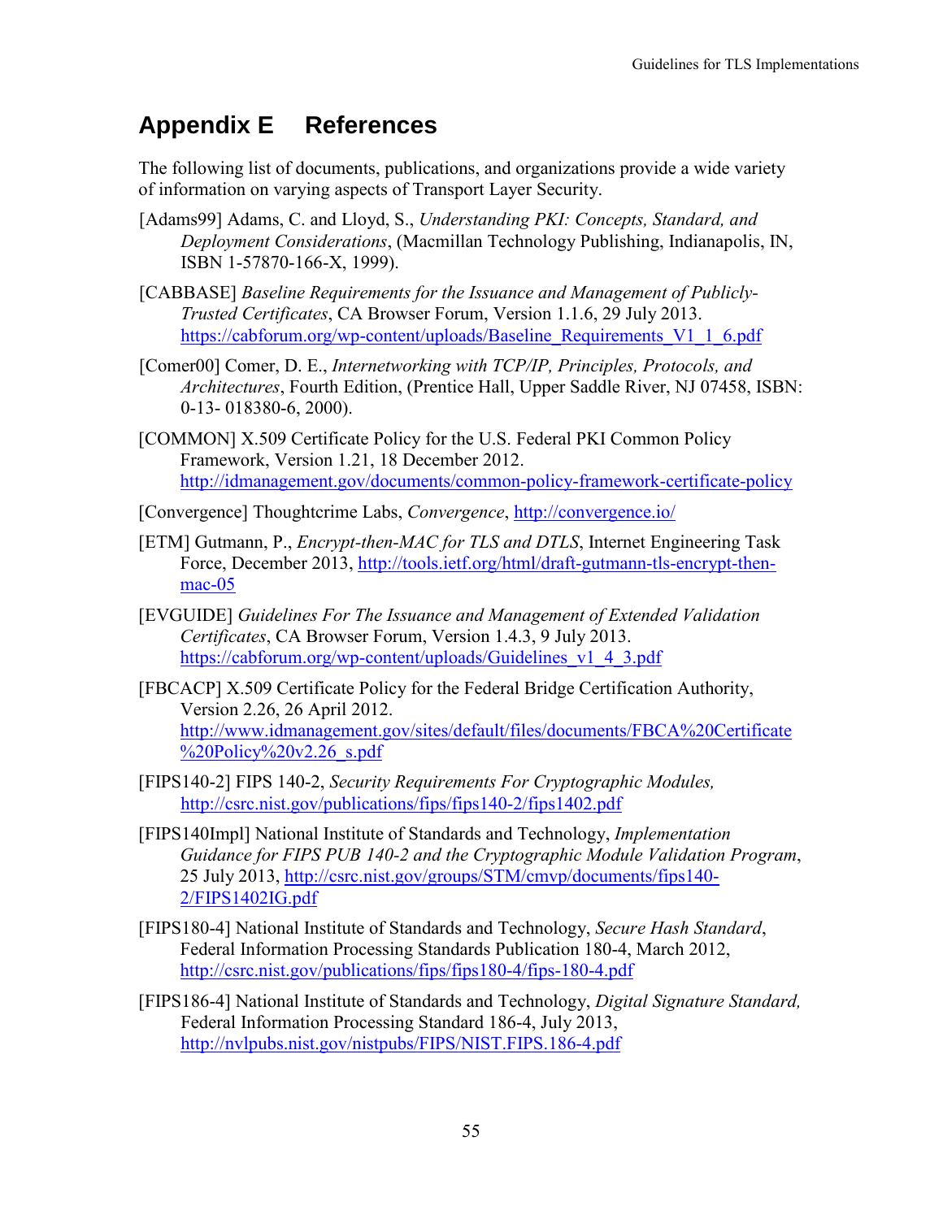# Appendix E References

The following list of documents, publications, and organizations provide a wide variety of information on varying aspects of Transport Layer Security.

[Adams99] Adams, C. and Lloyd, S., *Understanding PKI: Concepts, Standard, and Deployment Considerations*, (Macmillan Technology Publishing, Indianapolis, IN, ISBN 1-57870-166-X, 1999).

[CABBASE] *Baseline Requirements for the Issuance and Management of Publicly-Trusted Certificates*, CA Browser Forum, Version 1.1.6, 29 July 2013. https://cabforum.org/wp-content/uploads/Baseline_Requirements_V1_1_6.pdf

[Comer00] Comer, D. E., *Internetworking with TCP/IP, Principles, Protocols, and Architectures*, Fourth Edition, (Prentice Hall, Upper Saddle River, NJ 07458, ISBN: 0-13- 018380-6, 2000).

[COMMON] X.509 Certificate Policy for the U.S. Federal PKI Common Policy Framework, Version 1.21, 18 December 2012. http://idmanagement.gov/documents/common-policy-framework-certificate-policy

[Convergence] Thoughtcrime Labs, *Convergence*, http://convergence.io/

[ETM] Gutmann, P., *Encrypt-then-MAC for TLS and DTLS*, Internet Engineering Task Force, December 2013, http://tools.ietf.org/html/draft-gutmann-tls-encrypt-then-mac-05

[EVGUIDE] *Guidelines For The Issuance and Management of Extended Validation Certificates*, CA Browser Forum, Version 1.4.3, 9 July 2013. https://cabforum.org/wp-content/uploads/Guidelines_v1_4_3.pdf

[FBCACP] X.509 Certificate Policy for the Federal Bridge Certification Authority, Version 2.26, 26 April 2012. http://www.idmanagement.gov/sites/default/files/documents/FBCA%20Certificate%20Policy%20v2.26_s.pdf

[FIPS140-2] FIPS 140-2, *Security Requirements For Cryptographic Modules,* http://csrc.nist.gov/publications/fips/fips140-2/fips1402.pdf

[FIPS140Impl] National Institute of Standards and Technology, *Implementation Guidance for FIPS PUB 140-2 and the Cryptographic Module Validation Program*, 25 July 2013, http://csrc.nist.gov/groups/STM/cmvp/documents/fips140-2/FIPS1402IG.pdf

[FIPS180-4] National Institute of Standards and Technology, *Secure Hash Standard*, Federal Information Processing Standards Publication 180-4, March 2012, http://csrc.nist.gov/publications/fips/fips180-4/fips-180-4.pdf

[FIPS186-4] National Institute of Standards and Technology, *Digital Signature Standard,* Federal Information Processing Standard 186-4, July 2013, http://nvlpubs.nist.gov/nistpubs/FIPS/NIST.FIPS.186-4.pdf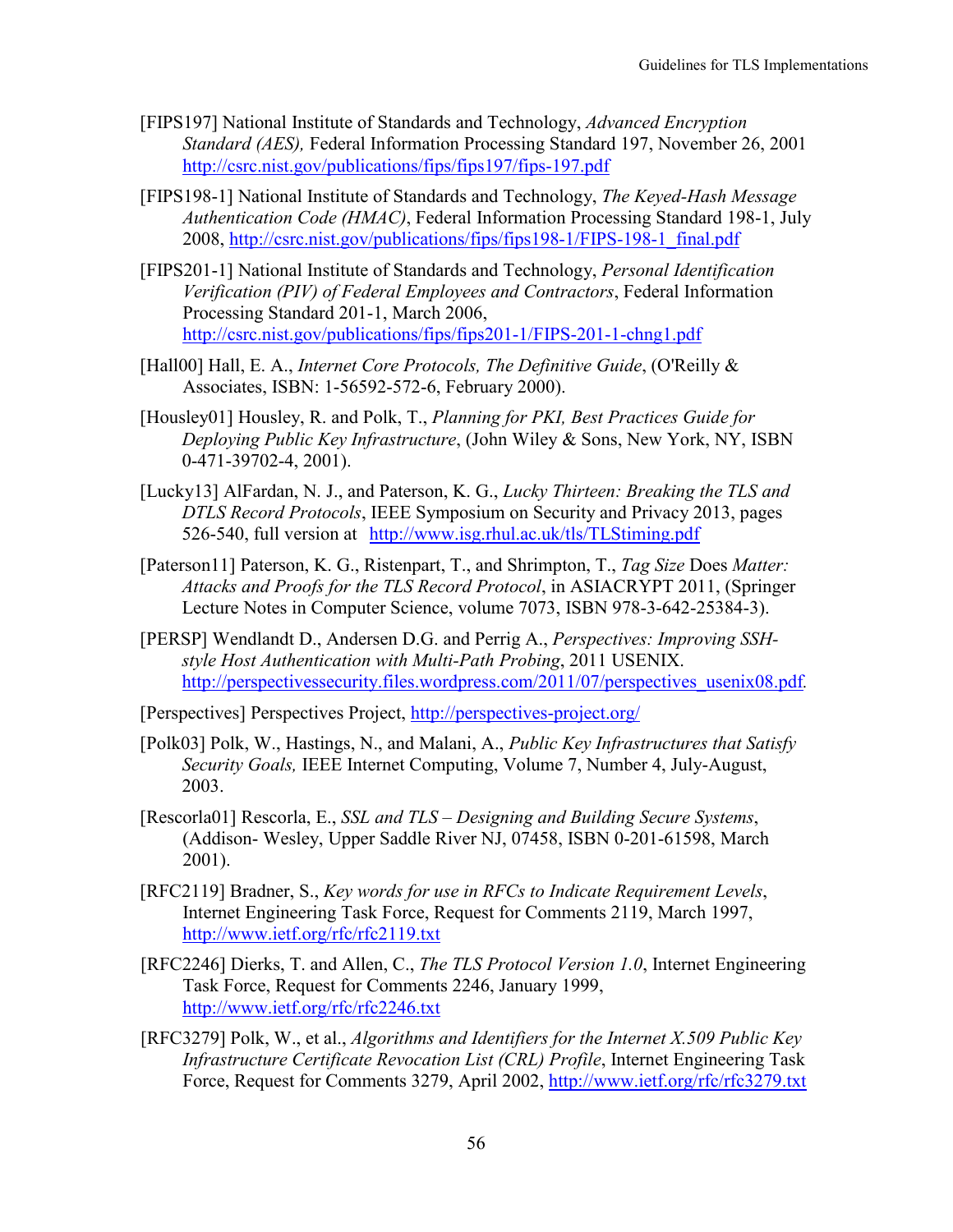[FIPS197] National Institute of Standards and Technology, *Advanced Encryption Standard (AES),* Federal Information Processing Standard 197, November 26, 2001 http://csrc.nist.gov/publications/fips/fips197/fips-197.pdf

[FIPS198-1] National Institute of Standards and Technology, *The Keyed-Hash Message Authentication Code (HMAC)*, Federal Information Processing Standard 198-1, July 2008, http://csrc.nist.gov/publications/fips/fips198-1/FIPS-198-1_final.pdf

[FIPS201-1] National Institute of Standards and Technology, *Personal Identification Verification (PIV) of Federal Employees and Contractors*, Federal Information Processing Standard 201-1, March 2006, http://csrc.nist.gov/publications/fips/fips201-1/FIPS-201-1-chng1.pdf

[Hall00] Hall, E. A., *Internet Core Protocols, The Definitive Guide*, (O'Reilly & Associates, ISBN: 1-56592-572-6, February 2000).

[Housley01] Housley, R. and Polk, T., *Planning for PKI, Best Practices Guide for Deploying Public Key Infrastructure*, (John Wiley & Sons, New York, NY, ISBN 0-471-39702-4, 2001).

[Lucky13] AlFardan, N. J., and Paterson, K. G., *Lucky Thirteen: Breaking the TLS and DTLS Record Protocols*, IEEE Symposium on Security and Privacy 2013, pages 526-540, full version at http://www.isg.rhul.ac.uk/tls/TLStiming.pdf

[Paterson11] Paterson, K. G., Ristenpart, T., and Shrimpton, T., *Tag Size* Does *Matter: Attacks and Proofs for the TLS Record Protocol*, in ASIACRYPT 2011, (Springer Lecture Notes in Computer Science, volume 7073, ISBN 978-3-642-25384-3).

[PERSP] Wendlandt D., Andersen D.G. and Perrig A., *Perspectives: Improving SSH-style Host Authentication with Multi-Path Probing*, 2011 USENIX. http://perspectivessecurity.files.wordpress.com/2011/07/perspectives_usenix08.pdf.

[Perspectives] Perspectives Project, http://perspectives-project.org/

[Polk03] Polk, W., Hastings, N., and Malani, A., *Public Key Infrastructures that Satisfy Security Goals,* IEEE Internet Computing, Volume 7, Number 4, July-August, 2003.

[Rescorla01] Rescorla, E., *SSL and TLS – Designing and Building Secure Systems*, (Addison- Wesley, Upper Saddle River NJ, 07458, ISBN 0-201-61598, March 2001).

[RFC2119] Bradner, S., *Key words for use in RFCs to Indicate Requirement Levels*, Internet Engineering Task Force, Request for Comments 2119, March 1997, http://www.ietf.org/rfc/rfc2119.txt

[RFC2246] Dierks, T. and Allen, C., *The TLS Protocol Version 1.0*, Internet Engineering Task Force, Request for Comments 2246, January 1999, http://www.ietf.org/rfc/rfc2246.txt

[RFC3279] Polk, W., et al., *Algorithms and Identifiers for the Internet X.509 Public Key Infrastructure Certificate Revocation List (CRL) Profile*, Internet Engineering Task Force, Request for Comments 3279, April 2002, http://www.ietf.org/rfc/rfc3279.txt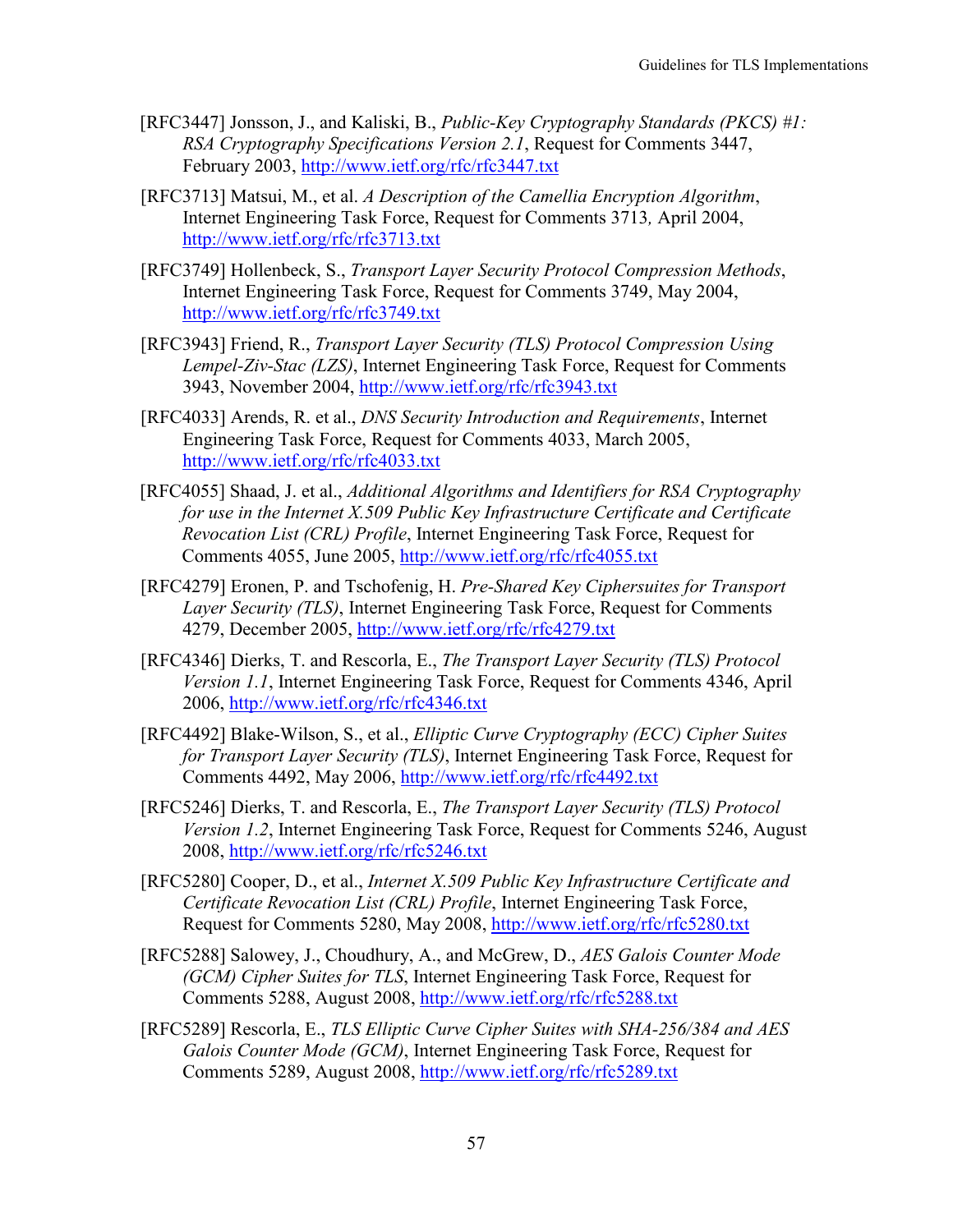[RFC3447] Jonsson, J., and Kaliski, B., *Public-Key Cryptography Standards (PKCS) #1: RSA Cryptography Specifications Version 2.1*, Request for Comments 3447, February 2003, http://www.ietf.org/rfc/rfc3447.txt

[RFC3713] Matsui, M., et al. *A Description of the Camellia Encryption Algorithm*, Internet Engineering Task Force, Request for Comments 3713*,* April 2004, http://www.ietf.org/rfc/rfc3713.txt

[RFC3749] Hollenbeck, S., *Transport Layer Security Protocol Compression Methods*, Internet Engineering Task Force, Request for Comments 3749, May 2004, http://www.ietf.org/rfc/rfc3749.txt

[RFC3943] Friend, R., *Transport Layer Security (TLS) Protocol Compression Using Lempel-Ziv-Stac (LZS)*, Internet Engineering Task Force, Request for Comments 3943, November 2004, http://www.ietf.org/rfc/rfc3943.txt

[RFC4033] Arends, R. et al., *DNS Security Introduction and Requirements*, Internet Engineering Task Force, Request for Comments 4033, March 2005, http://www.ietf.org/rfc/rfc4033.txt

[RFC4055] Shaad, J. et al., *Additional Algorithms and Identifiers for RSA Cryptography for use in the Internet X.509 Public Key Infrastructure Certificate and Certificate Revocation List (CRL) Profile*, Internet Engineering Task Force, Request for Comments 4055, June 2005, http://www.ietf.org/rfc/rfc4055.txt

[RFC4279] Eronen, P. and Tschofenig, H. *Pre-Shared Key Ciphersuites for Transport Layer Security (TLS)*, Internet Engineering Task Force, Request for Comments 4279, December 2005, http://www.ietf.org/rfc/rfc4279.txt

[RFC4346] Dierks, T. and Rescorla, E., *The Transport Layer Security (TLS) Protocol Version 1.1*, Internet Engineering Task Force, Request for Comments 4346, April 2006, http://www.ietf.org/rfc/rfc4346.txt

[RFC4492] Blake-Wilson, S., et al., *Elliptic Curve Cryptography (ECC) Cipher Suites for Transport Layer Security (TLS)*, Internet Engineering Task Force, Request for Comments 4492, May 2006, http://www.ietf.org/rfc/rfc4492.txt

[RFC5246] Dierks, T. and Rescorla, E., *The Transport Layer Security (TLS) Protocol Version 1.2*, Internet Engineering Task Force, Request for Comments 5246, August 2008, http://www.ietf.org/rfc/rfc5246.txt

[RFC5280] Cooper, D., et al., *Internet X.509 Public Key Infrastructure Certificate and Certificate Revocation List (CRL) Profile*, Internet Engineering Task Force, Request for Comments 5280, May 2008, http://www.ietf.org/rfc/rfc5280.txt

[RFC5288] Salowey, J., Choudhury, A., and McGrew, D., *AES Galois Counter Mode (GCM) Cipher Suites for TLS*, Internet Engineering Task Force, Request for Comments 5288, August 2008, http://www.ietf.org/rfc/rfc5288.txt

[RFC5289] Rescorla, E., *TLS Elliptic Curve Cipher Suites with SHA-256/384 and AES Galois Counter Mode (GCM)*, Internet Engineering Task Force, Request for Comments 5289, August 2008, http://www.ietf.org/rfc/rfc5289.txt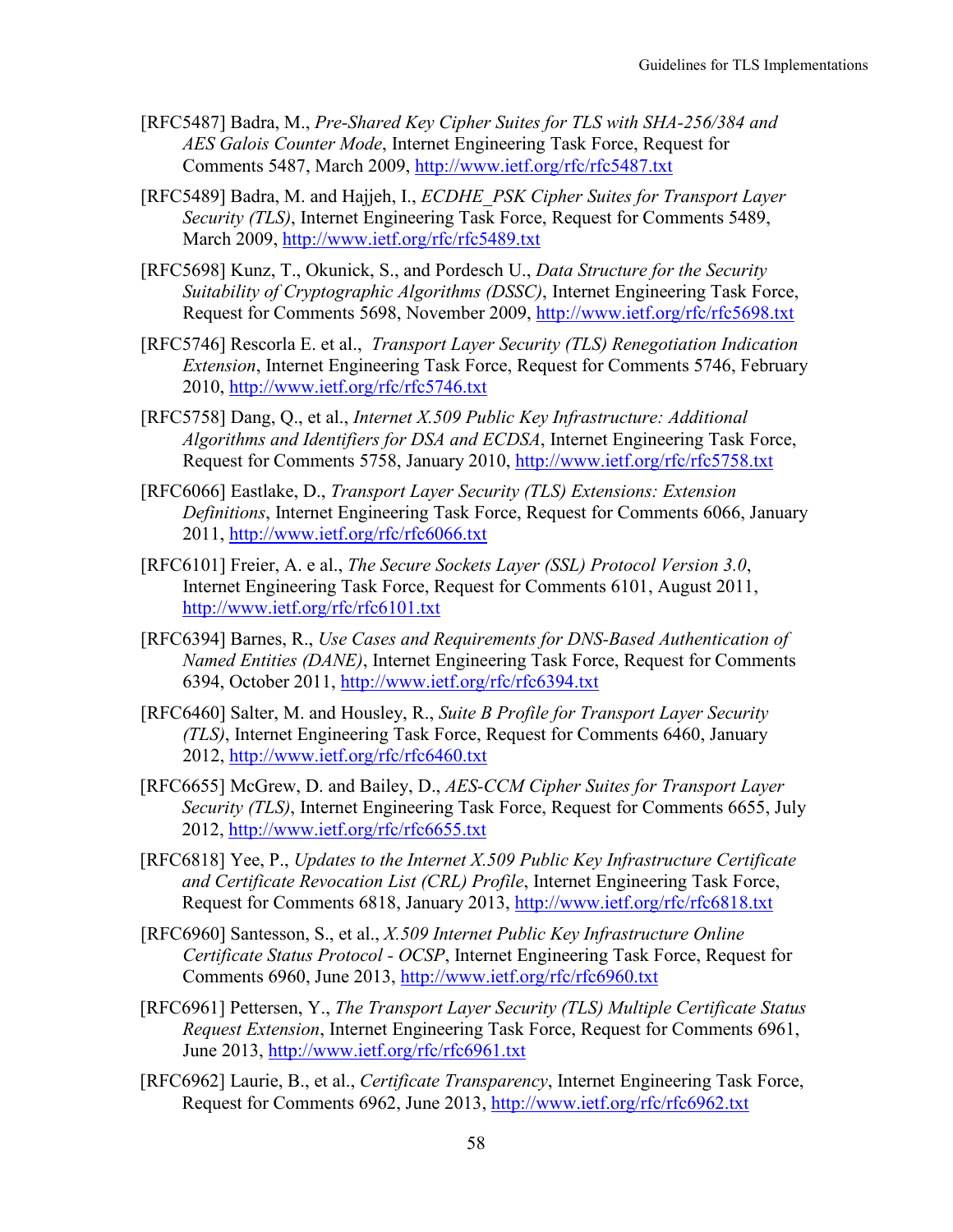[RFC5487] Badra, M., *Pre-Shared Key Cipher Suites for TLS with SHA-256/384 and AES Galois Counter Mode*, Internet Engineering Task Force, Request for Comments 5487, March 2009, http://www.ietf.org/rfc/rfc5487.txt

[RFC5489] Badra, M. and Hajjeh, I., *ECDHE_PSK Cipher Suites for Transport Layer Security (TLS)*, Internet Engineering Task Force, Request for Comments 5489, March 2009, http://www.ietf.org/rfc/rfc5489.txt

[RFC5698] Kunz, T., Okunick, S., and Pordesch U., *Data Structure for the Security Suitability of Cryptographic Algorithms (DSSC)*, Internet Engineering Task Force, Request for Comments 5698, November 2009, http://www.ietf.org/rfc/rfc5698.txt

[RFC5746] Rescorla E. et al., *Transport Layer Security (TLS) Renegotiation Indication Extension*, Internet Engineering Task Force, Request for Comments 5746, February 2010, http://www.ietf.org/rfc/rfc5746.txt

[RFC5758] Dang, Q., et al., *Internet X.509 Public Key Infrastructure: Additional Algorithms and Identifiers for DSA and ECDSA*, Internet Engineering Task Force, Request for Comments 5758, January 2010, http://www.ietf.org/rfc/rfc5758.txt

[RFC6066] Eastlake, D., *Transport Layer Security (TLS) Extensions: Extension Definitions*, Internet Engineering Task Force, Request for Comments 6066, January 2011, http://www.ietf.org/rfc/rfc6066.txt

[RFC6101] Freier, A. e al., *The Secure Sockets Layer (SSL) Protocol Version 3.0*, Internet Engineering Task Force, Request for Comments 6101, August 2011, http://www.ietf.org/rfc/rfc6101.txt

[RFC6394] Barnes, R., *Use Cases and Requirements for DNS-Based Authentication of Named Entities (DANE)*, Internet Engineering Task Force, Request for Comments 6394, October 2011, http://www.ietf.org/rfc/rfc6394.txt

[RFC6460] Salter, M. and Housley, R., *Suite B Profile for Transport Layer Security (TLS)*, Internet Engineering Task Force, Request for Comments 6460, January 2012, http://www.ietf.org/rfc/rfc6460.txt

[RFC6655] McGrew, D. and Bailey, D., *AES-CCM Cipher Suites for Transport Layer Security (TLS)*, Internet Engineering Task Force, Request for Comments 6655, July 2012, http://www.ietf.org/rfc/rfc6655.txt

[RFC6818] Yee, P., *Updates to the Internet X.509 Public Key Infrastructure Certificate and Certificate Revocation List (CRL) Profile*, Internet Engineering Task Force, Request for Comments 6818, January 2013, http://www.ietf.org/rfc/rfc6818.txt

[RFC6960] Santesson, S., et al., *X.509 Internet Public Key Infrastructure Online Certificate Status Protocol - OCSP*, Internet Engineering Task Force, Request for Comments 6960, June 2013, http://www.ietf.org/rfc/rfc6960.txt

[RFC6961] Pettersen, Y., *The Transport Layer Security (TLS) Multiple Certificate Status Request Extension*, Internet Engineering Task Force, Request for Comments 6961, June 2013, http://www.ietf.org/rfc/rfc6961.txt

[RFC6962] Laurie, B., et al., *Certificate Transparency*, Internet Engineering Task Force, Request for Comments 6962, June 2013, http://www.ietf.org/rfc/rfc6962.txt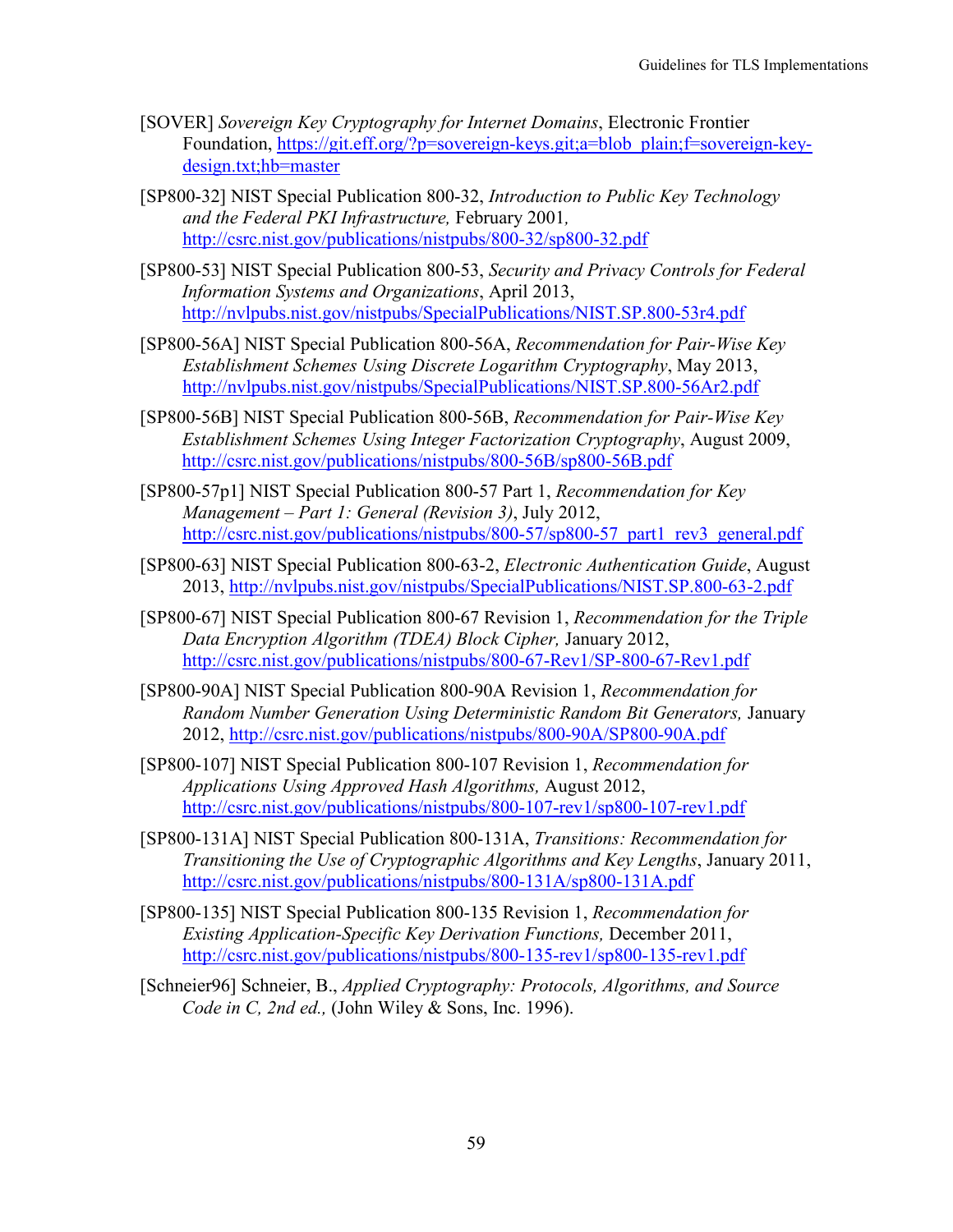[SOVER] *Sovereign Key Cryptography for Internet Domains*, Electronic Frontier Foundation, https://git.eff.org/?p=sovereign-keys.git;a=blob_plain;f=sovereign-key-design.txt;hb=master

[SP800-32] NIST Special Publication 800-32, *Introduction to Public Key Technology and the Federal PKI Infrastructure,* February 2001, http://csrc.nist.gov/publications/nistpubs/800-32/sp800-32.pdf

[SP800-53] NIST Special Publication 800-53, *Security and Privacy Controls for Federal Information Systems and Organizations*, April 2013, http://nvlpubs.nist.gov/nistpubs/SpecialPublications/NIST.SP.800-53r4.pdf

[SP800-56A] NIST Special Publication 800-56A, *Recommendation for Pair-Wise Key Establishment Schemes Using Discrete Logarithm Cryptography*, May 2013, http://nvlpubs.nist.gov/nistpubs/SpecialPublications/NIST.SP.800-56Ar2.pdf

[SP800-56B] NIST Special Publication 800-56B, *Recommendation for Pair-Wise Key Establishment Schemes Using Integer Factorization Cryptography*, August 2009, http://csrc.nist.gov/publications/nistpubs/800-56B/sp800-56B.pdf

[SP800-57p1] NIST Special Publication 800-57 Part 1, *Recommendation for Key Management – Part 1: General (Revision 3)*, July 2012, http://csrc.nist.gov/publications/nistpubs/800-57/sp800-57_part1_rev3_general.pdf

[SP800-63] NIST Special Publication 800-63-2, *Electronic Authentication Guide*, August 2013, http://nvlpubs.nist.gov/nistpubs/SpecialPublications/NIST.SP.800-63-2.pdf

[SP800-67] NIST Special Publication 800-67 Revision 1, *Recommendation for the Triple Data Encryption Algorithm (TDEA) Block Cipher,* January 2012, http://csrc.nist.gov/publications/nistpubs/800-67-Rev1/SP-800-67-Rev1.pdf

[SP800-90A] NIST Special Publication 800-90A Revision 1, *Recommendation for Random Number Generation Using Deterministic Random Bit Generators,* January 2012, http://csrc.nist.gov/publications/nistpubs/800-90A/SP800-90A.pdf

[SP800-107] NIST Special Publication 800-107 Revision 1, *Recommendation for Applications Using Approved Hash Algorithms,* August 2012, http://csrc.nist.gov/publications/nistpubs/800-107-rev1/sp800-107-rev1.pdf

[SP800-131A] NIST Special Publication 800-131A, *Transitions: Recommendation for Transitioning the Use of Cryptographic Algorithms and Key Lengths*, January 2011, http://csrc.nist.gov/publications/nistpubs/800-131A/sp800-131A.pdf

[SP800-135] NIST Special Publication 800-135 Revision 1, *Recommendation for Existing Application-Specific Key Derivation Functions,* December 2011, http://csrc.nist.gov/publications/nistpubs/800-135-rev1/sp800-135-rev1.pdf

[Schneier96] Schneier, B., *Applied Cryptography: Protocols, Algorithms, and Source Code in C, 2nd ed.,* (John Wiley & Sons, Inc. 1996).